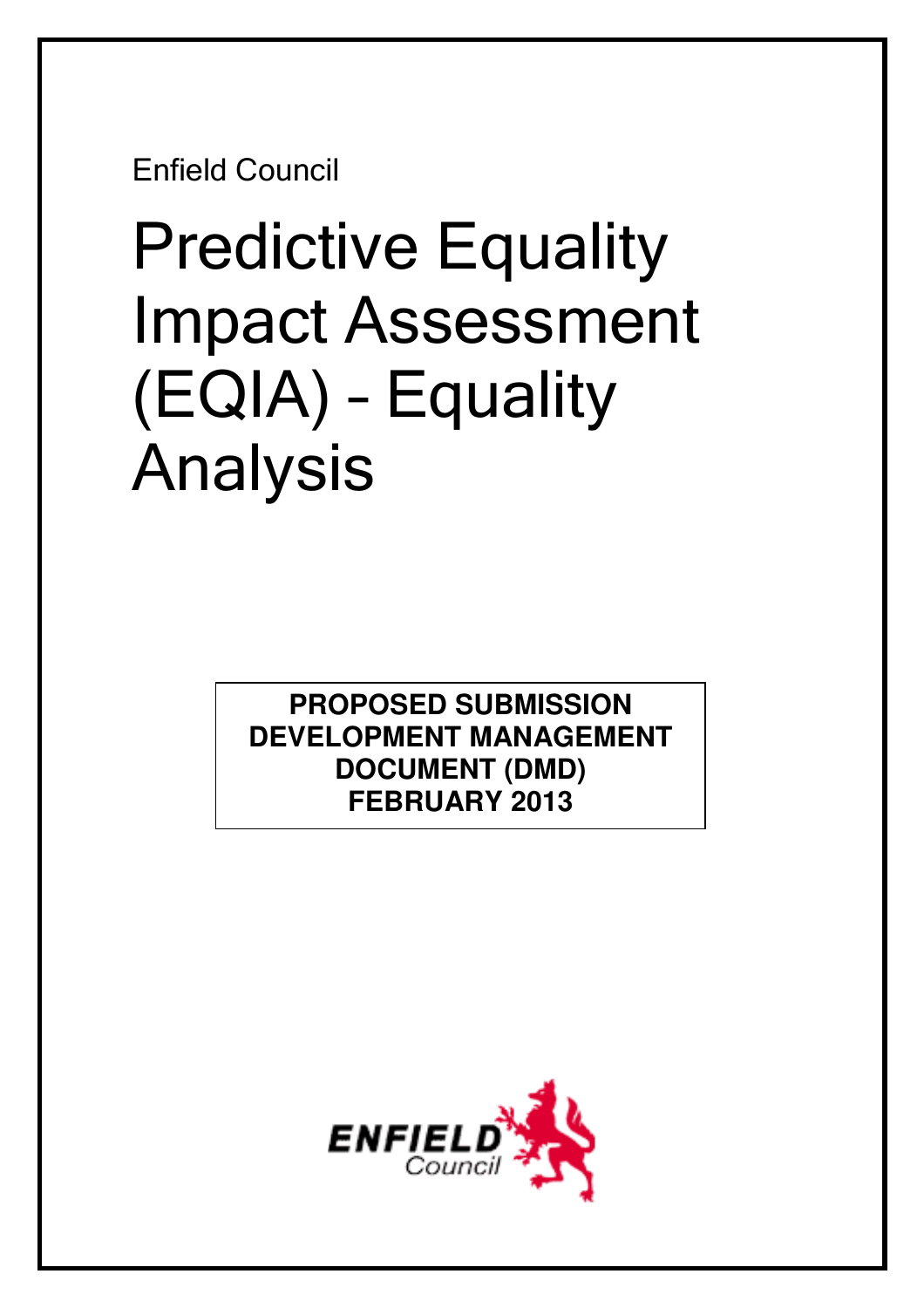Enfield Council

# Predictive Equality Impact Assessment (EQIA) – Equality Analysis

**PROPOSED SUBMISSION DEVELOPMENT MANAGEMENT DOCUMENT (DMD) FEBRUARY 2013**

ENFIELD Council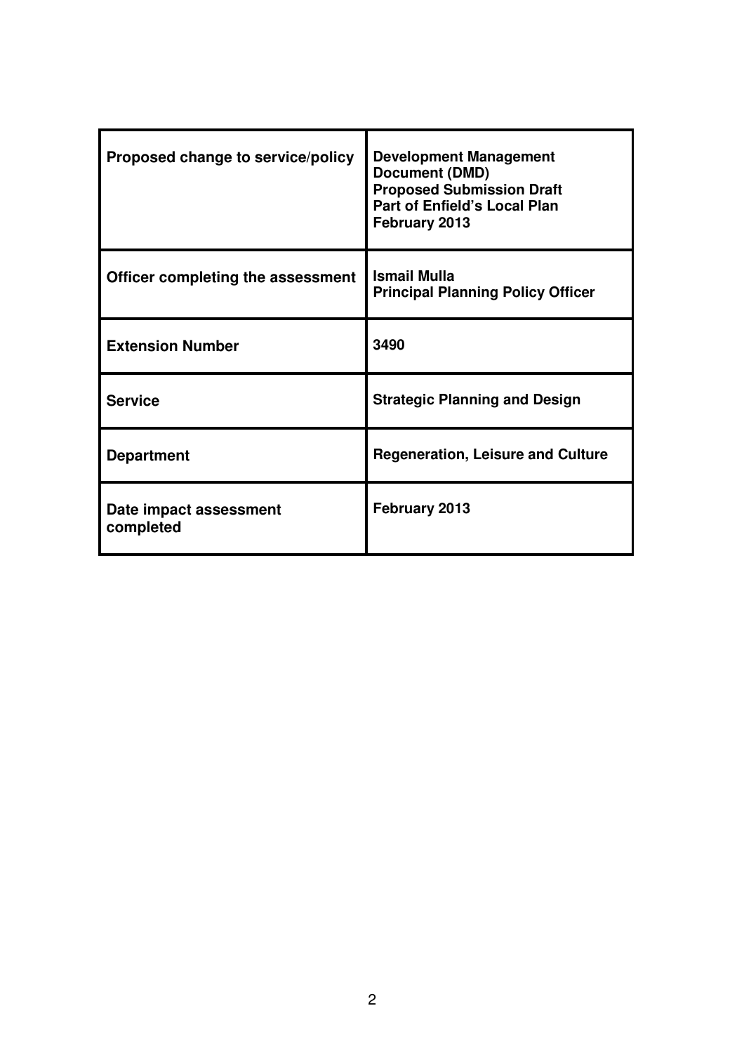| Proposed change to service/policy | Development Management Document (DMD) Proposed Submission Draft Part of Enfield's Local Plan February 2013 |
|---|---|
| Officer completing the assessment | Ismail Mulla Principal Planning Policy Officer |
| Extension Number | 3490 |
| Service | Strategic Planning and Design |
| Department | Regeneration, Leisure and Culture |
| Date impact assessment completed | February 2013 |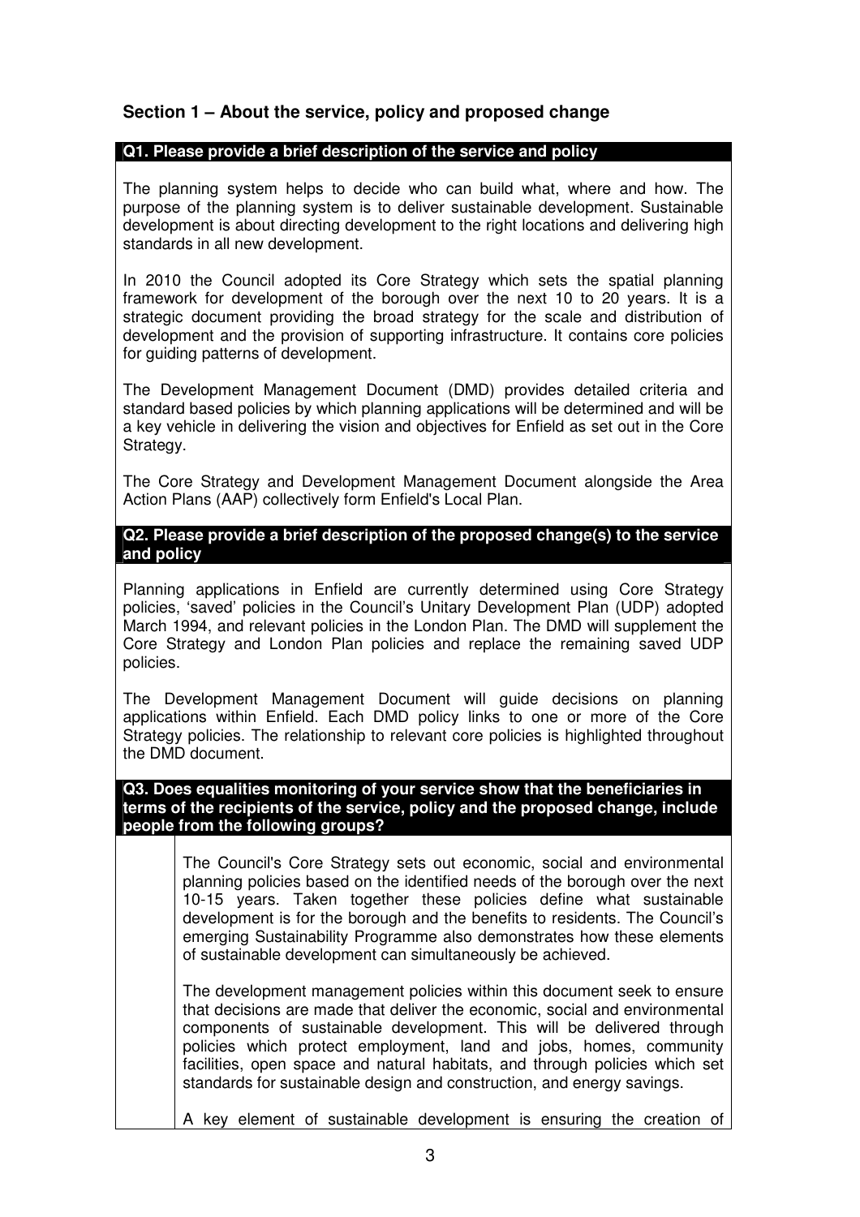## Section 1 – About the service, policy and proposed change

**Q1. Please provide a brief description of the service and policy**

The planning system helps to decide who can build what, where and how. The purpose of the planning system is to deliver sustainable development. Sustainable development is about directing development to the right locations and delivering high standards in all new development.

In 2010 the Council adopted its Core Strategy which sets the spatial planning framework for development of the borough over the next 10 to 20 years. It is a strategic document providing the broad strategy for the scale and distribution of development and the provision of supporting infrastructure. It contains core policies for guiding patterns of development.

The Development Management Document (DMD) provides detailed criteria and standard based policies by which planning applications will be determined and will be a key vehicle in delivering the vision and objectives for Enfield as set out in the Core Strategy.

The Core Strategy and Development Management Document alongside the Area Action Plans (AAP) collectively form Enfield's Local Plan.

**Q2. Please provide a brief description of the proposed change(s) to the service and policy**

Planning applications in Enfield are currently determined using Core Strategy policies, 'saved' policies in the Council's Unitary Development Plan (UDP) adopted March 1994, and relevant policies in the London Plan. The DMD will supplement the Core Strategy and London Plan policies and replace the remaining saved UDP policies.

The Development Management Document will guide decisions on planning applications within Enfield. Each DMD policy links to one or more of the Core Strategy policies. The relationship to relevant core policies is highlighted throughout the DMD document.

**Q3. Does equalities monitoring of your service show that the beneficiaries in terms of the recipients of the service, policy and the proposed change, include people from the following groups?**

The Council's Core Strategy sets out economic, social and environmental planning policies based on the identified needs of the borough over the next 10-15 years. Taken together these policies define what sustainable development is for the borough and the benefits to residents. The Council's emerging Sustainability Programme also demonstrates how these elements of sustainable development can simultaneously be achieved.

The development management policies within this document seek to ensure that decisions are made that deliver the economic, social and environmental components of sustainable development. This will be delivered through policies which protect employment, land and jobs, homes, community facilities, open space and natural habitats, and through policies which set standards for sustainable design and construction, and energy savings.

A key element of sustainable development is ensuring the creation of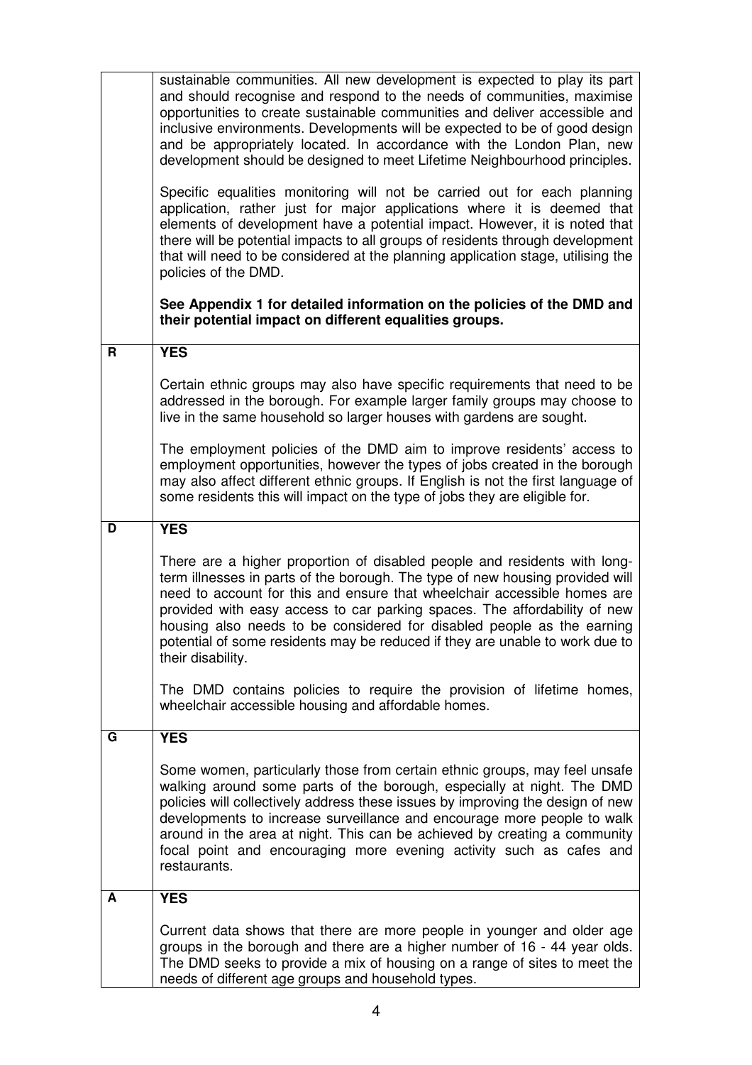| | |
|---|---|
| | sustainable communities. All new development is expected to play its part and should recognise and respond to the needs of communities, maximise opportunities to create sustainable communities and deliver accessible and inclusive environments. Developments will be expected to be of good design and be appropriately located. In accordance with the London Plan, new development should be designed to meet Lifetime Neighbourhood principles.<br><br>Specific equalities monitoring will not be carried out for each planning application, rather just for major applications where it is deemed that elements of development have a potential impact. However, it is noted that there will be potential impacts to all groups of residents through development that will need to be considered at the planning application stage, utilising the policies of the DMD.<br><br>**See Appendix 1 for detailed information on the policies of the DMD and their potential impact on different equalities groups.** |
| **R** | **YES**<br><br>Certain ethnic groups may also have specific requirements that need to be addressed in the borough. For example larger family groups may choose to live in the same household so larger houses with gardens are sought.<br><br>The employment policies of the DMD aim to improve residents' access to employment opportunities, however the types of jobs created in the borough may also affect different ethnic groups. If English is not the first language of some residents this will impact on the type of jobs they are eligible for. |
| **D** | **YES**<br><br>There are a higher proportion of disabled people and residents with long-term illnesses in parts of the borough. The type of new housing provided will need to account for this and ensure that wheelchair accessible homes are provided with easy access to car parking spaces. The affordability of new housing also needs to be considered for disabled people as the earning potential of some residents may be reduced if they are unable to work due to their disability.<br><br>The DMD contains policies to require the provision of lifetime homes, wheelchair accessible housing and affordable homes. |
| **G** | **YES**<br><br>Some women, particularly those from certain ethnic groups, may feel unsafe walking around some parts of the borough, especially at night. The DMD policies will collectively address these issues by improving the design of new developments to increase surveillance and encourage more people to walk around in the area at night. This can be achieved by creating a community focal point and encouraging more evening activity such as cafes and restaurants. |
| **A** | **YES**<br><br>Current data shows that there are more people in younger and older age groups in the borough and there are a higher number of 16 - 44 year olds. The DMD seeks to provide a mix of housing on a range of sites to meet the needs of different age groups and household types. |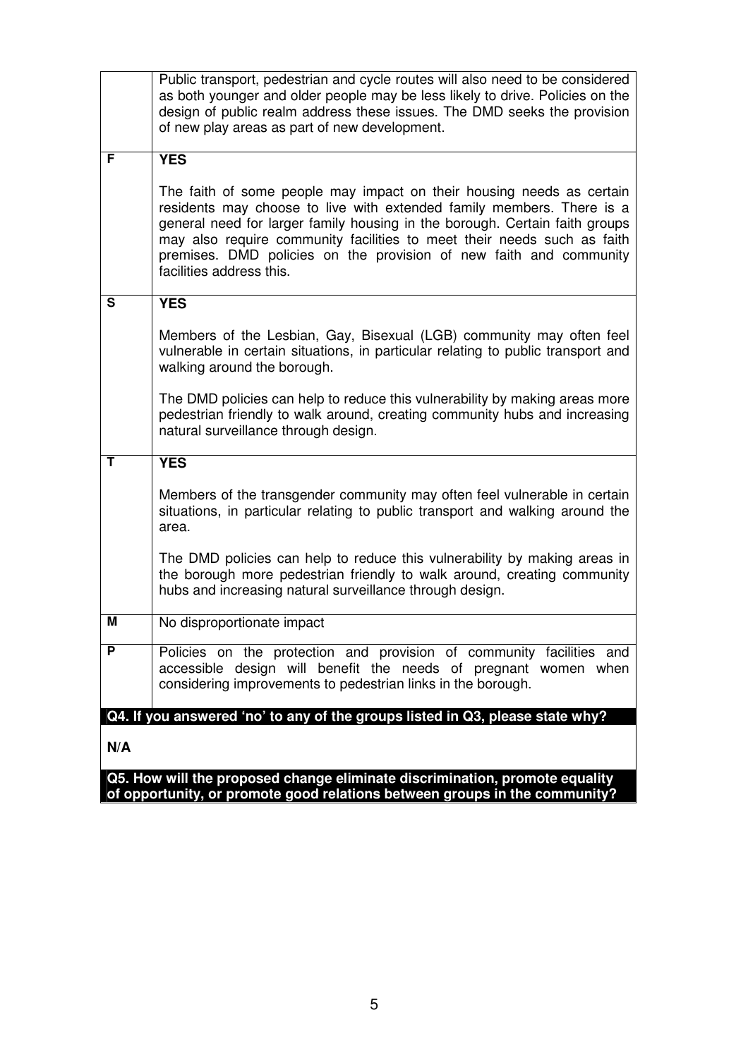| | |
|---|---|
| | Public transport, pedestrian and cycle routes will also need to be considered as both younger and older people may be less likely to drive. Policies on the design of public realm address these issues. The DMD seeks the provision of new play areas as part of new development. |
| **F** | **YES**<br><br>The faith of some people may impact on their housing needs as certain residents may choose to live with extended family members. There is a general need for larger family housing in the borough. Certain faith groups may also require community facilities to meet their needs such as faith premises. DMD policies on the provision of new faith and community facilities address this. |
| **S** | **YES**<br><br>Members of the Lesbian, Gay, Bisexual (LGB) community may often feel vulnerable in certain situations, in particular relating to public transport and walking around the borough.<br><br>The DMD policies can help to reduce this vulnerability by making areas more pedestrian friendly to walk around, creating community hubs and increasing natural surveillance through design. |
| **T** | **YES**<br><br>Members of the transgender community may often feel vulnerable in certain situations, in particular relating to public transport and walking around the area.<br><br>The DMD policies can help to reduce this vulnerability by making areas in the borough more pedestrian friendly to walk around, creating community hubs and increasing natural surveillance through design. |
| **M** | No disproportionate impact |
| **P** | Policies on the protection and provision of community facilities and accessible design will benefit the needs of pregnant women when considering improvements to pedestrian links in the borough. |

**Q4. If you answered 'no' to any of the groups listed in Q3, please state why?**

**N/A**

**Q5. How will the proposed change eliminate discrimination, promote equality of opportunity, or promote good relations between groups in the community?**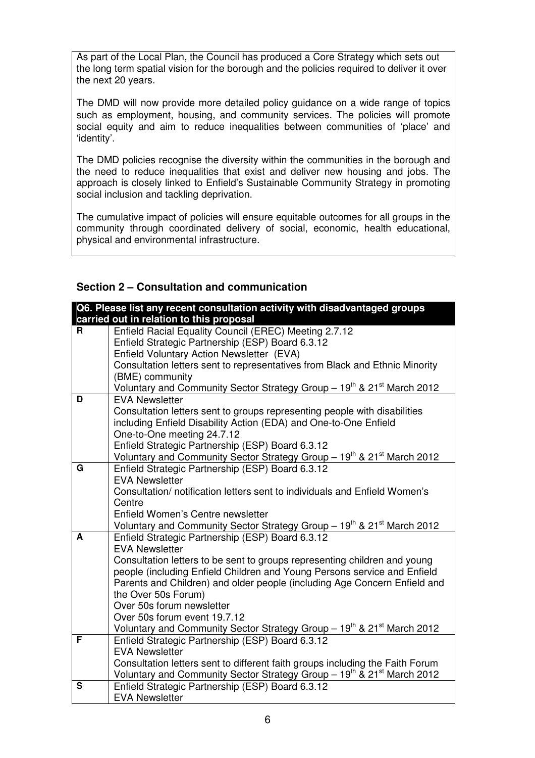As part of the Local Plan, the Council has produced a Core Strategy which sets out the long term spatial vision for the borough and the policies required to deliver it over the next 20 years.

The DMD will now provide more detailed policy guidance on a wide range of topics such as employment, housing, and community services. The policies will promote social equity and aim to reduce inequalities between communities of 'place' and 'identity'.

The DMD policies recognise the diversity within the communities in the borough and the need to reduce inequalities that exist and deliver new housing and jobs. The approach is closely linked to Enfield's Sustainable Community Strategy in promoting social inclusion and tackling deprivation.

The cumulative impact of policies will ensure equitable outcomes for all groups in the community through coordinated delivery of social, economic, health educational, physical and environmental infrastructure.

### Section 2 – Consultation and communication

| Q6. Please list any recent consultation activity with disadvantaged groups carried out in relation to this proposal | |
|---|---|
| **R** | Enfield Racial Equality Council (EREC) Meeting 2.7.12<br>Enfield Strategic Partnership (ESP) Board 6.3.12<br>Enfield Voluntary Action Newsletter (EVA)<br>Consultation letters sent to representatives from Black and Ethnic Minority (BME) community<br>Voluntary and Community Sector Strategy Group – 19th & 21st March 2012 |
| **D** | EVA Newsletter<br>Consultation letters sent to groups representing people with disabilities including Enfield Disability Action (EDA) and One-to-One Enfield<br>One-to-One meeting 24.7.12<br>Enfield Strategic Partnership (ESP) Board 6.3.12<br>Voluntary and Community Sector Strategy Group – 19th & 21st March 2012 |
| **G** | Enfield Strategic Partnership (ESP) Board 6.3.12<br>EVA Newsletter<br>Consultation/ notification letters sent to individuals and Enfield Women's Centre<br>Enfield Women's Centre newsletter<br>Voluntary and Community Sector Strategy Group – 19th & 21st March 2012 |
| **A** | Enfield Strategic Partnership (ESP) Board 6.3.12<br>EVA Newsletter<br>Consultation letters to be sent to groups representing children and young people (including Enfield Children and Young Persons service and Enfield Parents and Children) and older people (including Age Concern Enfield and the Over 50s Forum)<br>Over 50s forum newsletter<br>Over 50s forum event 19.7.12<br>Voluntary and Community Sector Strategy Group – 19th & 21st March 2012 |
| **F** | Enfield Strategic Partnership (ESP) Board 6.3.12<br>EVA Newsletter<br>Consultation letters sent to different faith groups including the Faith Forum<br>Voluntary and Community Sector Strategy Group – 19th & 21st March 2012 |
| **S** | Enfield Strategic Partnership (ESP) Board 6.3.12<br>EVA Newsletter |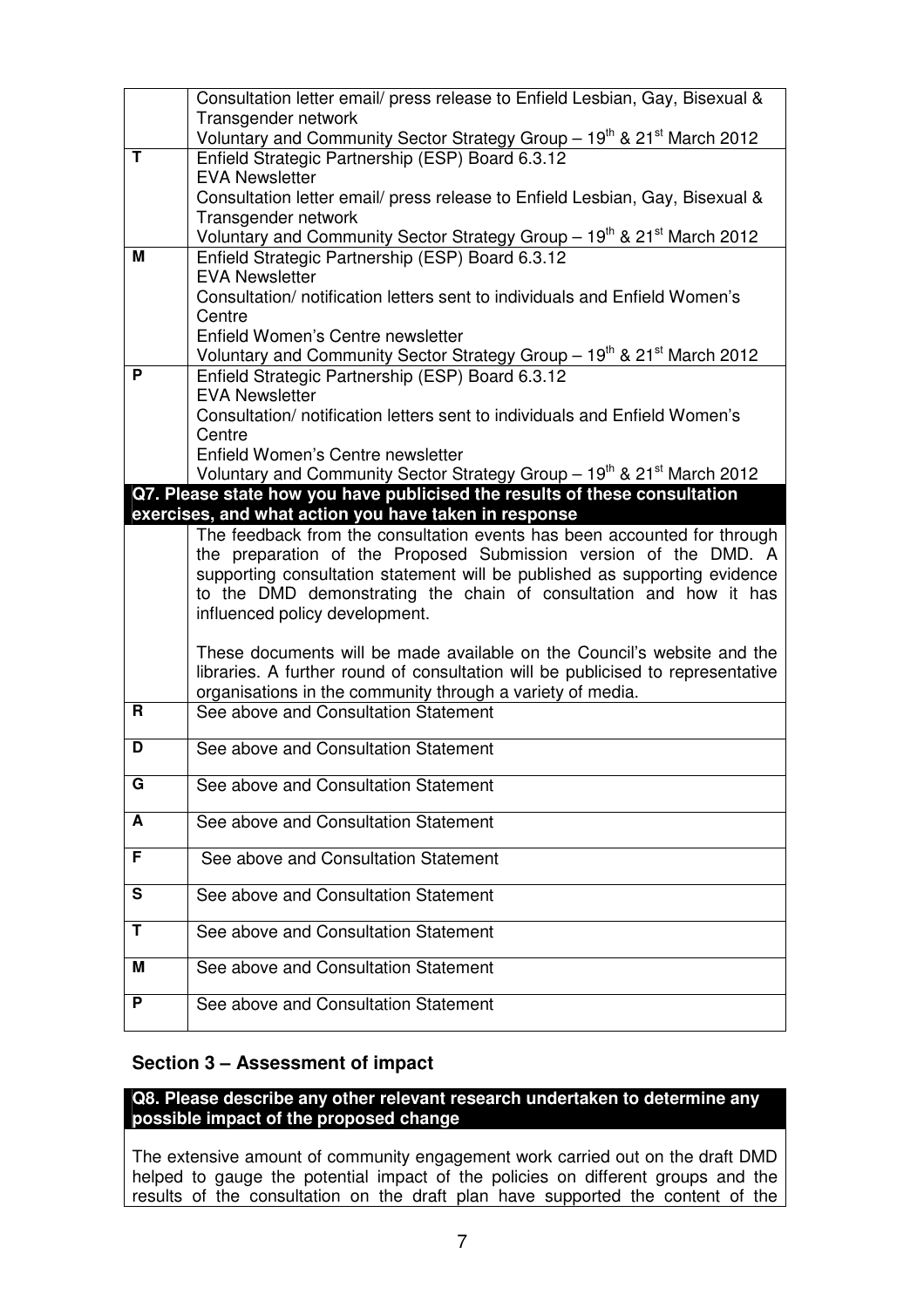| | |
|---|---|
| | Consultation letter email/ press release to Enfield Lesbian, Gay, Bisexual & Transgender network<br>Voluntary and Community Sector Strategy Group – 19th & 21st March 2012 |
| **T** | Enfield Strategic Partnership (ESP) Board 6.3.12<br>EVA Newsletter<br>Consultation letter email/ press release to Enfield Lesbian, Gay, Bisexual & Transgender network<br>Voluntary and Community Sector Strategy Group – 19th & 21st March 2012 |
| **M** | Enfield Strategic Partnership (ESP) Board 6.3.12<br>EVA Newsletter<br>Consultation/ notification letters sent to individuals and Enfield Women's Centre<br>Enfield Women's Centre newsletter<br>Voluntary and Community Sector Strategy Group – 19th & 21st March 2012 |
| **P** | Enfield Strategic Partnership (ESP) Board 6.3.12<br>EVA Newsletter<br>Consultation/ notification letters sent to individuals and Enfield Women's Centre<br>Enfield Women's Centre newsletter<br>Voluntary and Community Sector Strategy Group – 19th & 21st March 2012 |
| **Q7. Please state how you have publicised the results of these consultation exercises, and what action you have taken in response** | |
| | The feedback from the consultation events has been accounted for through the preparation of the Proposed Submission version of the DMD. A supporting consultation statement will be published as supporting evidence to the DMD demonstrating the chain of consultation and how it has influenced policy development.<br><br>These documents will be made available on the Council's website and the libraries. A further round of consultation will be publicised to representative organisations in the community through a variety of media. |
| **R** | See above and Consultation Statement |
| **D** | See above and Consultation Statement |
| **G** | See above and Consultation Statement |
| **A** | See above and Consultation Statement |
| **F** | See above and Consultation Statement |
| **S** | See above and Consultation Statement |
| **T** | See above and Consultation Statement |
| **M** | See above and Consultation Statement |
| **P** | See above and Consultation Statement |

## Section 3 – Assessment of impact

**Q8. Please describe any other relevant research undertaken to determine any possible impact of the proposed change**

The extensive amount of community engagement work carried out on the draft DMD helped to gauge the potential impact of the policies on different groups and the results of the consultation on the draft plan have supported the content of the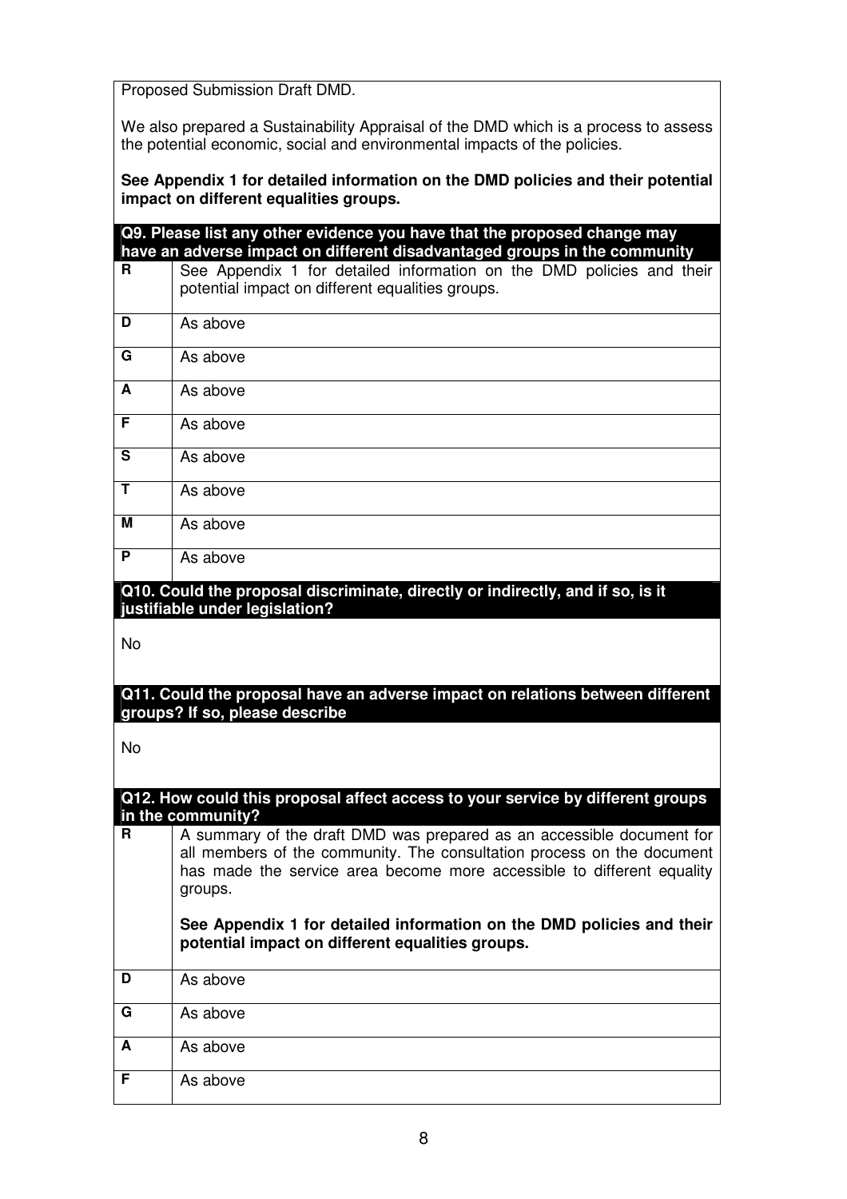Proposed Submission Draft DMD.

We also prepared a Sustainability Appraisal of the DMD which is a process to assess the potential economic, social and environmental impacts of the policies.

**See Appendix 1 for detailed information on the DMD policies and their potential impact on different equalities groups.**

**Q9. Please list any other evidence you have that the proposed change may have an adverse impact on different disadvantaged groups in the community**

| | |
|---|---|
| **R** | See Appendix 1 for detailed information on the DMD policies and their potential impact on different equalities groups. |
| **D** | As above |
| **G** | As above |
| **A** | As above |
| **F** | As above |
| **S** | As above |
| **T** | As above |
| **M** | As above |
| **P** | As above |

**Q10. Could the proposal discriminate, directly or indirectly, and if so, is it justifiable under legislation?**

No

**Q11. Could the proposal have an adverse impact on relations between different groups? If so, please describe**

No

**Q12. How could this proposal affect access to your service by different groups in the community?**

| | |
|---|---|
| **R** | A summary of the draft DMD was prepared as an accessible document for all members of the community. The consultation process on the document has made the service area become more accessible to different equality groups.<br><br>**See Appendix 1 for detailed information on the DMD policies and their potential impact on different equalities groups.** |
| **D** | As above |
| **G** | As above |
| **A** | As above |
| **F** | As above |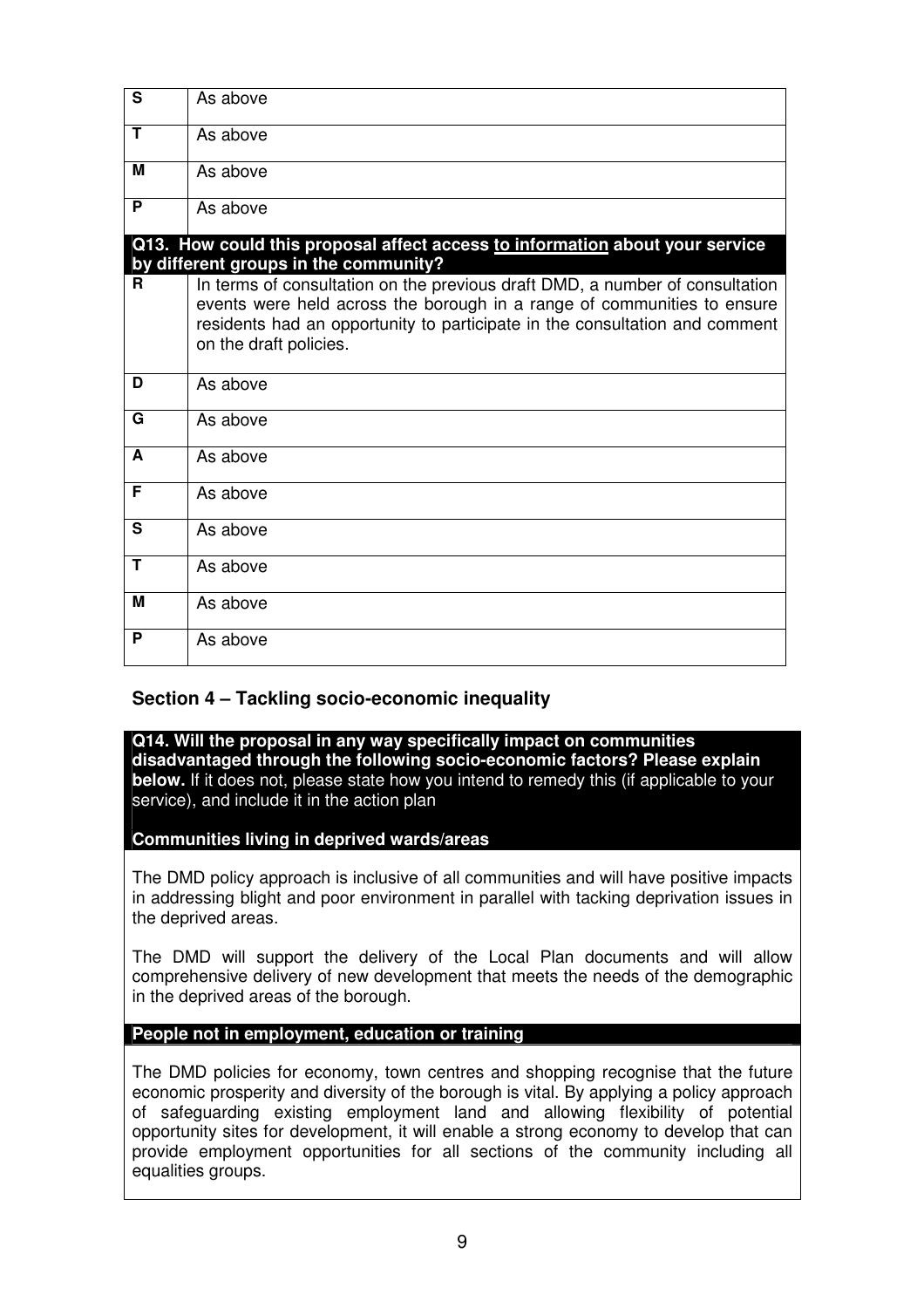| | |
|---|---|
| **S** | As above |
| **T** | As above |
| **M** | As above |
| **P** | As above |

| **Q13. How could this proposal affect access to information about your service by different groups in the community?** | |
|---|---|
| **R** | In terms of consultation on the previous draft DMD, a number of consultation events were held across the borough in a range of communities to ensure residents had an opportunity to participate in the consultation and comment on the draft policies. |
| **D** | As above |
| **G** | As above |
| **A** | As above |
| **F** | As above |
| **S** | As above |
| **T** | As above |
| **M** | As above |
| **P** | As above |

## Section 4 – Tackling socio-economic inequality

**Q14. Will the proposal in any way specifically impact on communities disadvantaged through the following socio-economic factors? Please explain below.** If it does not, please state how you intend to remedy this (if applicable to your service), and include it in the action plan

**Communities living in deprived wards/areas**

The DMD policy approach is inclusive of all communities and will have positive impacts in addressing blight and poor environment in parallel with tacking deprivation issues in the deprived areas.

The DMD will support the delivery of the Local Plan documents and will allow comprehensive delivery of new development that meets the needs of the demographic in the deprived areas of the borough.

**People not in employment, education or training**

The DMD policies for economy, town centres and shopping recognise that the future economic prosperity and diversity of the borough is vital. By applying a policy approach of safeguarding existing employment land and allowing flexibility of potential opportunity sites for development, it will enable a strong economy to develop that can provide employment opportunities for all sections of the community including all equalities groups.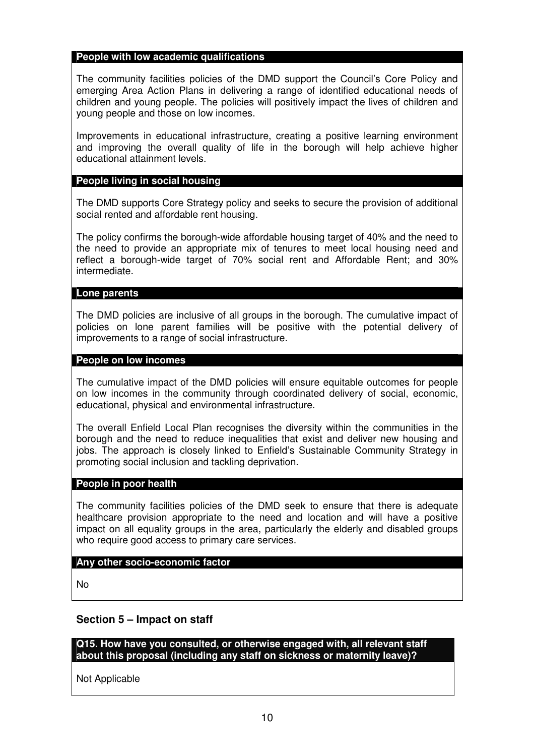**People with low academic qualifications**

The community facilities policies of the DMD support the Council's Core Policy and emerging Area Action Plans in delivering a range of identified educational needs of children and young people. The policies will positively impact the lives of children and young people and those on low incomes.

Improvements in educational infrastructure, creating a positive learning environment and improving the overall quality of life in the borough will help achieve higher educational attainment levels.

**People living in social housing**

The DMD supports Core Strategy policy and seeks to secure the provision of additional social rented and affordable rent housing.

The policy confirms the borough-wide affordable housing target of 40% and the need to the need to provide an appropriate mix of tenures to meet local housing need and reflect a borough-wide target of 70% social rent and Affordable Rent; and 30% intermediate.

**Lone parents**

The DMD policies are inclusive of all groups in the borough. The cumulative impact of policies on lone parent families will be positive with the potential delivery of improvements to a range of social infrastructure.

**People on low incomes**

The cumulative impact of the DMD policies will ensure equitable outcomes for people on low incomes in the community through coordinated delivery of social, economic, educational, physical and environmental infrastructure.

The overall Enfield Local Plan recognises the diversity within the communities in the borough and the need to reduce inequalities that exist and deliver new housing and jobs. The approach is closely linked to Enfield's Sustainable Community Strategy in promoting social inclusion and tackling deprivation.

**People in poor health**

The community facilities policies of the DMD seek to ensure that there is adequate healthcare provision appropriate to the need and location and will have a positive impact on all equality groups in the area, particularly the elderly and disabled groups who require good access to primary care services.

**Any other socio-economic factor**

No

## Section 5 – Impact on staff

**Q15. How have you consulted, or otherwise engaged with, all relevant staff about this proposal (including any staff on sickness or maternity leave)?**

Not Applicable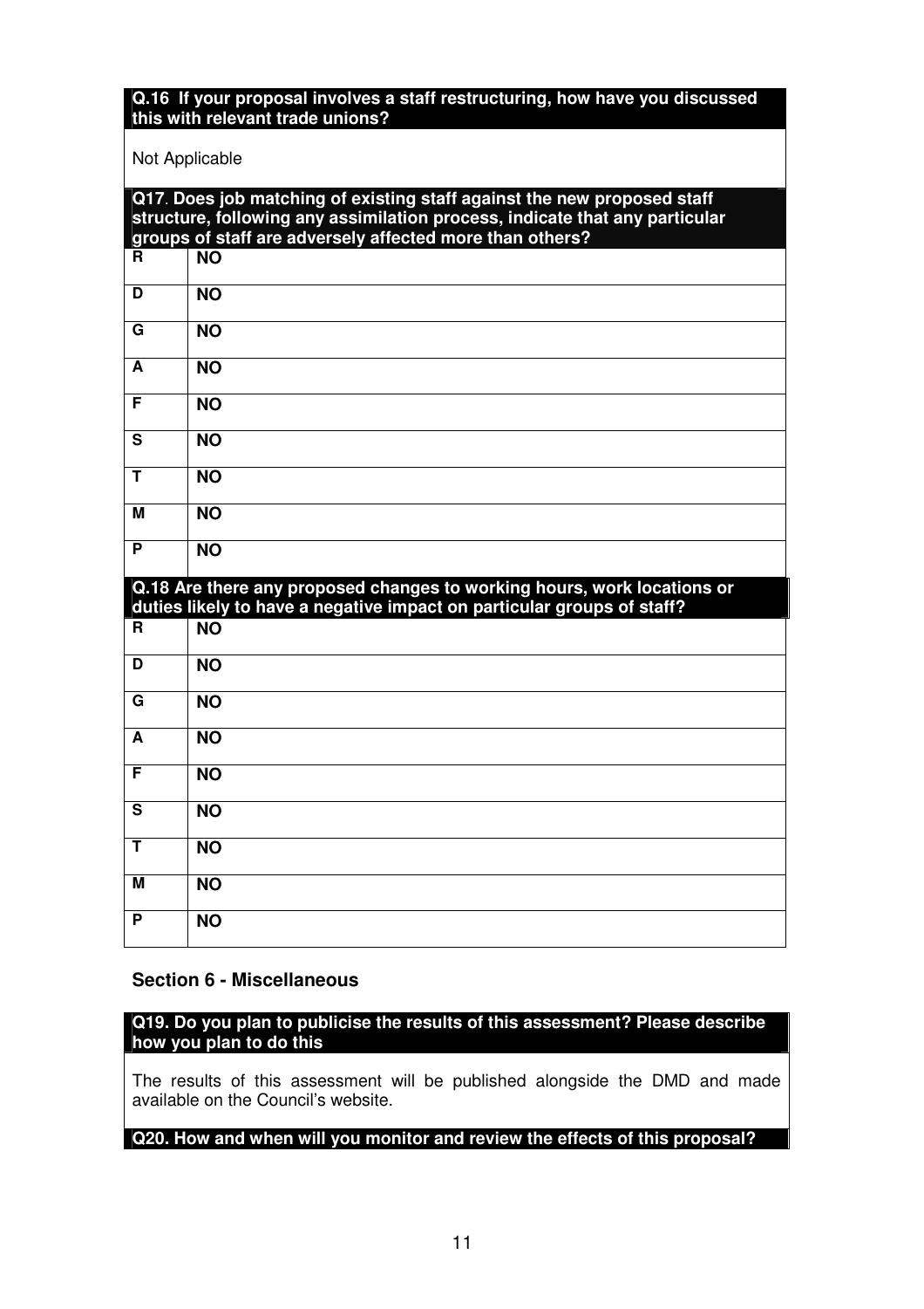**Q.16 If your proposal involves a staff restructuring, how have you discussed this with relevant trade unions?**

Not Applicable

**Q17. Does job matching of existing staff against the new proposed staff structure, following any assimilation process, indicate that any particular groups of staff are adversely affected more than others?**

| | |
|---|---|
| **R** | **NO** |
| **D** | **NO** |
| **G** | **NO** |
| **A** | **NO** |
| **F** | **NO** |
| **S** | **NO** |
| **T** | **NO** |
| **M** | **NO** |
| **P** | **NO** |

**Q.18 Are there any proposed changes to working hours, work locations or duties likely to have a negative impact on particular groups of staff?**

| | |
|---|---|
| **R** | **NO** |
| **D** | **NO** |
| **G** | **NO** |
| **A** | **NO** |
| **F** | **NO** |
| **S** | **NO** |
| **T** | **NO** |
| **M** | **NO** |
| **P** | **NO** |

## Section 6 - Miscellaneous

**Q19. Do you plan to publicise the results of this assessment? Please describe how you plan to do this**

The results of this assessment will be published alongside the DMD and made available on the Council's website.

**Q20. How and when will you monitor and review the effects of this proposal?**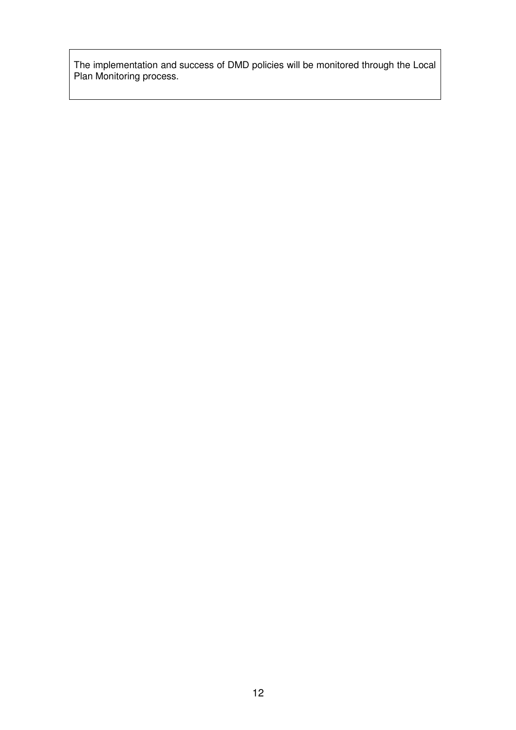The implementation and success of DMD policies will be monitored through the Local Plan Monitoring process.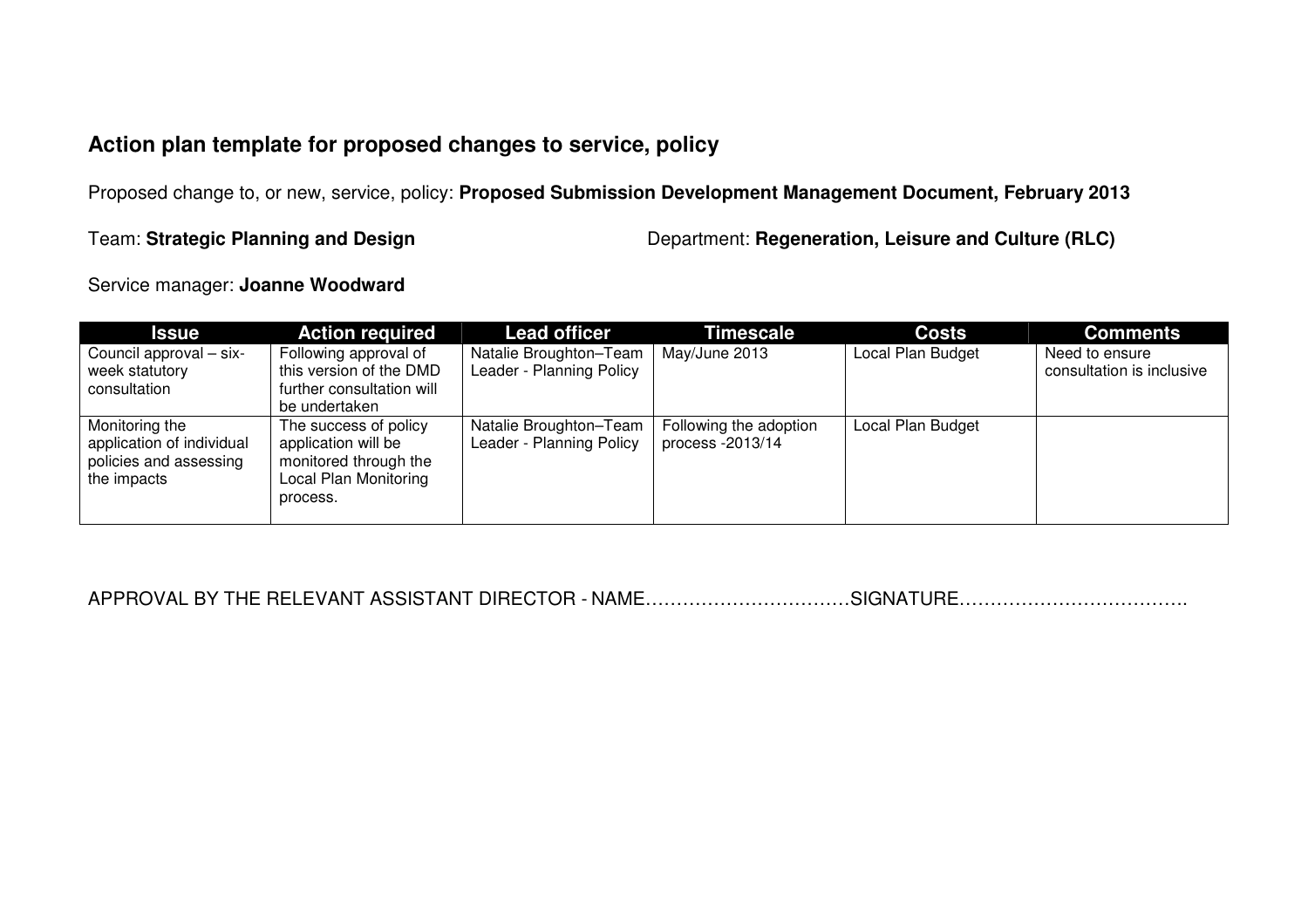## Action plan template for proposed changes to service, policy

Proposed change to, or new, service, policy: **Proposed Submission Development Management Document, February 2013**

Team: **Strategic Planning and Design**

Department: **Regeneration, Leisure and Culture (RLC)**

Service manager: **Joanne Woodward**

| Issue | Action required | Lead officer | Timescale | Costs | Comments |
|---|---|---|---|---|---|
| Council approval – six-week statutory consultation | Following approval of this version of the DMD further consultation will be undertaken | Natalie Broughton–Team Leader - Planning Policy | May/June 2013 | Local Plan Budget | Need to ensure consultation is inclusive |
| Monitoring the application of individual policies and assessing the impacts | The success of policy application will be monitored through the Local Plan Monitoring process. | Natalie Broughton–Team Leader - Planning Policy | Following the adoption process -2013/14 | Local Plan Budget | |

APPROVAL BY THE RELEVANT ASSISTANT DIRECTOR - NAME……………………………SIGNATURE……………………………….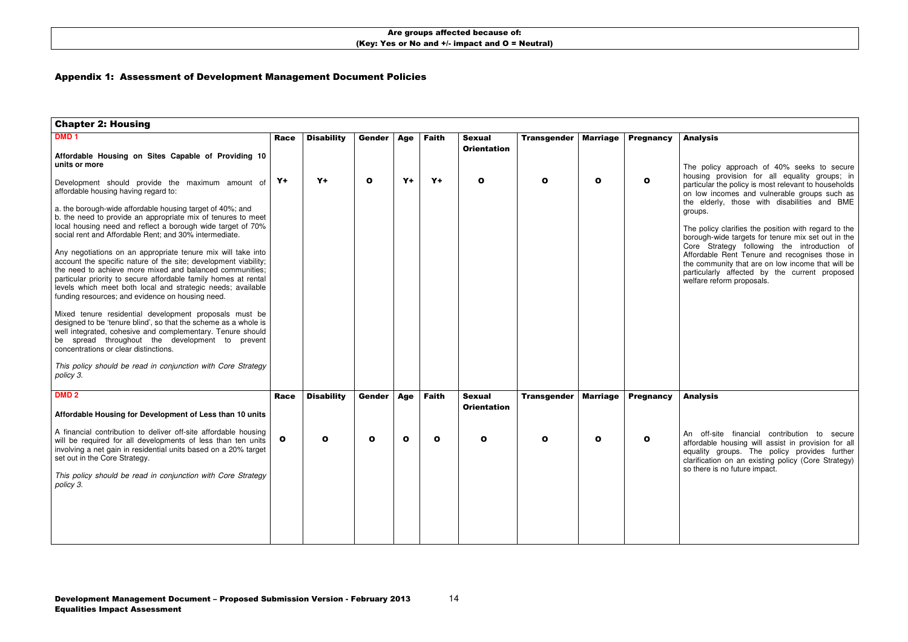**Are groups affected because of:**
**(Key: Yes or No and +/- impact and O = Neutral)**

## Appendix 1: Assessment of Development Management Document Policies

| Chapter 2: Housing | | | | | | | | | | |
|---|---|---|---|---|---|---|---|---|---|---|
| **DMD 1**<br><br>**Affordable Housing on Sites Capable of Providing 10 units or more**<br><br>Development should provide the maximum amount of affordable housing having regard to:<br><br>a. the borough-wide affordable housing target of 40%; and<br>b. the need to provide an appropriate mix of tenures to meet local housing need and reflect a borough wide target of 70% social rent and Affordable Rent; and 30% intermediate.<br><br>Any negotiations on an appropriate tenure mix will take into account the specific nature of the site; development viability; the need to achieve more mixed and balanced communities; particular priority to secure affordable family homes at rental levels which meet both local and strategic needs; available funding resources; and evidence on housing need.<br><br>Mixed tenure residential development proposals must be designed to be 'tenure blind', so that the scheme as a whole is well integrated, cohesive and complementary. Tenure should be spread throughout the development to prevent concentrations or clear distinctions.<br><br>*This policy should be read in conjunction with Core Strategy policy 3.* | **Race**<br><br>**Y+** | **Disability**<br><br>**Y+** | **Gender**<br><br>**O** | **Age**<br><br>**Y+** | **Faith**<br><br>**Y+** | **Sexual Orientation**<br><br>**O** | **Transgender**<br><br>**O** | **Marriage**<br><br>**O** | **Pregnancy**<br><br>**O** | **Analysis**<br><br>The policy approach of 40% seeks to secure housing provision for all equality groups; in particular the policy is most relevant to households on low incomes and vulnerable groups such as the elderly, those with disabilities and BME groups.<br><br>The policy clarifies the position with regard to the borough-wide targets for tenure mix set out in the Core Strategy following the introduction of Affordable Rent Tenure and recognises those in the community that are on low income that will be particularly affected by the current proposed welfare reform proposals. |
| **DMD 2**<br><br>**Affordable Housing for Development of Less than 10 units**<br><br>A financial contribution to deliver off-site affordable housing will be required for all developments of less than ten units involving a net gain in residential units based on a 20% target set out in the Core Strategy.<br><br>*This policy should be read in conjunction with Core Strategy policy 3.* | **Race**<br><br>**O** | **Disability**<br><br>**O** | **Gender**<br><br>**O** | **Age**<br><br>**O** | **Faith**<br><br>**O** | **Sexual Orientation**<br><br>**O** | **Transgender**<br><br>**O** | **Marriage**<br><br>**O** | **Pregnancy**<br><br>**O** | **Analysis**<br><br>An off-site financial contribution to secure affordable housing will assist in provision for all equality groups. The policy provides further clarification on an existing policy (Core Strategy) so there is no future impact. |

**Development Management Document – Proposed Submission Version - February 2013**
**Equalities Impact Assessment**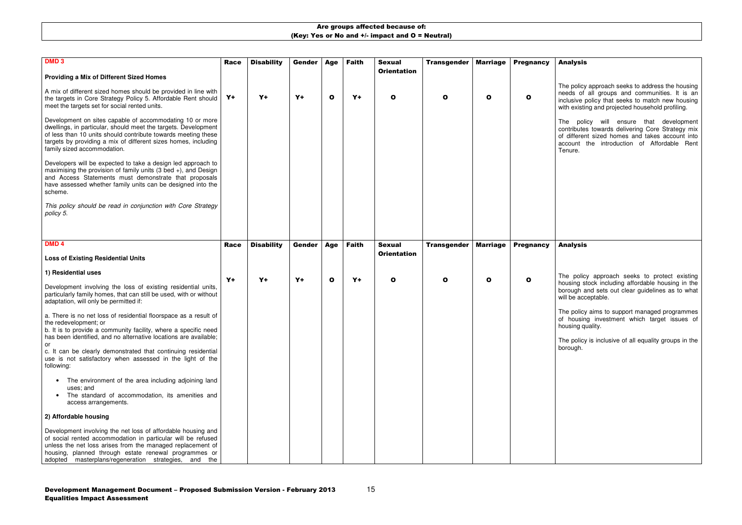**Are groups affected because of:**
**(Key: Yes or No and +/- impact and O = Neutral)**

| DMD 3 | Race | Disability | Gender | Age | Faith | Sexual Orientation | Transgender | Marriage | Pregnancy | Analysis |
|---|---|---|---|---|---|---|---|---|---|---|
| **Providing a Mix of Different Sized Homes**<br><br>A mix of different sized homes should be provided in line with the targets in Core Strategy Policy 5. Affordable Rent should meet the targets set for social rented units.<br><br>Development on sites capable of accommodating 10 or more dwellings, in particular, should meet the targets. Development of less than 10 units should contribute towards meeting these targets by providing a mix of different sizes homes, including family sized accommodation.<br><br>Developers will be expected to take a design led approach to maximising the provision of family units (3 bed +), and Design and Access Statements must demonstrate that proposals have assessed whether family units can be designed into the scheme.<br><br>*This policy should be read in conjunction with Core Strategy policy 5.* | Y+ | Y+ | Y+ | O | Y+ | O | O | O | O | The policy approach seeks to address the housing needs of all groups and communities. It is an inclusive policy that seeks to match new housing with existing and projected household profiling.<br><br>The policy will ensure that development contributes towards delivering Core Strategy mix of different sized homes and takes account into account the introduction of Affordable Rent Tenure. |

| DMD 4 | Race | Disability | Gender | Age | Faith | Sexual Orientation | Transgender | Marriage | Pregnancy | Analysis |
|---|---|---|---|---|---|---|---|---|---|---|
| **Loss of Existing Residential Units**<br><br>**1) Residential uses**<br><br>Development involving the loss of existing residential units, particularly family homes, that can still be used, with or without adaptation, will only be permitted if:<br><br>a. There is no net loss of residential floorspace as a result of the redevelopment; or<br>b. It is to provide a community facility, where a specific need has been identified, and no alternative locations are available; or<br>c. It can be clearly demonstrated that continuing residential use is not satisfactory when assessed in the light of the following:<br><br>• The environment of the area including adjoining land uses; and<br>• The standard of accommodation, its amenities and access arrangements.<br><br>**2) Affordable housing**<br><br>Development involving the net loss of affordable housing and of social rented accommodation in particular will be refused unless the net loss arises from the managed replacement of housing, planned through estate renewal programmes or adopted masterplans/regeneration strategies, and the | Y+ | Y+ | Y+ | O | Y+ | O | O | O | O | The policy approach seeks to protect existing housing stock including affordable housing in the borough and sets out clear guidelines as to what will be acceptable.<br><br>The policy aims to support managed programmes of housing investment which target issues of housing quality.<br><br>The policy is inclusive of all equality groups in the borough. |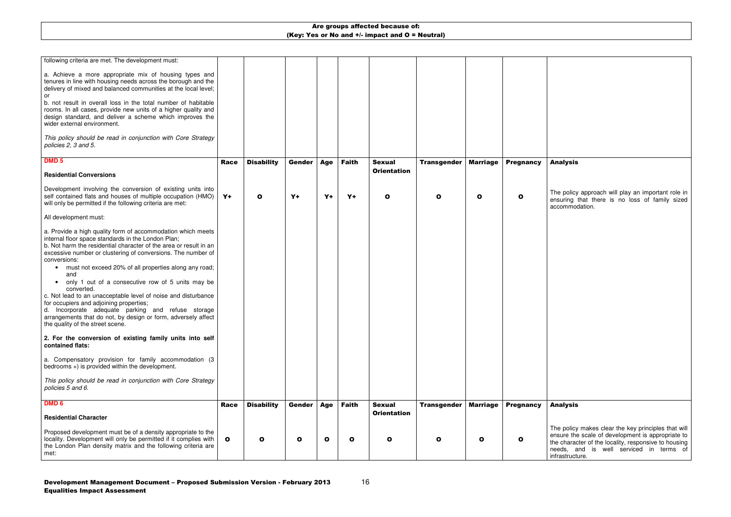**Are groups affected because of:**
**(Key: Yes or No and +/- impact and O = Neutral)**

| | | | | | | | | | | |
|---|---|---|---|---|---|---|---|---|---|---|
| following criteria are met. The development must:<br><br>a. Achieve a more appropriate mix of housing types and tenures in line with housing needs across the borough and the delivery of mixed and balanced communities at the local level; or<br>b. not result in overall loss in the total number of habitable rooms. In all cases, provide new units of a higher quality and design standard, and deliver a scheme which improves the wider external environment.<br><br>*This policy should be read in conjunction with Core Strategy policies 2, 3 and 5.* | | | | | | | | | | |
| **DMD 5**<br><br>**Residential Conversions** | **Race** | **Disability** | **Gender** | **Age** | **Faith** | **Sexual Orientation** | **Transgender** | **Marriage** | **Pregnancy** | **Analysis** |
| Development involving the conversion of existing units into self contained flats and houses of multiple occupation (HMO) will only be permitted if the following criteria are met:<br><br>All development must:<br><br>a. Provide a high quality form of accommodation which meets internal floor space standards in the London Plan;<br>b. Not harm the residential character of the area or result in an excessive number or clustering of conversions. The number of conversions:<br>• must not exceed 20% of all properties along any road; and<br>• only 1 out of a consecutive row of 5 units may be converted.<br>c. Not lead to an unacceptable level of noise and disturbance for occupiers and adjoining properties;<br>d. Incorporate adequate parking and refuse storage arrangements that do not, by design or form, adversely affect the quality of the street scene.<br><br>**2. For the conversion of existing family units into self contained flats:**<br><br>a. Compensatory provision for family accommodation (3 bedrooms +) is provided within the development.<br><br>*This policy should be read in conjunction with Core Strategy policies 5 and 6.* | **Y+** | **O** | **Y+** | **Y+** | **Y+** | **O** | **O** | **O** | **O** | The policy approach will play an important role in ensuring that there is no loss of family sized accommodation. |
| **DMD 6**<br><br>**Residential Character** | **Race** | **Disability** | **Gender** | **Age** | **Faith** | **Sexual Orientation** | **Transgender** | **Marriage** | **Pregnancy** | **Analysis** |
| Proposed development must be of a density appropriate to the locality. Development will only be permitted if it complies with the London Plan density matrix and the following criteria are met: | **O** | **O** | **O** | **O** | **O** | **O** | **O** | **O** | **O** | The policy makes clear the key principles that will ensure the scale of development is appropriate to the character of the locality, responsive to housing needs, and is well serviced in terms of infrastructure. |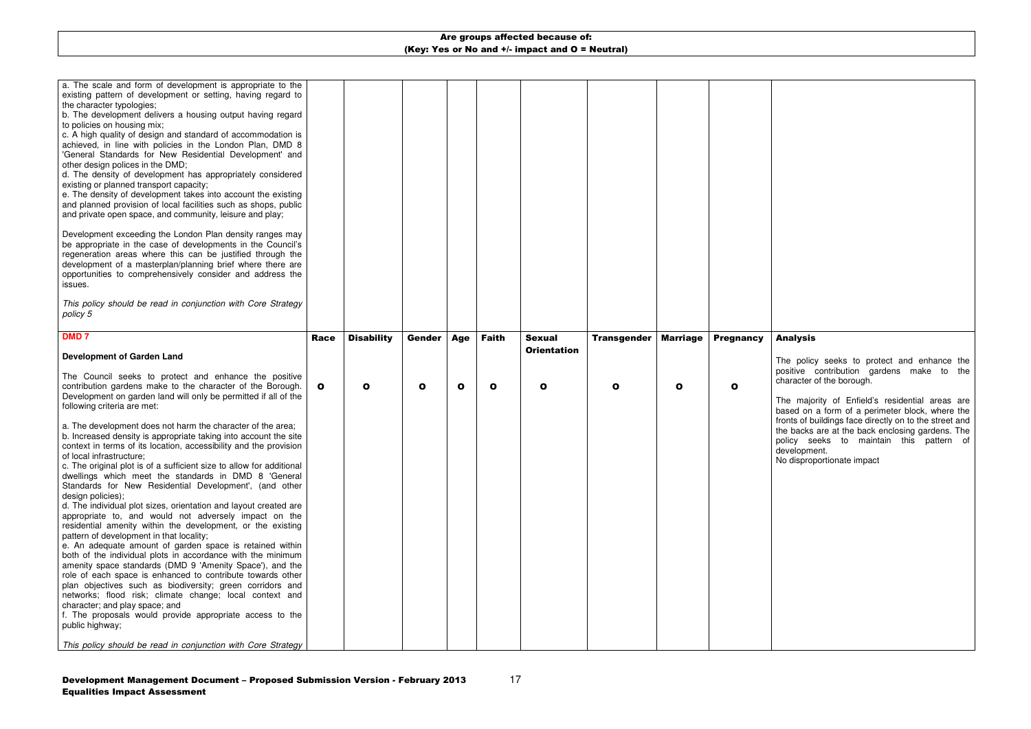| Are groups affected because of: (Key: Yes or No and +/- impact and O = Neutral) | | | | | | | | | | |
|---|---|---|---|---|---|---|---|---|---|---|
| a. The scale and form of development is appropriate to the existing pattern of development or setting, having regard to the character typologies;<br>b. The development delivers a housing output having regard to policies on housing mix;<br>c. A high quality of design and standard of accommodation is achieved, in line with policies in the London Plan, DMD 8 'General Standards for New Residential Development' and other design polices in the DMD;<br>d. The density of development has appropriately considered existing or planned transport capacity;<br>e. The density of development takes into account the existing and planned provision of local facilities such as shops, public and private open space, and community, leisure and play;<br><br>Development exceeding the London Plan density ranges may be appropriate in the case of developments in the Council's regeneration areas where this can be justified through the development of a masterplan/planning brief where there are opportunities to comprehensively consider and address the issues.<br><br>*This policy should be read in conjunction with Core Strategy policy 5* | | | | | | | | | | |
| **DMD 7**<br><br>**Development of Garden Land**<br><br>The Council seeks to protect and enhance the positive contribution gardens make to the character of the Borough. Development on garden land will only be permitted if all of the following criteria are met:<br><br>a. The development does not harm the character of the area;<br>b. Increased density is appropriate taking into account the site context in terms of its location, accessibility and the provision of local infrastructure;<br>c. The original plot is of a sufficient size to allow for additional dwellings which meet the standards in DMD 8 'General Standards for New Residential Development', (and other design policies);<br>d. The individual plot sizes, orientation and layout created are appropriate to, and would not adversely impact on the residential amenity within the development, or the existing pattern of development in that locality;<br>e. An adequate amount of garden space is retained within both of the individual plots in accordance with the minimum amenity space standards (DMD 9 'Amenity Space'), and the role of each space is enhanced to contribute towards other plan objectives such as biodiversity; green corridors and networks; flood risk; climate change; local context and character; and play space; and<br>f. The proposals would provide appropriate access to the public highway;<br><br>*This policy should be read in conjunction with Core Strategy* | **Race**<br><br>O | **Disability**<br><br>O | **Gender**<br><br>O | **Age**<br><br>O | **Faith**<br><br>O | **Sexual Orientation**<br><br>O | **Transgender**<br><br>O | **Marriage**<br><br>O | **Pregnancy**<br><br>O | **Analysis**<br><br>The policy seeks to protect and enhance the positive contribution gardens make to the character of the borough.<br><br>The majority of Enfield's residential areas are based on a form of a perimeter block, where the fronts of buildings face directly on to the street and the backs are at the back enclosing gardens. The policy seeks to maintain this pattern of development.<br>No disproportionate impact |

**Development Management Document – Proposed Submission Version - February 2013 Equalities Impact Assessment**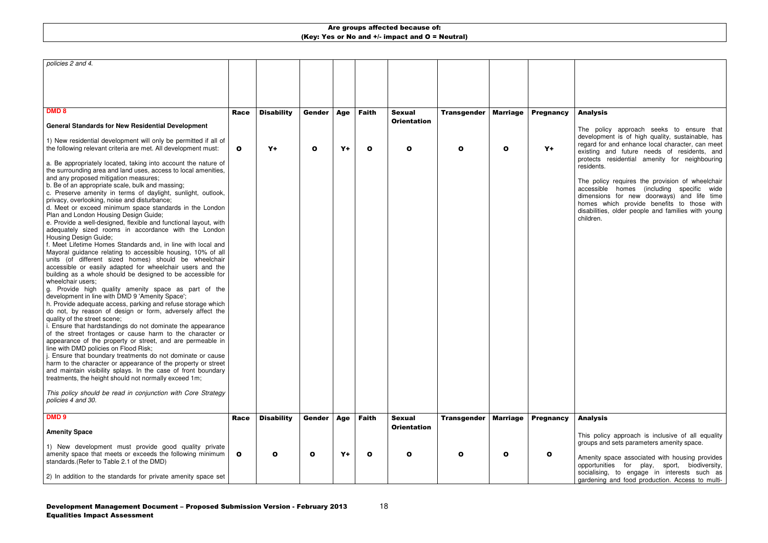| Are groups affected because of: (Key: Yes or No and +/- impact and O = Neutral) | | | | | | | | | | |
|---|---|---|---|---|---|---|---|---|---|---|
| *policies 2 and 4.* | | | | | | | | | | |
| **DMD 8**<br><br>**General Standards for New Residential Development**<br><br>1) New residential development will only be permitted if all of the following relevant criteria are met. All development must:<br><br>a. Be appropriately located, taking into account the nature of the surrounding area and land uses, access to local amenities, and any proposed mitigation measures;<br>b. Be of an appropriate scale, bulk and massing;<br>c. Preserve amenity in terms of daylight, sunlight, outlook, privacy, overlooking, noise and disturbance;<br>d. Meet or exceed minimum space standards in the London Plan and London Housing Design Guide;<br>e. Provide a well-designed, flexible and functional layout, with adequately sized rooms in accordance with the London Housing Design Guide;<br>f. Meet Lifetime Homes Standards and, in line with local and Mayoral guidance relating to accessible housing, 10% of all units (of different sized homes) should be wheelchair accessible or easily adapted for wheelchair users and the building as a whole should be designed to be accessible for wheelchair users;<br>g. Provide high quality amenity space as part of the development in line with DMD 9 'Amenity Space';<br>h. Provide adequate access, parking and refuse storage which do not, by reason of design or form, adversely affect the quality of the street scene;<br>i. Ensure that hardstandings do not dominate the appearance of the street frontages or cause harm to the character or appearance of the property or street, and are permeable in line with DMD policies on Flood Risk;<br>j. Ensure that boundary treatments do not dominate or cause harm to the character or appearance of the property or street and maintain visibility splays. In the case of front boundary treatments, the height should not normally exceed 1m;<br><br>*This policy should be read in conjunction with Core Strategy policies 4 and 30.* | **Race**<br><br>**O** | **Disability**<br><br>**Y+** | **Gender**<br><br>**O** | **Age**<br><br>**Y+** | **Faith**<br><br>**O** | **Sexual Orientation**<br><br>**O** | **Transgender**<br><br>**O** | **Marriage**<br><br>**O** | **Pregnancy**<br><br>**Y+** | **Analysis**<br><br>The policy approach seeks to ensure that development is of high quality, sustainable, has regard for and enhance local character, can meet existing and future needs of residents, and protects residential amenity for neighbouring residents.<br><br>The policy requires the provision of wheelchair accessible homes (including specific wide dimensions for new doorways) and life time homes which provide benefits to those with disabilities, older people and families with young children. |
| **DMD 9**<br><br>**Amenity Space**<br><br>1) New development must provide good quality private amenity space that meets or exceeds the following minimum standards.(Refer to Table 2.1 of the DMD)<br><br>2) In addition to the standards for private amenity space set | **Race**<br><br>**O** | **Disability**<br><br>**O** | **Gender**<br><br>**O** | **Age**<br><br>**Y+** | **Faith**<br><br>**O** | **Sexual Orientation**<br><br>**O** | **Transgender**<br><br>**O** | **Marriage**<br><br>**O** | **Pregnancy**<br><br>**O** | **Analysis**<br><br>This policy approach is inclusive of all equality groups and sets parameters amenity space.<br><br>Amenity space associated with housing provides opportunities for play, sport, biodiversity, socialising, to engage in interests such as gardening and food production. Access to multi- |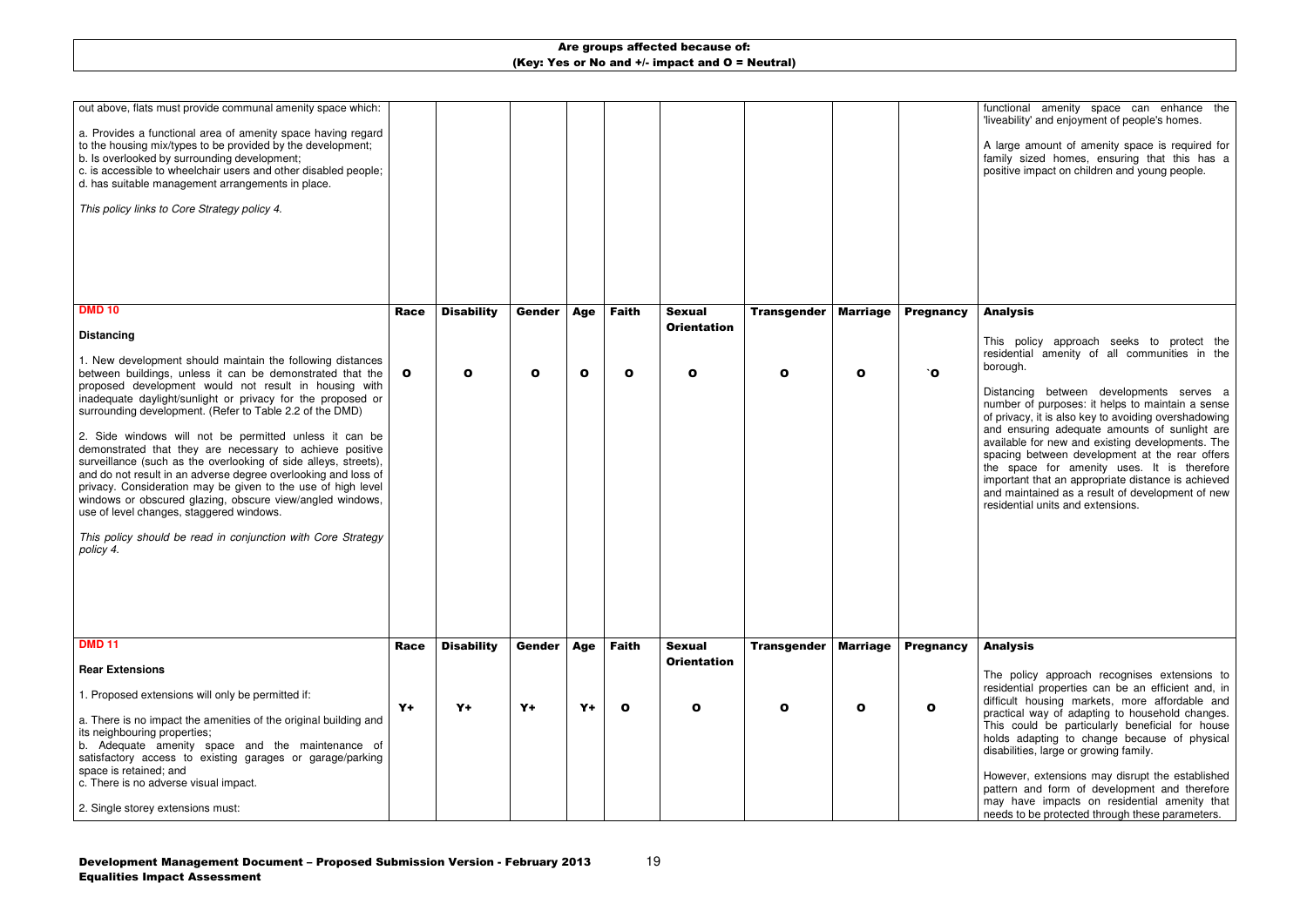**Are groups affected because of:**
**(Key: Yes or No and +/- impact and O = Neutral)**

| Policy | Race | Disability | Gender | Age | Faith | Sexual Orientation | Transgender | Marriage | Pregnancy | Analysis |
|---|---|---|---|---|---|---|---|---|---|---|
| out above, flats must provide communal amenity space which:<br><br>a. Provides a functional area of amenity space having regard to the housing mix/types to be provided by the development;<br>b. Is overlooked by surrounding development;<br>c. is accessible to wheelchair users and other disabled people;<br>d. has suitable management arrangements in place.<br><br>*This policy links to Core Strategy policy 4.* | | | | | | | | | | functional amenity space can enhance the 'liveability' and enjoyment of people's homes.<br><br>A large amount of amenity space is required for family sized homes, ensuring that this has a positive impact on children and young people. |
| **DMD 10**<br><br>**Distancing**<br><br>1. New development should maintain the following distances between buildings, unless it can be demonstrated that the proposed development would not result in housing with inadequate daylight/sunlight or privacy for the proposed or surrounding development. (Refer to Table 2.2 of the DMD)<br><br>2. Side windows will not be permitted unless it can be demonstrated that they are necessary to achieve positive surveillance (such as the overlooking of side alleys, streets), and do not result in an adverse degree overlooking and loss of privacy. Consideration may be given to the use of high level windows or obscured glazing, obscure view/angled windows, use of level changes, staggered windows.<br><br>*This policy should be read in conjunction with Core Strategy policy 4.* | O | O | O | O | O | O | O | O | `O | This policy approach seeks to protect the residential amenity of all communities in the borough.<br><br>Distancing between developments serves a number of purposes: it helps to maintain a sense of privacy, it is also key to avoiding overshadowing and ensuring adequate amounts of sunlight are available for new and existing developments. The spacing between development at the rear offers the space for amenity uses. It is therefore important that an appropriate distance is achieved and maintained as a result of development of new residential units and extensions. |
| **DMD 11**<br><br>**Rear Extensions**<br><br>1. Proposed extensions will only be permitted if:<br><br>a. There is no impact the amenities of the original building and its neighbouring properties;<br>b. Adequate amenity space and the maintenance of satisfactory access to existing garages or garage/parking space is retained; and<br>c. There is no adverse visual impact.<br><br>2. Single storey extensions must: | Y+ | Y+ | Y+ | Y+ | O | O | O | O | O | The policy approach recognises extensions to residential properties can be an efficient and, in difficult housing markets, more affordable and practical way of adapting to household changes. This could be particularly beneficial for house holds adapting to change because of physical disabilities, large or growing family.<br><br>However, extensions may disrupt the established pattern and form of development and therefore may have impacts on residential amenity that needs to be protected through these parameters. |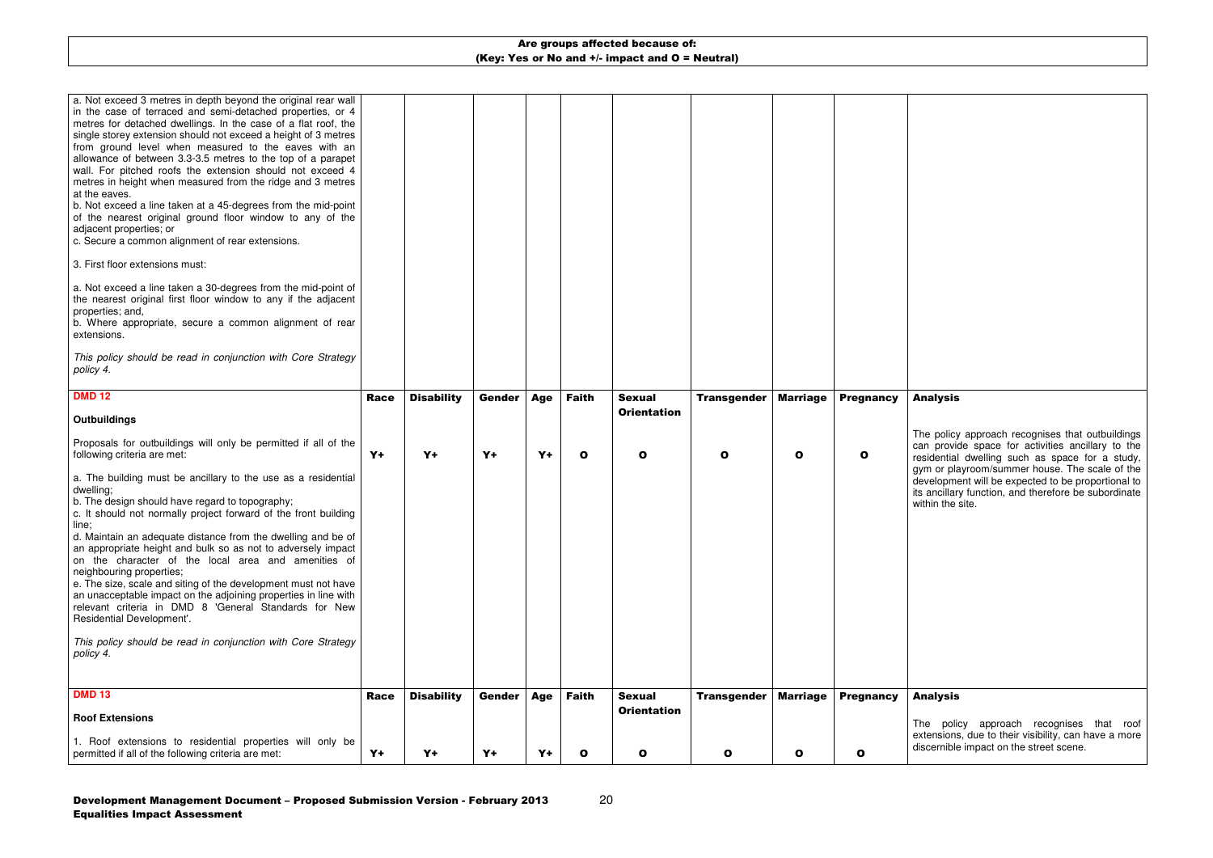| Are groups affected because of: (Key: Yes or No and +/- impact and O = Neutral) | | | | | | | | | | |
|---|---|---|---|---|---|---|---|---|---|---|
| a. Not exceed 3 metres in depth beyond the original rear wall in the case of terraced and semi-detached properties, or 4 metres for detached dwellings. In the case of a flat roof, the single storey extension should not exceed a height of 3 metres from ground level when measured to the eaves with an allowance of between 3.3-3.5 metres to the top of a parapet wall. For pitched roofs the extension should not exceed 4 metres in height when measured from the ridge and 3 metres at the eaves.<br>b. Not exceed a line taken at a 45-degrees from the mid-point of the nearest original ground floor window to any of the adjacent properties; or<br>c. Secure a common alignment of rear extensions.<br><br>3. First floor extensions must:<br><br>a. Not exceed a line taken a 30-degrees from the mid-point of the nearest original first floor window to any if the adjacent properties; and,<br>b. Where appropriate, secure a common alignment of rear extensions.<br><br>*This policy should be read in conjunction with Core Strategy policy 4.* | | | | | | | | | | |
| **DMD 12**<br><br>**Outbuildings**<br><br>Proposals for outbuildings will only be permitted if all of the following criteria are met:<br><br>a. The building must be ancillary to the use as a residential dwelling;<br>b. The design should have regard to topography;<br>c. It should not normally project forward of the front building line;<br>d. Maintain an adequate distance from the dwelling and be of an appropriate height and bulk so as not to adversely impact on the character of the local area and amenities of neighbouring properties;<br>e. The size, scale and siting of the development must not have an unacceptable impact on the adjoining properties in line with relevant criteria in DMD 8 'General Standards for New Residential Development'.<br><br>*This policy should be read in conjunction with Core Strategy policy 4.* | **Race**<br><br>**Y+** | **Disability**<br><br>**Y+** | **Gender**<br><br>**Y+** | **Age**<br><br>**Y+** | **Faith**<br><br>**O** | **Sexual Orientation**<br><br>**O** | **Transgender**<br><br>**O** | **Marriage**<br><br>**O** | **Pregnancy**<br><br>**O** | **Analysis**<br><br>The policy approach recognises that outbuildings can provide space for activities ancillary to the residential dwelling such as space for a study, gym or playroom/summer house. The scale of the development will be expected to be proportional to its ancillary function, and therefore be subordinate within the site. |
| **DMD 13**<br><br>**Roof Extensions**<br><br>1. Roof extensions to residential properties will only be permitted if all of the following criteria are met: | **Race**<br><br>**Y+** | **Disability**<br><br>**Y+** | **Gender**<br><br>**Y+** | **Age**<br><br>**Y+** | **Faith**<br><br>**O** | **Sexual Orientation**<br><br>**O** | **Transgender**<br><br>**O** | **Marriage**<br><br>**O** | **Pregnancy**<br><br>**O** | **Analysis**<br><br>The policy approach recognises that roof extensions, due to their visibility, can have a more discernible impact on the street scene. |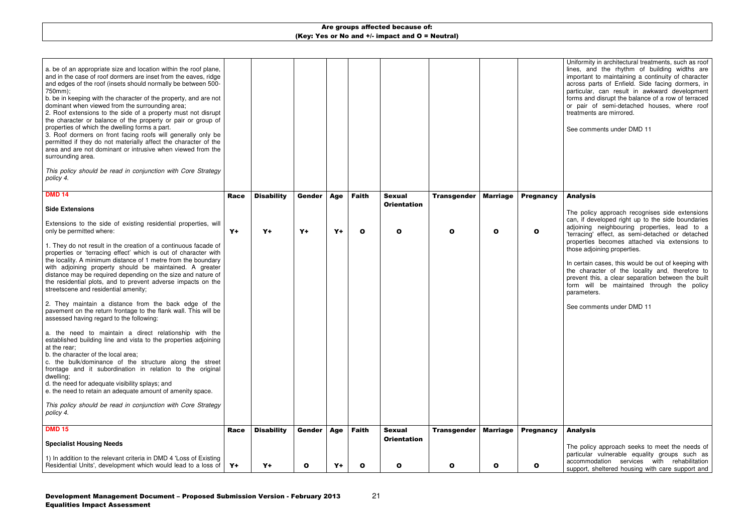**Are groups affected because of:**
**(Key: Yes or No and +/- impact and O = Neutral)**

| | Race | Disability | Gender | Age | Faith | Sexual Orientation | Transgender | Marriage | Pregnancy | Analysis |
|---|---|---|---|---|---|---|---|---|---|---|
| a. be of an appropriate size and location within the roof plane, and in the case of roof dormers are inset from the eaves, ridge and edges of the roof (insets should normally be between 500-750mm);<br>b. be in keeping with the character of the property, and are not dominant when viewed from the surrounding area;<br>2. Roof extensions to the side of a property must not disrupt the character or balance of the property or pair or group of properties of which the dwelling forms a part.<br>3. Roof dormers on front facing roofs will generally only be permitted if they do not materially affect the character of the area and are not dominant or intrusive when viewed from the surrounding area.<br><br>*This policy should be read in conjunction with Core Strategy policy 4.* | | | | | | | | | | Uniformity in architectural treatments, such as roof lines, and the rhythm of building widths are important to maintaining a continuity of character across parts of Enfield. Side facing dormers, in particular, can result in awkward development forms and disrupt the balance of a row of terraced or pair of semi-detached houses, where roof treatments are mirrored.<br><br>See comments under DMD 11 |
| **DMD 14**<br><br>**Side Extensions**<br><br>Extensions to the side of existing residential properties, will only be permitted where:<br><br>1. They do not result in the creation of a continuous facade of properties or 'terracing effect' which is out of character with the locality. A minimum distance of 1 metre from the boundary with adjoining property should be maintained. A greater distance may be required depending on the size and nature of the residential plots, and to prevent adverse impacts on the streetscene and residential amenity;<br><br>2. They maintain a distance from the back edge of the pavement on the return frontage to the flank wall. This will be assessed having regard to the following:<br><br>a. the need to maintain a direct relationship with the established building line and vista to the properties adjoining at the rear;<br>b. the character of the local area;<br>c. the bulk/dominance of the structure along the street frontage and it subordination in relation to the original dwelling;<br>d. the need for adequate visibility splays; and<br>e. the need to retain an adequate amount of amenity space.<br><br>*This policy should be read in conjunction with Core Strategy policy 4.* | Y+ | Y+ | Y+ | Y+ | O | O | O | O | O | The policy approach recognises side extensions can, if developed right up to the side boundaries adjoining neighbouring properties, lead to a 'terracing' effect, as semi-detached or detached properties becomes attached via extensions to those adjoining properties.<br><br>In certain cases, this would be out of keeping with the character of the locality and, therefore to prevent this, a clear separation between the built form will be maintained through the policy parameters.<br><br>See comments under DMD 11 |
| **DMD 15**<br><br>**Specialist Housing Needs**<br><br>1) In addition to the relevant criteria in DMD 4 'Loss of Existing Residential Units', development which would lead to a loss of | Y+ | Y+ | O | Y+ | O | O | O | O | O | The policy approach seeks to meet the needs of particular vulnerable equality groups such as accommodation services with rehabilitation support, sheltered housing with care support and |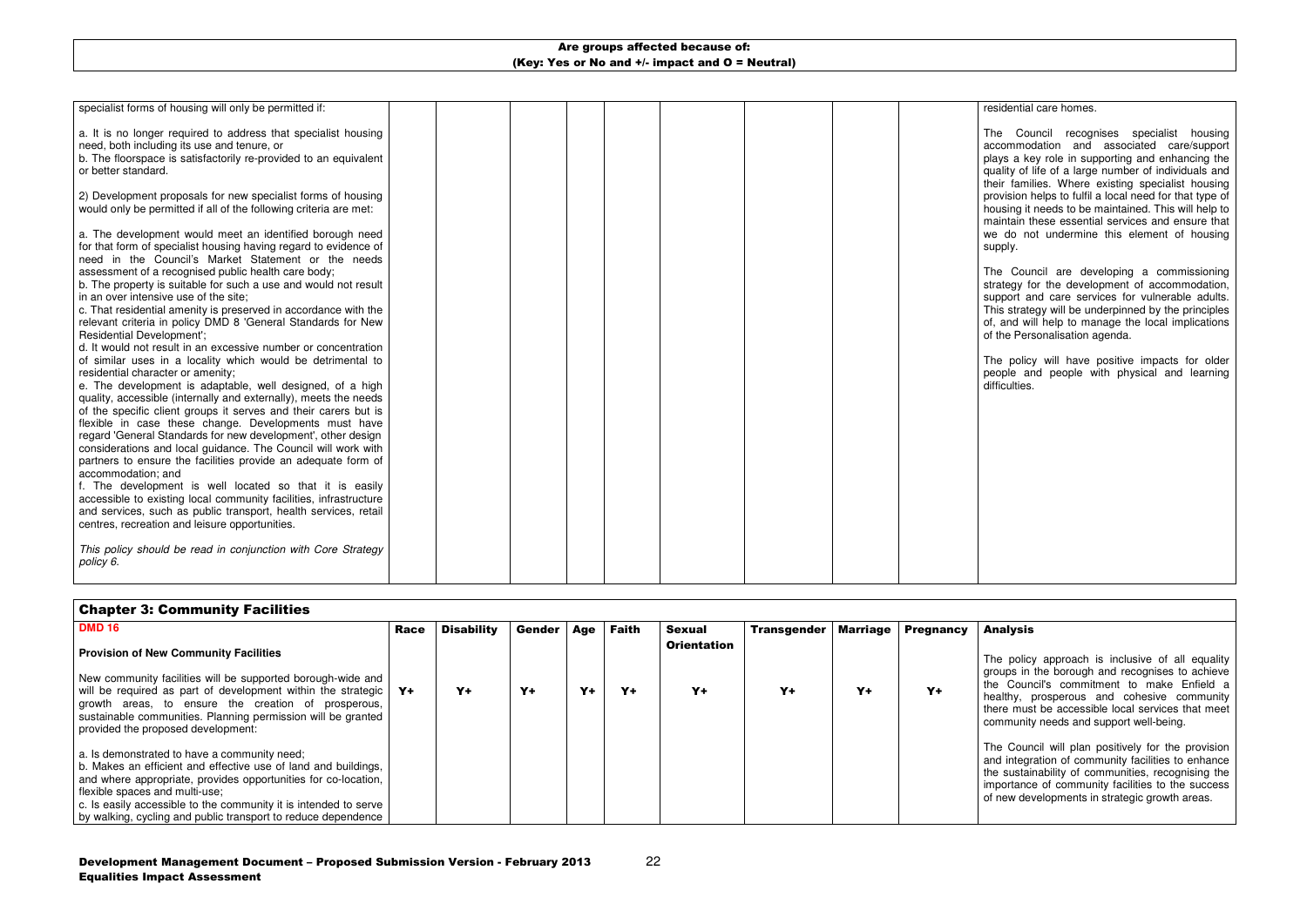**Are groups affected because of:**
**(Key: Yes or No and +/- impact and O = Neutral)**

| | | | | | | | | | | |
|---|---|---|---|---|---|---|---|---|---|---|
| specialist forms of housing will only be permitted if:<br><br>a. It is no longer required to address that specialist housing need, both including its use and tenure, or<br>b. The floorspace is satisfactorily re-provided to an equivalent or better standard.<br><br>2) Development proposals for new specialist forms of housing would only be permitted if all of the following criteria are met:<br><br>a. The development would meet an identified borough need for that form of specialist housing having regard to evidence of need in the Council's Market Statement or the needs assessment of a recognised public health care body;<br>b. The property is suitable for such a use and would not result in an over intensive use of the site;<br>c. That residential amenity is preserved in accordance with the relevant criteria in policy DMD 8 'General Standards for New Residential Development';<br>d. It would not result in an excessive number or concentration of similar uses in a locality which would be detrimental to residential character or amenity;<br>e. The development is adaptable, well designed, of a high quality, accessible (internally and externally), meets the needs of the specific client groups it serves and their carers but is flexible in case these change. Developments must have regard 'General Standards for new development', other design considerations and local guidance. The Council will work with partners to ensure the facilities provide an adequate form of accommodation; and<br>f. The development is well located so that it is easily accessible to existing local community facilities, infrastructure and services, such as public transport, health services, retail centres, recreation and leisure opportunities.<br><br>*This policy should be read in conjunction with Core Strategy policy 6.* | | | | | | | | | | residential care homes.<br><br>The Council recognises specialist housing accommodation and associated care/support plays a key role in supporting and enhancing the quality of life of a large number of individuals and their families. Where existing specialist housing provision helps to fulfil a local need for that type of housing it needs to be maintained. This will help to maintain these essential services and ensure that we do not undermine this element of housing supply.<br><br>The Council are developing a commissioning strategy for the development of accommodation, support and care services for vulnerable adults. This strategy will be underpinned by the principles of, and will help to manage the local implications of the Personalisation agenda.<br><br>The policy will have positive impacts for older people and people with physical and learning difficulties. |

## Chapter 3: Community Facilities

| DMD 16 | Race | Disability | Gender | Age | Faith | Sexual Orientation | Transgender | Marriage | Pregnancy | Analysis |
|---|---|---|---|---|---|---|---|---|---|---|
| **Provision of New Community Facilities**<br><br>New community facilities will be supported borough-wide and will be required as part of development within the strategic growth areas, to ensure the creation of prosperous, sustainable communities. Planning permission will be granted provided the proposed development:<br><br>a. Is demonstrated to have a community need;<br>b. Makes an efficient and effective use of land and buildings, and where appropriate, provides opportunities for co-location, flexible spaces and multi-use;<br>c. Is easily accessible to the community it is intended to serve by walking, cycling and public transport to reduce dependence | Y+ | Y+ | Y+ | Y+ | Y+ | Y+ | Y+ | Y+ | Y+ | The policy approach is inclusive of all equality groups in the borough and recognises to achieve the Council's commitment to make Enfield a healthy, prosperous and cohesive community there must be accessible local services that meet community needs and support well-being.<br><br>The Council will plan positively for the provision and integration of community facilities to enhance the sustainability of communities, recognising the importance of community facilities to the success of new developments in strategic growth areas. |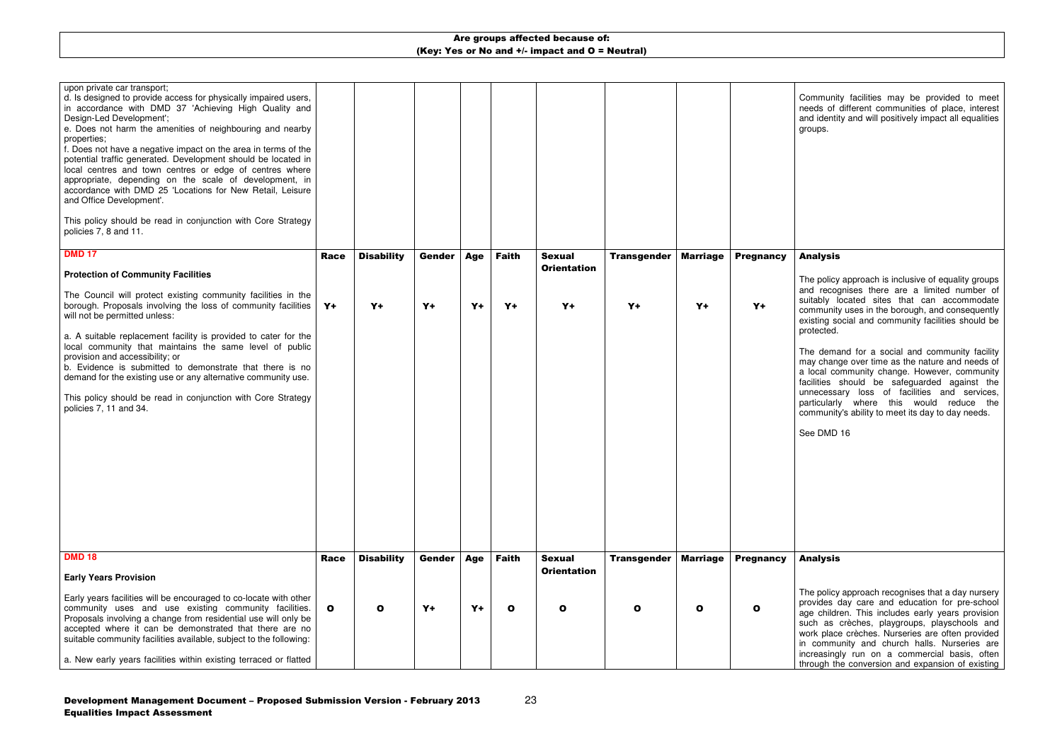**Are groups affected because of:**
**(Key: Yes or No and +/- impact and O = Neutral)**

| Policy | Race | Disability | Gender | Age | Faith | Sexual Orientation | Transgender | Marriage | Pregnancy | Analysis |
|---|---|---|---|---|---|---|---|---|---|---|
| upon private car transport;<br>d. Is designed to provide access for physically impaired users, in accordance with DMD 37 'Achieving High Quality and Design-Led Development';<br>e. Does not harm the amenities of neighbouring and nearby properties;<br>f. Does not have a negative impact on the area in terms of the potential traffic generated. Development should be located in local centres and town centres or edge of centres where appropriate, depending on the scale of development, in accordance with DMD 25 'Locations for New Retail, Leisure and Office Development'.<br><br>This policy should be read in conjunction with Core Strategy policies 7, 8 and 11. | | | | | | | | | | Community facilities may be provided to meet needs of different communities of place, interest and identity and will positively impact all equalities groups. |
| **DMD 17**<br><br>**Protection of Community Facilities**<br><br>The Council will protect existing community facilities in the borough. Proposals involving the loss of community facilities will not be permitted unless:<br><br>a. A suitable replacement facility is provided to cater for the local community that maintains the same level of public provision and accessibility; or<br>b. Evidence is submitted to demonstrate that there is no demand for the existing use or any alternative community use.<br><br>This policy should be read in conjunction with Core Strategy policies 7, 11 and 34. | Y+ | Y+ | Y+ | Y+ | Y+ | Y+ | Y+ | Y+ | Y+ | **Analysis**<br><br>The policy approach is inclusive of equality groups and recognises there are a limited number of suitably located sites that can accommodate community uses in the borough, and consequently existing social and community facilities should be protected.<br><br>The demand for a social and community facility may change over time as the nature and needs of a local community change. However, community facilities should be safeguarded against the unnecessary loss of facilities and services, particularly where this would reduce the community's ability to meet its day to day needs.<br><br>See DMD 16 |
| **DMD 18**<br><br>**Early Years Provision**<br><br>Early years facilities will be encouraged to co-locate with other community uses and use existing community facilities. Proposals involving a change from residential use will only be accepted where it can be demonstrated that there are no suitable community facilities available, subject to the following:<br><br>a. New early years facilities within existing terraced or flatted | O | O | Y+ | Y+ | O | O | O | O | O | **Analysis**<br><br>The policy approach recognises that a day nursery provides day care and education for pre-school age children. This includes early years provision such as crèches, playgroups, playschools and work place crèches. Nurseries are often provided in community and church halls. Nurseries are increasingly run on a commercial basis, often through the conversion and expansion of existing |

**Development Management Document – Proposed Submission Version - February 2013**
**Equalities Impact Assessment**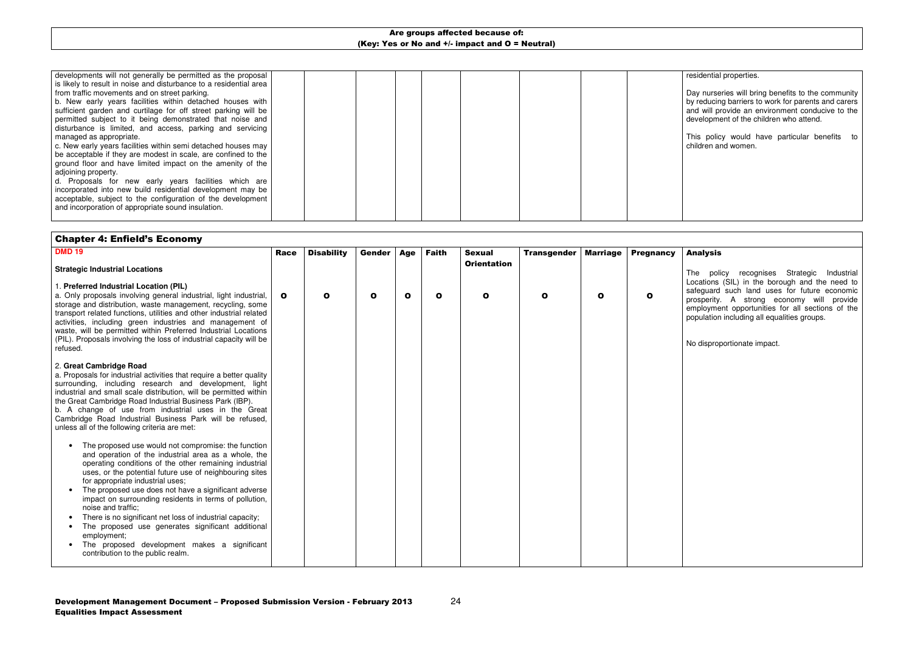**Are groups affected because of:**
**(Key: Yes or No and +/- impact and O = Neutral)**

| | | | | | | | | | | |
|---|---|---|---|---|---|---|---|---|---|---|
| developments will not generally be permitted as the proposal is likely to result in noise and disturbance to a residential area from traffic movements and on street parking.<br>b. New early years facilities within detached houses with sufficient garden and curtilage for off street parking will be permitted subject to it being demonstrated that noise and disturbance is limited, and access, parking and servicing managed as appropriate.<br>c. New early years facilities within semi detached houses may be acceptable if they are modest in scale, are confined to the ground floor and have limited impact on the amenity of the adjoining property.<br>d. Proposals for new early years facilities which are incorporated into new build residential development may be acceptable, subject to the configuration of the development and incorporation of appropriate sound insulation. | | | | | | | | | | residential properties.<br><br>Day nurseries will bring benefits to the community by reducing barriers to work for parents and carers and will provide an environment conducive to the development of the children who attend.<br><br>This policy would have particular benefits to children and women. |

## Chapter 4: Enfield's Economy

| DMD 19 | Race | Disability | Gender | Age | Faith | Sexual Orientation | Transgender | Marriage | Pregnancy | Analysis |
|---|---|---|---|---|---|---|---|---|---|---|
| **Strategic Industrial Locations**<br><br>1. **Preferred Industrial Location (PIL)**<br>a. Only proposals involving general industrial, light industrial, storage and distribution, waste management, recycling, some transport related functions, utilities and other industrial related activities, including green industries and management of waste, will be permitted within Preferred Industrial Locations (PIL). Proposals involving the loss of industrial capacity will be refused.<br><br>2. **Great Cambridge Road**<br>a. Proposals for industrial activities that require a better quality surrounding, including research and development, light industrial and small scale distribution, will be permitted within the Great Cambridge Road Industrial Business Park (IBP).<br>b. A change of use from industrial uses in the Great Cambridge Road Industrial Business Park will be refused, unless all of the following criteria are met:<br><br>• The proposed use would not compromise: the function and operation of the industrial area as a whole, the operating conditions of the other remaining industrial uses, or the potential future use of neighbouring sites for appropriate industrial uses;<br>• The proposed use does not have a significant adverse impact on surrounding residents in terms of pollution, noise and traffic;<br>• There is no significant net loss of industrial capacity;<br>• The proposed use generates significant additional employment;<br>• The proposed development makes a significant contribution to the public realm. | O | O | O | O | O | O | O | O | O | The policy recognises Strategic Industrial Locations (SIL) in the borough and the need to safeguard such land uses for future economic prosperity. A strong economy will provide employment opportunities for all sections of the population including all equalities groups.<br><br>No disproportionate impact. |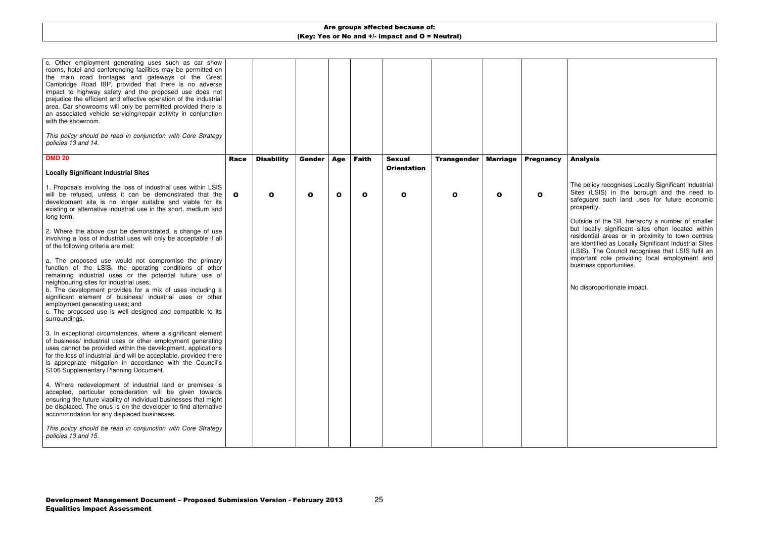**Are groups affected because of:**
**(Key: Yes or No and +/- impact and O = Neutral)**

| | | | | | | | | | | |
|---|---|---|---|---|---|---|---|---|---|---|
| c. Other employment generating uses such as car show rooms, hotel and conferencing facilities may be permitted on the main road frontages and gateways of the Great Cambridge Road IBP, provided that there is no adverse impact to highway safety and the proposed use does not prejudice the efficient and effective operation of the industrial area. Car showrooms will only be permitted provided there is an associated vehicle servicing/repair activity in conjunction with the showroom.<br><br>*This policy should be read in conjunction with Core Strategy policies 13 and 14.* | | | | | | | | | | |
| **DMD 20**<br><br>**Locally Significant Industrial Sites** | **Race** | **Disability** | **Gender** | **Age** | **Faith** | **Sexual Orientation** | **Transgender** | **Marriage** | **Pregnancy** | **Analysis** |
| 1. Proposals involving the loss of industrial uses within LSIS will be refused, unless it can be demonstrated that the development site is no longer suitable and viable for its existing or alternative industrial use in the short, medium and long term.<br><br>2. Where the above can be demonstrated, a change of use involving a loss of industrial uses will only be acceptable if all of the following criteria are met:<br><br>a. The proposed use would not compromise the primary function of the LSIS, the operating conditions of other remaining industrial uses or the potential future use of neighbouring sites for industrial uses;<br>b. The development provides for a mix of uses including a significant element of business/ industrial uses or other employment generating uses; and<br>c. The proposed use is well designed and compatible to its surroundings.<br><br>3. In exceptional circumstances, where a significant element of business/ industrial uses or other employment generating uses cannot be provided within the development, applications for the loss of industrial land will be acceptable, provided there is appropriate mitigation in accordance with the Council's S106 Supplementary Planning Document.<br><br>4. Where redevelopment of industrial land or premises is accepted, particular consideration will be given towards ensuring the future viability of individual businesses that might be displaced. The onus is on the developer to find alternative accommodation for any displaced businesses.<br><br>*This policy should be read in conjunction with Core Strategy policies 13 and 15.* | O | O | O | O | O | O | O | O | O | The policy recognises Locally Significant Industrial Sites (LSIS) in the borough and the need to safeguard such land uses for future economic prosperity.<br><br>Outside of the SIL hierarchy a number of smaller but locally significant sites often located within residential areas or in proximity to town centres are identified as Locally Significant Industrial Sites (LSIS). The Council recognises that LSIS fulfil an important role providing local employment and business opportunities.<br><br>No disproportionate impact. |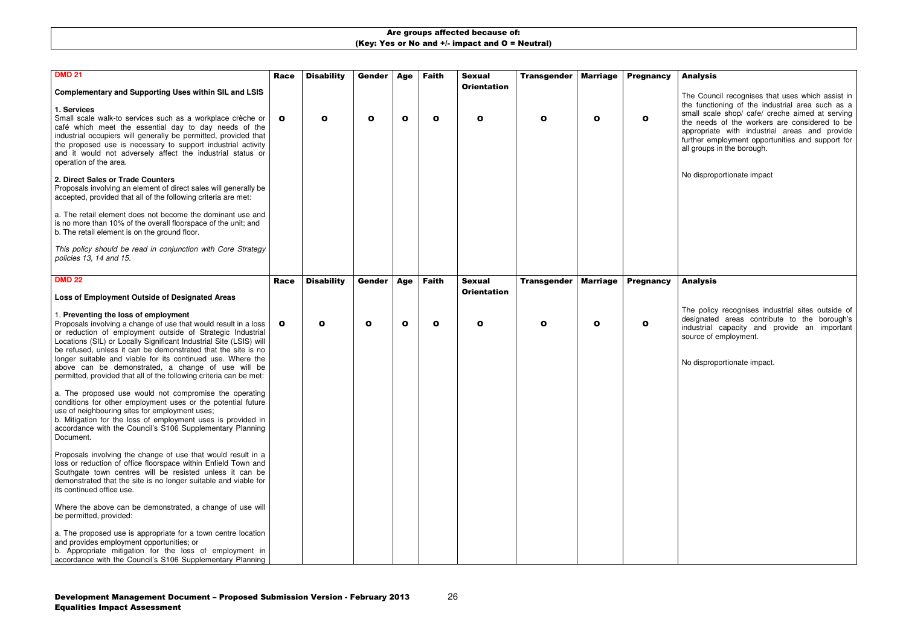**Are groups affected because of:**
**(Key: Yes or No and +/- impact and O = Neutral)**

| DMD 21 | Race | Disability | Gender | Age | Faith | Sexual Orientation | Transgender | Marriage | Pregnancy | Analysis |
|---|---|---|---|---|---|---|---|---|---|---|
| **Complementary and Supporting Uses within SIL and LSIS**<br><br>**1. Services**<br>Small scale walk-to services such as a workplace crèche or café which meet the essential day to day needs of the industrial occupiers will generally be permitted, provided that the proposed use is necessary to support industrial activity and it would not adversely affect the industrial status or operation of the area.<br><br>**2. Direct Sales or Trade Counters**<br>Proposals involving an element of direct sales will generally be accepted, provided that all of the following criteria are met:<br><br>a. The retail element does not become the dominant use and is no more than 10% of the overall floorspace of the unit; and<br>b. The retail element is on the ground floor.<br><br>*This policy should be read in conjunction with Core Strategy policies 13, 14 and 15.* | O | O | O | O | O | O | O | O | O | The Council recognises that uses which assist in the functioning of the industrial area such as a small scale shop/ cafe/ creche aimed at serving the needs of the workers are considered to be appropriate with industrial areas and provide further employment opportunities and support for all groups in the borough.<br><br>No disproportionate impact |

| DMD 22 | Race | Disability | Gender | Age | Faith | Sexual Orientation | Transgender | Marriage | Pregnancy | Analysis |
|---|---|---|---|---|---|---|---|---|---|---|
| **Loss of Employment Outside of Designated Areas**<br><br>1. **Preventing the loss of employment**<br>Proposals involving a change of use that would result in a loss or reduction of employment outside of Strategic Industrial Locations (SIL) or Locally Significant Industrial Site (LSIS) will be refused, unless it can be demonstrated that the site is no longer suitable and viable for its continued use. Where the above can be demonstrated, a change of use will be permitted, provided that all of the following criteria can be met:<br><br>a. The proposed use would not compromise the operating conditions for other employment uses or the potential future use of neighbouring sites for employment uses;<br>b. Mitigation for the loss of employment uses is provided in accordance with the Council's S106 Supplementary Planning Document.<br><br>Proposals involving the change of use that would result in a loss or reduction of office floorspace within Enfield Town and Southgate town centres will be resisted unless it can be demonstrated that the site is no longer suitable and viable for its continued office use.<br><br>Where the above can be demonstrated, a change of use will be permitted, provided:<br><br>a. The proposed use is appropriate for a town centre location and provides employment opportunities; or<br>b. Appropriate mitigation for the loss of employment in accordance with the Council's S106 Supplementary Planning | O | O | O | O | O | O | O | O | O | The policy recognises industrial sites outside of designated areas contribute to the borough's industrial capacity and provide an important source of employment.<br><br>No disproportionate impact. |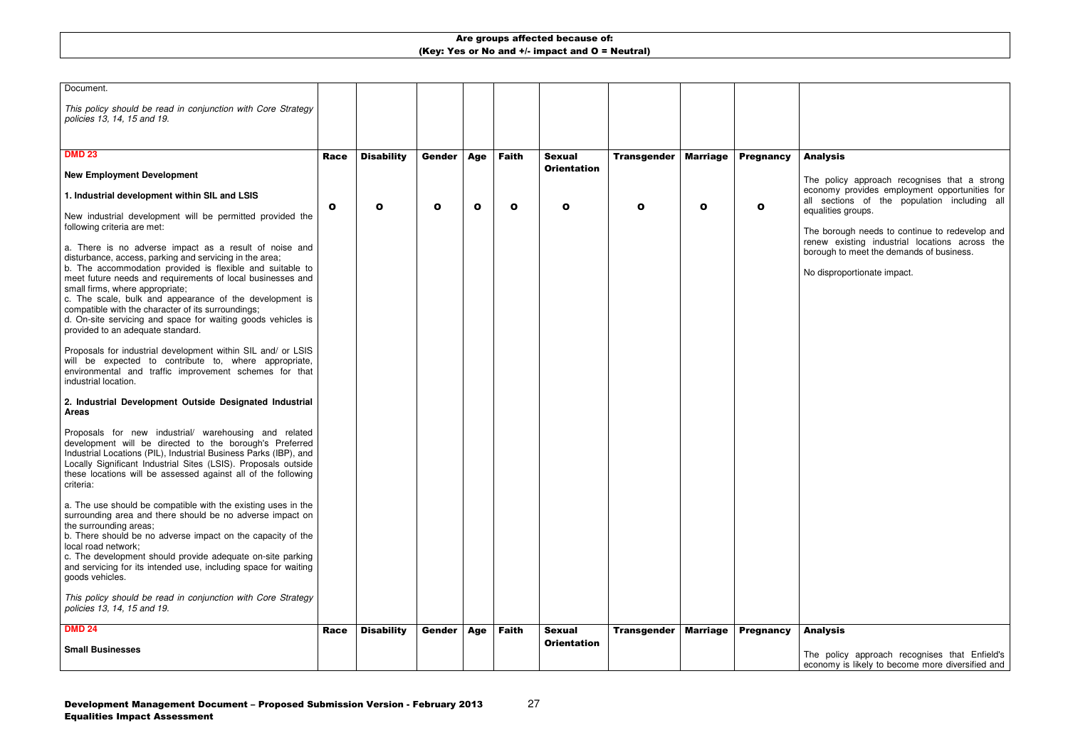**Are groups affected because of:**
**(Key: Yes or No and +/- impact and O = Neutral)**

| | | | | | | | | | | |
|---|---|---|---|---|---|---|---|---|---|---|
| Document.<br><br>*This policy should be read in conjunction with Core Strategy policies 13, 14, 15 and 19.* | | | | | | | | | | |
| **DMD 23**<br><br>**New Employment Development**<br><br>**1. Industrial development within SIL and LSIS**<br><br>New industrial development will be permitted provided the following criteria are met:<br><br>a. There is no adverse impact as a result of noise and disturbance, access, parking and servicing in the area;<br>b. The accommodation provided is flexible and suitable to meet future needs and requirements of local businesses and small firms, where appropriate;<br>c. The scale, bulk and appearance of the development is compatible with the character of its surroundings;<br>d. On-site servicing and space for waiting goods vehicles is provided to an adequate standard.<br><br>Proposals for industrial development within SIL and/ or LSIS will be expected to contribute to, where appropriate, environmental and traffic improvement schemes for that industrial location.<br><br>**2. Industrial Development Outside Designated Industrial Areas**<br><br>Proposals for new industrial/ warehousing and related development will be directed to the borough's Preferred Industrial Locations (PIL), Industrial Business Parks (IBP), and Locally Significant Industrial Sites (LSIS). Proposals outside these locations will be assessed against all of the following criteria:<br><br>a. The use should be compatible with the existing uses in the surrounding area and there should be no adverse impact on the surrounding areas;<br>b. There should be no adverse impact on the capacity of the local road network;<br>c. The development should provide adequate on-site parking and servicing for its intended use, including space for waiting goods vehicles.<br><br>*This policy should be read in conjunction with Core Strategy policies 13, 14, 15 and 19.* | **Race**<br><br>**O** | **Disability**<br><br>**O** | **Gender**<br><br>**O** | **Age**<br><br>**O** | **Faith**<br><br>**O** | **Sexual Orientation**<br><br>**O** | **Transgender**<br><br>**O** | **Marriage**<br><br>**O** | **Pregnancy**<br><br>**O** | **Analysis**<br><br>The policy approach recognises that a strong economy provides employment opportunities for all sections of the population including all equalities groups.<br><br>The borough needs to continue to redevelop and renew existing industrial locations across the borough to meet the demands of business.<br><br>No disproportionate impact. |
| **DMD 24**<br><br>**Small Businesses** | **Race** | **Disability** | **Gender** | **Age** | **Faith** | **Sexual Orientation** | **Transgender** | **Marriage** | **Pregnancy** | **Analysis**<br><br>The policy approach recognises that Enfield's economy is likely to become more diversified and |

**Development Management Document – Proposed Submission Version - February 2013**
**Equalities Impact Assessment**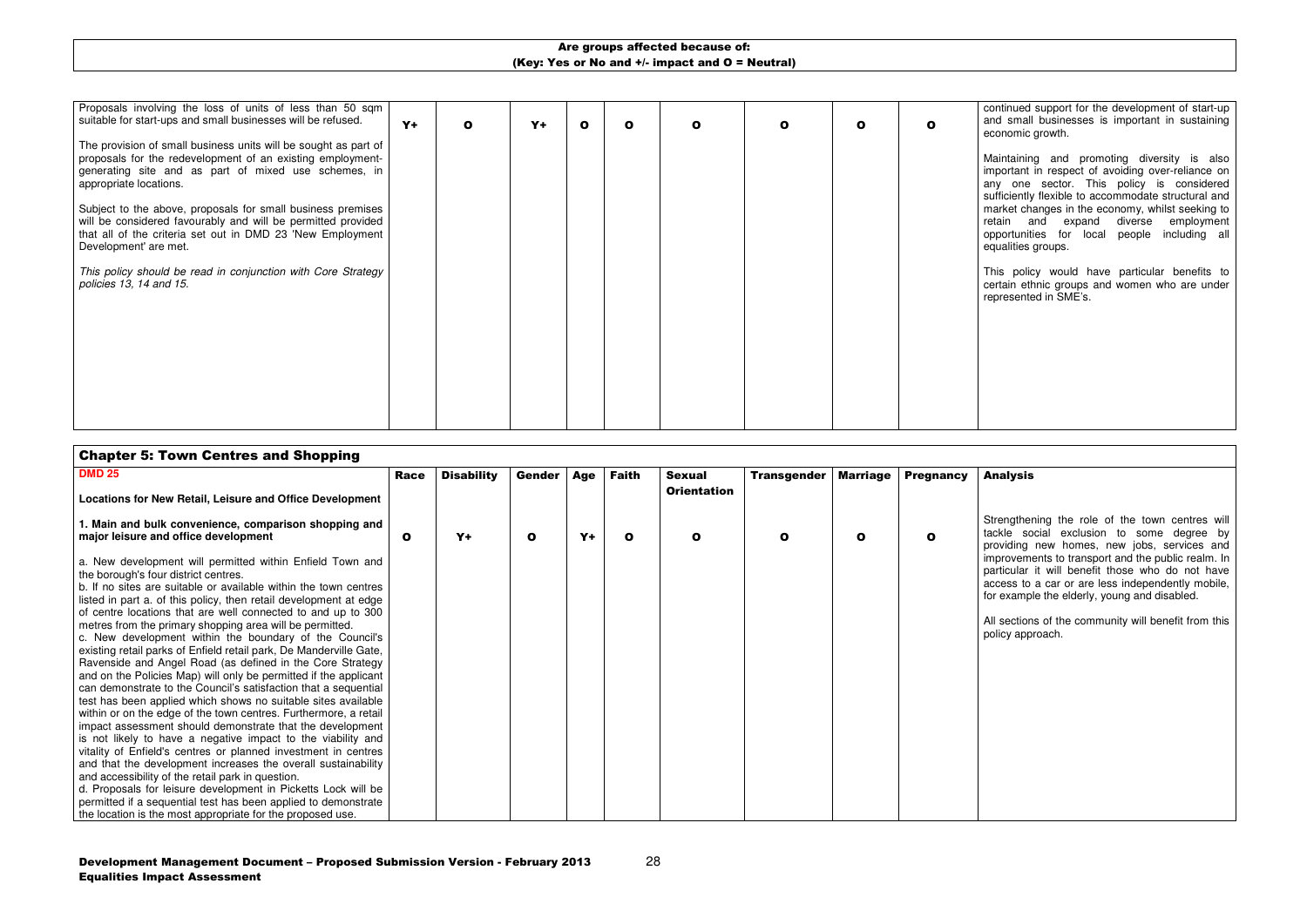**Are groups affected because of:**
**(Key: Yes or No and +/- impact and O = Neutral)**

| Policy | Race | Disability | Gender | Age | Faith | Sexual Orientation | Transgender | Marriage | Pregnancy | Analysis |
|---|---|---|---|---|---|---|---|---|---|---|
| Proposals involving the loss of units of less than 50 sqm suitable for start-ups and small businesses will be refused.<br><br>The provision of small business units will be sought as part of proposals for the redevelopment of an existing employment-generating site and as part of mixed use schemes, in appropriate locations.<br><br>Subject to the above, proposals for small business premises will be considered favourably and will be permitted provided that all of the criteria set out in DMD 23 'New Employment Development' are met.<br><br>*This policy should be read in conjunction with Core Strategy policies 13, 14 and 15.* | Y+ | O | Y+ | O | O | O | O | O | O | continued support for the development of start-up and small businesses is important in sustaining economic growth.<br><br>Maintaining and promoting diversity is also important in respect of avoiding over-reliance on any one sector. This policy is considered sufficiently flexible to accommodate structural and market changes in the economy, whilst seeking to retain and expand diverse employment opportunities for local people including all equalities groups.<br><br>This policy would have particular benefits to certain ethnic groups and women who are under represented in SME's. |

## Chapter 5: Town Centres and Shopping

| DMD 25 | Race | Disability | Gender | Age | Faith | Sexual Orientation | Transgender | Marriage | Pregnancy | Analysis |
|---|---|---|---|---|---|---|---|---|---|---|
| **Locations for New Retail, Leisure and Office Development**<br><br>**1. Main and bulk convenience, comparison shopping and major leisure and office development**<br><br>a. New development will permitted within Enfield Town and the borough's four district centres.<br>b. If no sites are suitable or available within the town centres listed in part a. of this policy, then retail development at edge of centre locations that are well connected to and up to 300 metres from the primary shopping area will be permitted.<br>c. New development within the boundary of the Council's existing retail parks of Enfield retail park, De Manderville Gate, Ravenside and Angel Road (as defined in the Core Strategy and on the Policies Map) will only be permitted if the applicant can demonstrate to the Council's satisfaction that a sequential test has been applied which shows no suitable sites available within or on the edge of the town centres. Furthermore, a retail impact assessment should demonstrate that the development is not likely to have a negative impact to the viability and vitality of Enfield's centres or planned investment in centres and that the development increases the overall sustainability and accessibility of the retail park in question.<br>d. Proposals for leisure development in Picketts Lock will be permitted if a sequential test has been applied to demonstrate the location is the most appropriate for the proposed use. | O | Y+ | O | Y+ | O | O | O | O | O | Strengthening the role of the town centres will tackle social exclusion to some degree by providing new homes, new jobs, services and improvements to transport and the public realm. In particular it will benefit those who do not have access to a car or are less independently mobile, for example the elderly, young and disabled.<br><br>All sections of the community will benefit from this policy approach. |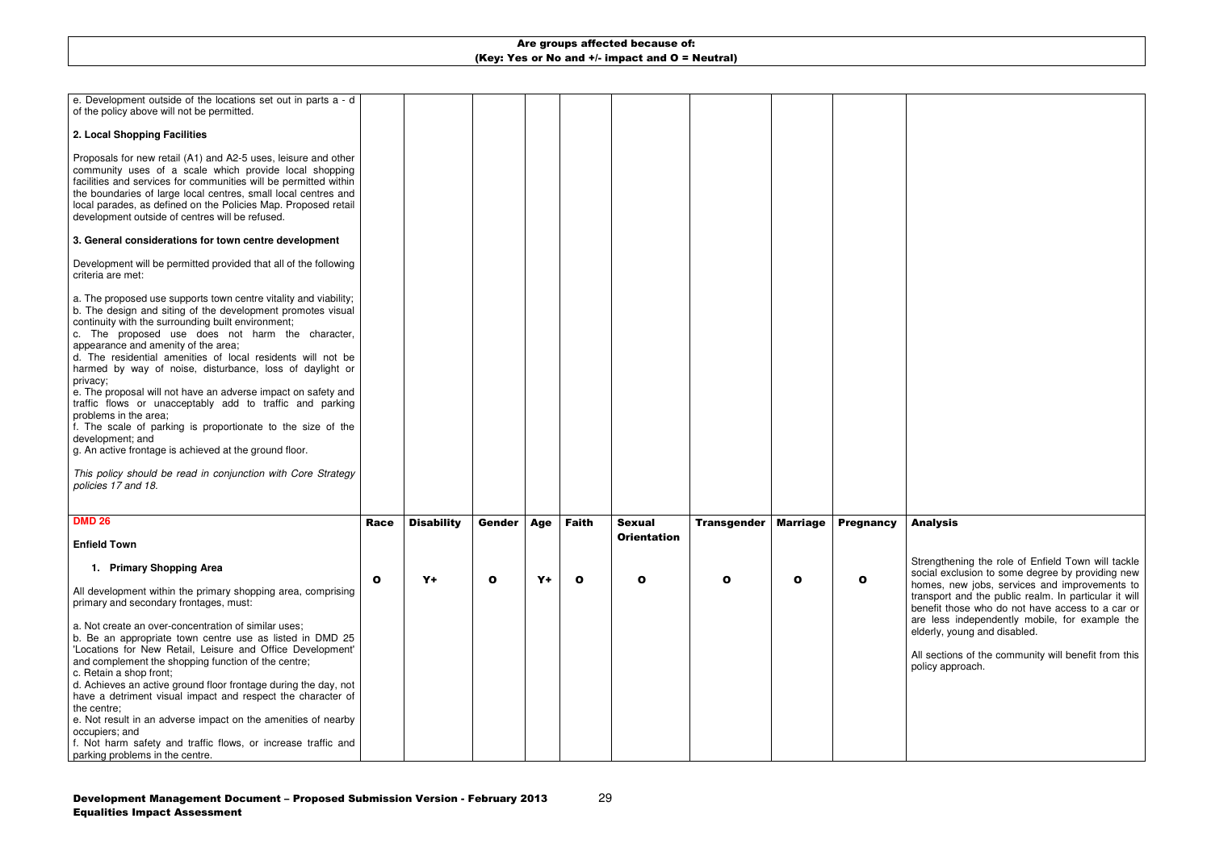**Are groups affected because of:**
**(Key: Yes or No and +/- impact and O = Neutral)**

| | | | | | | | | | | |
|---|---|---|---|---|---|---|---|---|---|---|
| e. Development outside of the locations set out in parts a - d of the policy above will not be permitted.<br><br>**2. Local Shopping Facilities**<br><br>Proposals for new retail (A1) and A2-5 uses, leisure and other community uses of a scale which provide local shopping facilities and services for communities will be permitted within the boundaries of large local centres, small local centres and local parades, as defined on the Policies Map. Proposed retail development outside of centres will be refused.<br><br>**3. General considerations for town centre development**<br><br>Development will be permitted provided that all of the following criteria are met:<br><br>a. The proposed use supports town centre vitality and viability;<br>b. The design and siting of the development promotes visual continuity with the surrounding built environment;<br>c. The proposed use does not harm the character, appearance and amenity of the area;<br>d. The residential amenities of local residents will not be harmed by way of noise, disturbance, loss of daylight or privacy;<br>e. The proposal will not have an adverse impact on safety and traffic flows or unacceptably add to traffic and parking problems in the area;<br>f. The scale of parking is proportionate to the size of the development; and<br>g. An active frontage is achieved at the ground floor.<br><br>*This policy should be read in conjunction with Core Strategy policies 17 and 18.* | | | | | | | | | | |
| **DMD 26**<br><br>**Enfield Town** | **Race** | **Disability** | **Gender** | **Age** | **Faith** | **Sexual Orientation** | **Transgender** | **Marriage** | **Pregnancy** | **Analysis** |
| **1. Primary Shopping Area**<br><br>All development within the primary shopping area, comprising primary and secondary frontages, must:<br><br>a. Not create an over-concentration of similar uses;<br>b. Be an appropriate town centre use as listed in DMD 25 'Locations for New Retail, Leisure and Office Development' and complement the shopping function of the centre;<br>c. Retain a shop front;<br>d. Achieves an active ground floor frontage during the day, not have a detriment visual impact and respect the character of the centre;<br>e. Not result in an adverse impact on the amenities of nearby occupiers; and<br>f. Not harm safety and traffic flows, or increase traffic and parking problems in the centre. | O | Y+ | O | Y+ | O | O | O | O | O | Strengthening the role of Enfield Town will tackle social exclusion to some degree by providing new homes, new jobs, services and improvements to transport and the public realm. In particular it will benefit those who do not have access to a car or are less independently mobile, for example the elderly, young and disabled.<br><br>All sections of the community will benefit from this policy approach. |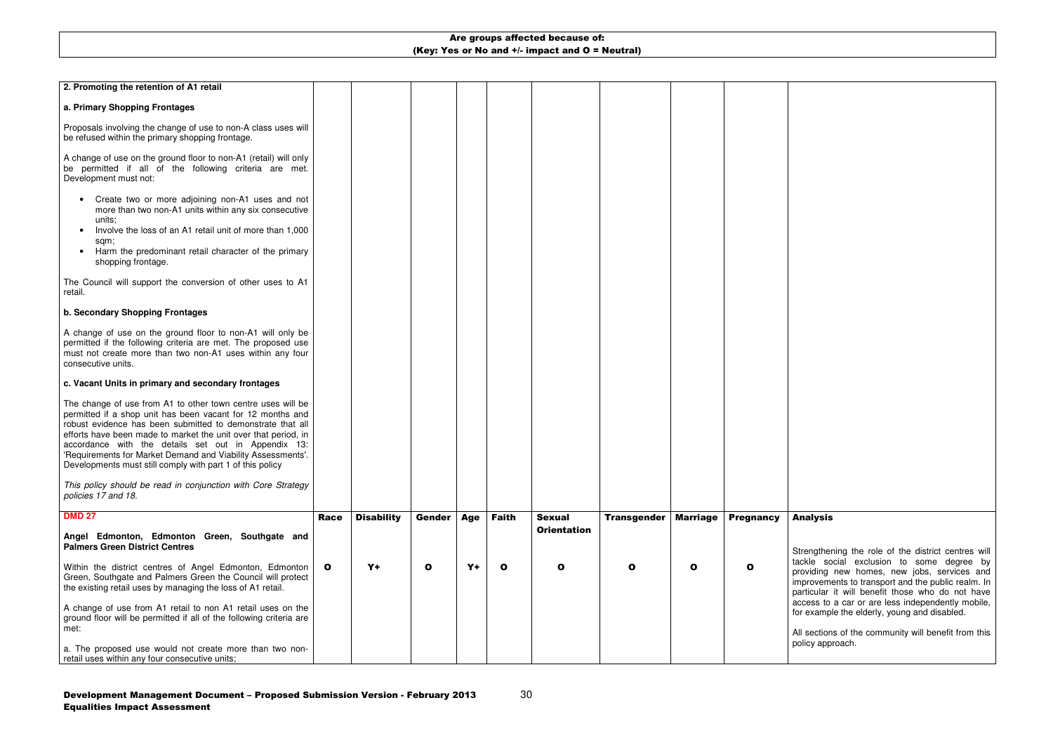**Are groups affected because of:**
**(Key: Yes or No and +/- impact and O = Neutral)**

| | | | | | | | | | | |
|---|---|---|---|---|---|---|---|---|---|---|
| **2. Promoting the retention of A1 retail**<br><br>**a. Primary Shopping Frontages**<br><br>Proposals involving the change of use to non-A class uses will be refused within the primary shopping frontage.<br><br>A change of use on the ground floor to non-A1 (retail) will only be permitted if all of the following criteria are met. Development must not:<br><br>• Create two or more adjoining non-A1 uses and not more than two non-A1 units within any six consecutive units;<br>• Involve the loss of an A1 retail unit of more than 1,000 sqm;<br>• Harm the predominant retail character of the primary shopping frontage.<br><br>The Council will support the conversion of other uses to A1 retail.<br><br>**b. Secondary Shopping Frontages**<br><br>A change of use on the ground floor to non-A1 will only be permitted if the following criteria are met. The proposed use must not create more than two non-A1 uses within any four consecutive units.<br><br>**c. Vacant Units in primary and secondary frontages**<br><br>The change of use from A1 to other town centre uses will be permitted if a shop unit has been vacant for 12 months and robust evidence has been submitted to demonstrate that all efforts have been made to market the unit over that period, in accordance with the details set out in Appendix 13: 'Requirements for Market Demand and Viability Assessments'. Developments must still comply with part 1 of this policy<br><br>*This policy should be read in conjunction with Core Strategy policies 17 and 18.* | | | | | | | | | | |
| **DMD 27**<br><br>**Angel Edmonton, Edmonton Green, Southgate and Palmers Green District Centres** | **Race** | **Disability** | **Gender** | **Age** | **Faith** | **Sexual Orientation** | **Transgender** | **Marriage** | **Pregnancy** | **Analysis** |
| Within the district centres of Angel Edmonton, Edmonton Green, Southgate and Palmers Green the Council will protect the existing retail uses by managing the loss of A1 retail.<br><br>A change of use from A1 retail to non A1 retail uses on the ground floor will be permitted if all of the following criteria are met:<br><br>a. The proposed use would not create more than two non-retail uses within any four consecutive units; | O | Y+ | O | Y+ | O | O | O | O | O | Strengthening the role of the district centres will tackle social exclusion to some degree by providing new homes, new jobs, services and improvements to transport and the public realm. In particular it will benefit those who do not have access to a car or are less independently mobile, for example the elderly, young and disabled.<br><br>All sections of the community will benefit from this policy approach. |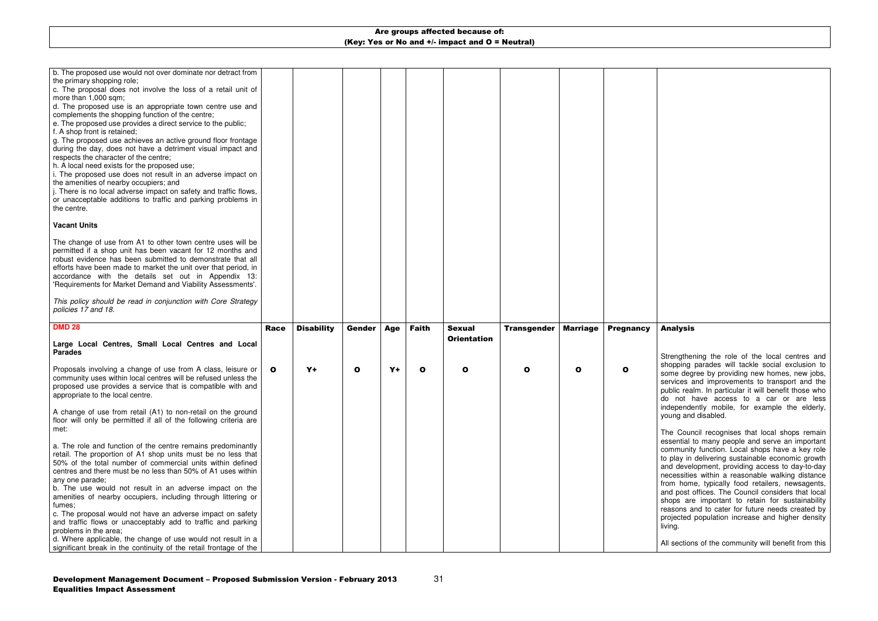**Are groups affected because of:**
**(Key: Yes or No and +/- impact and O = Neutral)**

| | | | | | | | | | | |
|---|---|---|---|---|---|---|---|---|---|---|
| b. The proposed use would not over dominate nor detract from the primary shopping role;<br>c. The proposal does not involve the loss of a retail unit of more than 1,000 sqm;<br>d. The proposed use is an appropriate town centre use and complements the shopping function of the centre;<br>e. The proposed use provides a direct service to the public;<br>f. A shop front is retained;<br>g. The proposed use achieves an active ground floor frontage during the day, does not have a detriment visual impact and respects the character of the centre;<br>h. A local need exists for the proposed use;<br>i. The proposed use does not result in an adverse impact on the amenities of nearby occupiers; and<br>j. There is no local adverse impact on safety and traffic flows, or unacceptable additions to traffic and parking problems in the centre.<br><br>**Vacant Units**<br><br>The change of use from A1 to other town centre uses will be permitted if a shop unit has been vacant for 12 months and robust evidence has been submitted to demonstrate that all efforts have been made to market the unit over that period, in accordance with the details set out in Appendix 13: 'Requirements for Market Demand and Viability Assessments'.<br><br>*This policy should be read in conjunction with Core Strategy policies 17 and 18.* | | | | | | | | | | |
| **DMD 28**<br><br>**Large Local Centres, Small Local Centres and Local Parades** | **Race** | **Disability** | **Gender** | **Age** | **Faith** | **Sexual Orientation** | **Transgender** | **Marriage** | **Pregnancy** | **Analysis** |
| Proposals involving a change of use from A class, leisure or community uses within local centres will be refused unless the proposed use provides a service that is compatible with and appropriate to the local centre.<br><br>A change of use from retail (A1) to non-retail on the ground floor will only be permitted if all of the following criteria are met:<br><br>a. The role and function of the centre remains predominantly retail. The proportion of A1 shop units must be no less that 50% of the total number of commercial units within defined centres and there must be no less than 50% of A1 uses within any one parade;<br>b. The use would not result in an adverse impact on the amenities of nearby occupiers, including through littering or fumes;<br>c. The proposal would not have an adverse impact on safety and traffic flows or unacceptably add to traffic and parking problems in the area;<br>d. Where applicable, the change of use would not result in a significant break in the continuity of the retail frontage of the | O | Y+ | O | Y+ | O | O | O | O | O | Strengthening the role of the local centres and shopping parades will tackle social exclusion to some degree by providing new homes, new jobs, services and improvements to transport and the public realm. In particular it will benefit those who do not have access to a car or are less independently mobile, for example the elderly, young and disabled.<br><br>The Council recognises that local shops remain essential to many people and serve an important community function. Local shops have a key role to play in delivering sustainable economic growth and development, providing access to day-to-day necessities within a reasonable walking distance from home, typically food retailers, newsagents, and post offices. The Council considers that local shops are important to retain for sustainability reasons and to cater for future needs created by projected population increase and higher density living.<br><br>All sections of the community will benefit from this |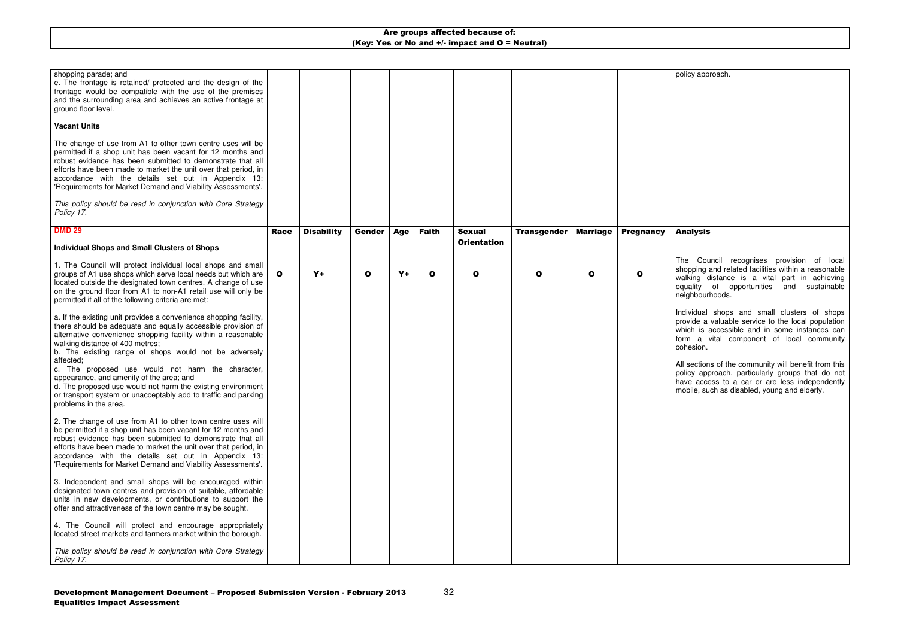**Are groups affected because of:**
**(Key: Yes or No and +/- impact and O = Neutral)**

| | | | | | | | | | | |
|---|---|---|---|---|---|---|---|---|---|---|
| shopping parade; and<br>e. The frontage is retained/ protected and the design of the frontage would be compatible with the use of the premises and the surrounding area and achieves an active frontage at ground floor level.<br><br>**Vacant Units**<br><br>The change of use from A1 to other town centre uses will be permitted if a shop unit has been vacant for 12 months and robust evidence has been submitted to demonstrate that all efforts have been made to market the unit over that period, in accordance with the details set out in Appendix 13: 'Requirements for Market Demand and Viability Assessments'.<br><br>*This policy should be read in conjunction with Core Strategy Policy 17.* | | | | | | | | | | policy approach. |
| **DMD 29**<br><br>**Individual Shops and Small Clusters of Shops** | **Race** | **Disability** | **Gender** | **Age** | **Faith** | **Sexual Orientation** | **Transgender** | **Marriage** | **Pregnancy** | **Analysis** |
| 1. The Council will protect individual local shops and small groups of A1 use shops which serve local needs but which are located outside the designated town centres. A change of use on the ground floor from A1 to non-A1 retail use will only be permitted if all of the following criteria are met:<br><br>a. If the existing unit provides a convenience shopping facility, there should be adequate and equally accessible provision of alternative convenience shopping facility within a reasonable walking distance of 400 metres;<br>b. The existing range of shops would not be adversely affected;<br>c. The proposed use would not harm the character, appearance, and amenity of the area; and<br>d. The proposed use would not harm the existing environment or transport system or unacceptably add to traffic and parking problems in the area.<br><br>2. The change of use from A1 to other town centre uses will be permitted if a shop unit has been vacant for 12 months and robust evidence has been submitted to demonstrate that all efforts have been made to market the unit over that period, in accordance with the details set out in Appendix 13: 'Requirements for Market Demand and Viability Assessments'.<br><br>3. Independent and small shops will be encouraged within designated town centres and provision of suitable, affordable units in new developments, or contributions to support the offer and attractiveness of the town centre may be sought.<br><br>4. The Council will protect and encourage appropriately located street markets and farmers market within the borough.<br><br>*This policy should be read in conjunction with Core Strategy Policy 17.* | O | Y+ | O | Y+ | O | O | O | O | O | The Council recognises provision of local shopping and related facilities within a reasonable walking distance is a vital part in achieving equality of opportunities and sustainable neighbourhoods.<br><br>Individual shops and small clusters of shops provide a valuable service to the local population which is accessible and in some instances can form a vital component of local community cohesion.<br><br>All sections of the community will benefit from this policy approach, particularly groups that do not have access to a car or are less independently mobile, such as disabled, young and elderly. |

**Development Management Document – Proposed Submission Version - February 2013**
**Equalities Impact Assessment**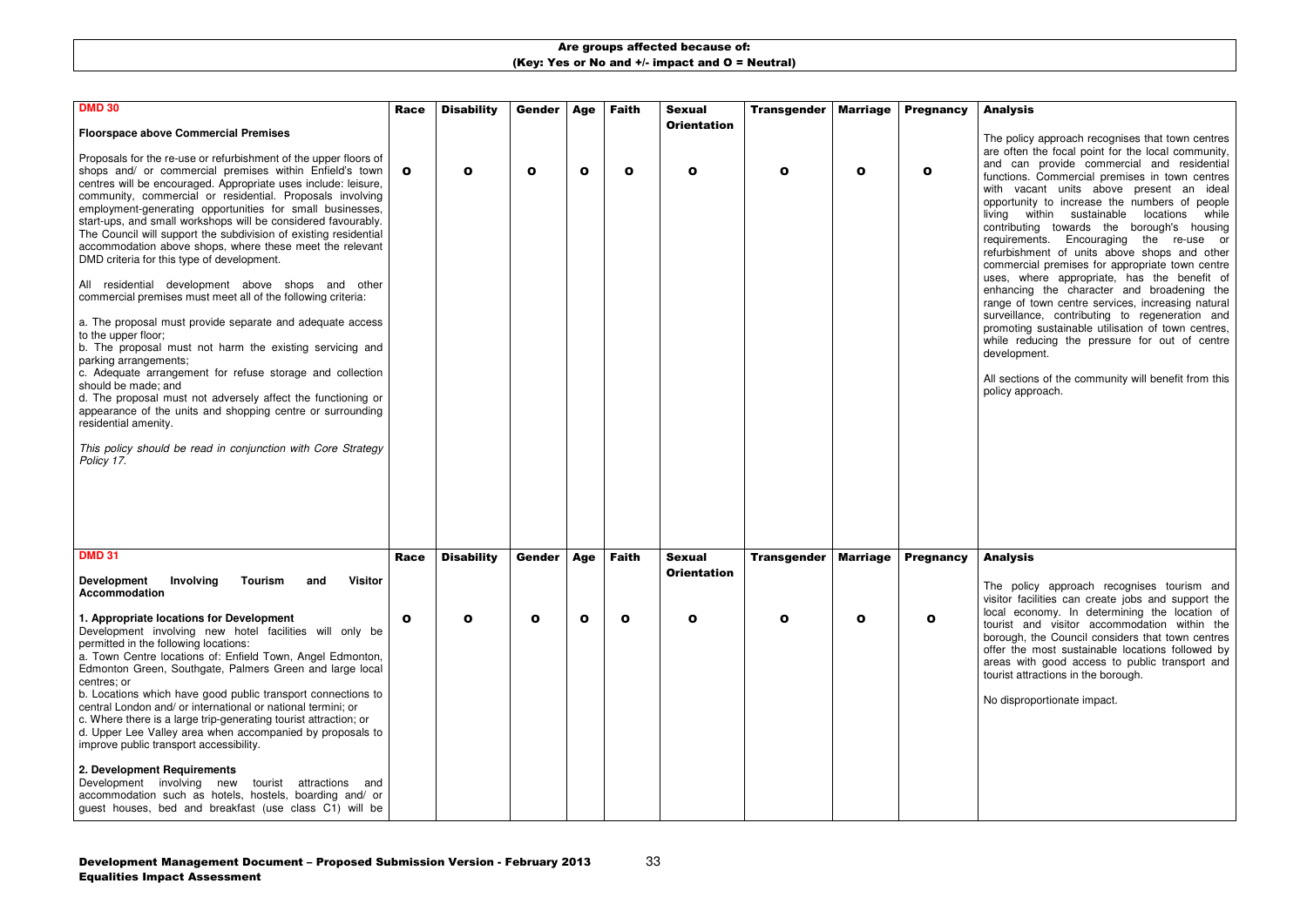**Are groups affected because of:**
**(Key: Yes or No and +/- impact and O = Neutral)**

| DMD 30 | Race | Disability | Gender | Age | Faith | Sexual Orientation | Transgender | Marriage | Pregnancy | Analysis |
|---|---|---|---|---|---|---|---|---|---|---|
| **Floorspace above Commercial Premises**<br><br>Proposals for the re-use or refurbishment of the upper floors of shops and/ or commercial premises within Enfield's town centres will be encouraged. Appropriate uses include: leisure, community, commercial or residential. Proposals involving employment-generating opportunities for small businesses, start-ups, and small workshops will be considered favourably. The Council will support the subdivision of existing residential accommodation above shops, where these meet the relevant DMD criteria for this type of development.<br><br>All residential development above shops and other commercial premises must meet all of the following criteria:<br><br>a. The proposal must provide separate and adequate access to the upper floor;<br>b. The proposal must not harm the existing servicing and parking arrangements;<br>c. Adequate arrangement for refuse storage and collection should be made; and<br>d. The proposal must not adversely affect the functioning or appearance of the units and shopping centre or surrounding residential amenity.<br><br>*This policy should be read in conjunction with Core Strategy Policy 17.* | O | O | O | O | O | O | O | O | O | The policy approach recognises that town centres are often the focal point for the local community, and can provide commercial and residential functions. Commercial premises in town centres with vacant units above present an ideal opportunity to increase the numbers of people living within sustainable locations while contributing towards the borough's housing requirements. Encouraging the re-use or refurbishment of units above shops and other commercial premises for appropriate town centre uses, where appropriate, has the benefit of enhancing the character and broadening the range of town centre services, increasing natural surveillance, contributing to regeneration and promoting sustainable utilisation of town centres, while reducing the pressure for out of centre development.<br><br>All sections of the community will benefit from this policy approach. |
| **DMD 31** | **Race** | **Disability** | **Gender** | **Age** | **Faith** | **Sexual Orientation** | **Transgender** | **Marriage** | **Pregnancy** | **Analysis** |
| **Development Involving Tourism and Visitor Accommodation**<br><br>**1. Appropriate locations for Development**<br>Development involving new hotel facilities will only be permitted in the following locations:<br>a. Town Centre locations of: Enfield Town, Angel Edmonton, Edmonton Green, Southgate, Palmers Green and large local centres; or<br>b. Locations which have good public transport connections to central London and/ or international or national termini; or<br>c. Where there is a large trip-generating tourist attraction; or<br>d. Upper Lee Valley area when accompanied by proposals to improve public transport accessibility.<br><br>**2. Development Requirements**<br>Development involving new tourist attractions and accommodation such as hotels, hostels, boarding and/ or guest houses, bed and breakfast (use class C1) will be | O | O | O | O | O | O | O | O | O | The policy approach recognises tourism and visitor facilities can create jobs and support the local economy. In determining the location of tourist and visitor accommodation within the borough, the Council considers that town centres offer the most sustainable locations followed by areas with good access to public transport and tourist attractions in the borough.<br><br>No disproportionate impact. |

**Development Management Document – Proposed Submission Version - February 2013**
**Equalities Impact Assessment**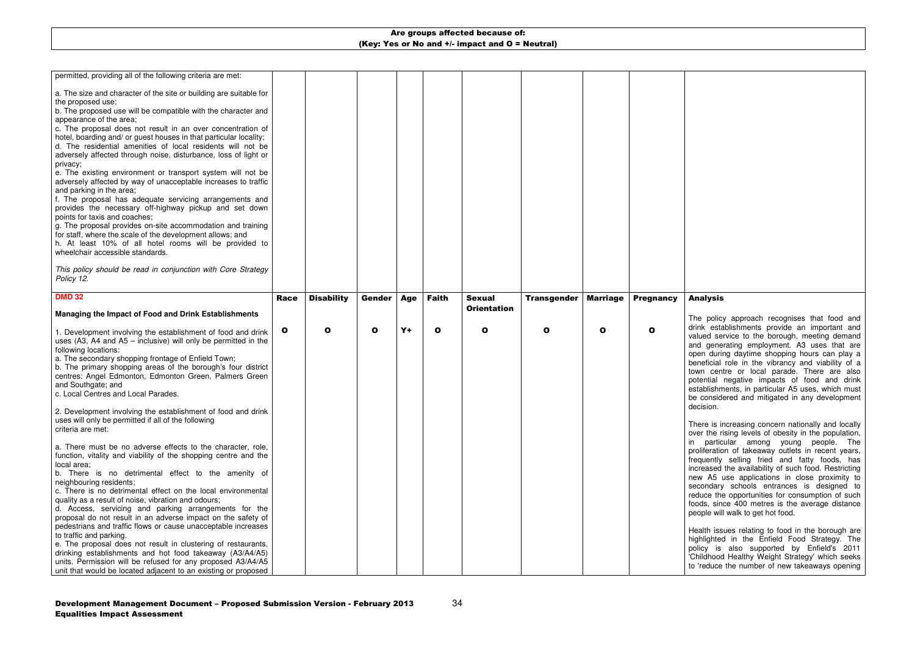**Are groups affected because of:**
**(Key: Yes or No and +/- impact and O = Neutral)**

| | | | | | | | | | | |
|---|---|---|---|---|---|---|---|---|---|---|
| permitted, providing all of the following criteria are met:<br><br>a. The size and character of the site or building are suitable for the proposed use;<br>b. The proposed use will be compatible with the character and appearance of the area;<br>c. The proposal does not result in an over concentration of hotel, boarding and/ or guest houses in that particular locality;<br>d. The residential amenities of local residents will not be adversely affected through noise, disturbance, loss of light or privacy;<br>e. The existing environment or transport system will not be adversely affected by way of unacceptable increases to traffic and parking in the area;<br>f. The proposal has adequate servicing arrangements and provides the necessary off-highway pickup and set down points for taxis and coaches;<br>g. The proposal provides on-site accommodation and training for staff, where the scale of the development allows; and<br>h. At least 10% of all hotel rooms will be provided to wheelchair accessible standards.<br><br>*This policy should be read in conjunction with Core Strategy Policy 12.* | | | | | | | | | | |
| **DMD 32** | **Race** | **Disability** | **Gender** | **Age** | **Faith** | **Sexual Orientation** | **Transgender** | **Marriage** | **Pregnancy** | **Analysis** |
| **Managing the Impact of Food and Drink Establishments**<br><br>1. Development involving the establishment of food and drink uses (A3, A4 and A5 – inclusive) will only be permitted in the following locations:<br>a. The secondary shopping frontage of Enfield Town;<br>b. The primary shopping areas of the borough's four district centres: Angel Edmonton, Edmonton Green, Palmers Green and Southgate; and<br>c. Local Centres and Local Parades.<br><br>2. Development involving the establishment of food and drink uses will only be permitted if all of the following criteria are met:<br><br>a. There must be no adverse effects to the character, role, function, vitality and viability of the shopping centre and the local area;<br>b. There is no detrimental effect to the amenity of neighbouring residents;<br>c. There is no detrimental effect on the local environmental quality as a result of noise, vibration and odours;<br>d. Access, servicing and parking arrangements for the proposal do not result in an adverse impact on the safety of pedestrians and traffic flows or cause unacceptable increases to traffic and parking.<br>e. The proposal does not result in clustering of restaurants, drinking establishments and hot food takeaway (A3/A4/A5) units. Permission will be refused for any proposed A3/A4/A5 unit that would be located adjacent to an existing or proposed | O | O | O | Y+ | O | O | O | O | O | The policy approach recognises that food and drink establishments provide an important and valued service to the borough, meeting demand and generating employment. A3 uses that are open during daytime shopping hours can play a beneficial role in the vibrancy and viability of a town centre or local parade. There are also potential negative impacts of food and drink establishments, in particular A5 uses, which must be considered and mitigated in any development decision.<br><br>There is increasing concern nationally and locally over the rising levels of obesity in the population, in particular among young people. The proliferation of takeaway outlets in recent years, frequently selling fried and fatty foods, has increased the availability of such food. Restricting new A5 use applications in close proximity to secondary schools entrances is designed to reduce the opportunities for consumption of such foods, since 400 metres is the average distance people will walk to get hot food.<br><br>Health issues relating to food in the borough are highlighted in the Enfield Food Strategy. The policy is also supported by Enfield's 2011 'Childhood Healthy Weight Strategy' which seeks to 'reduce the number of new takeaways opening |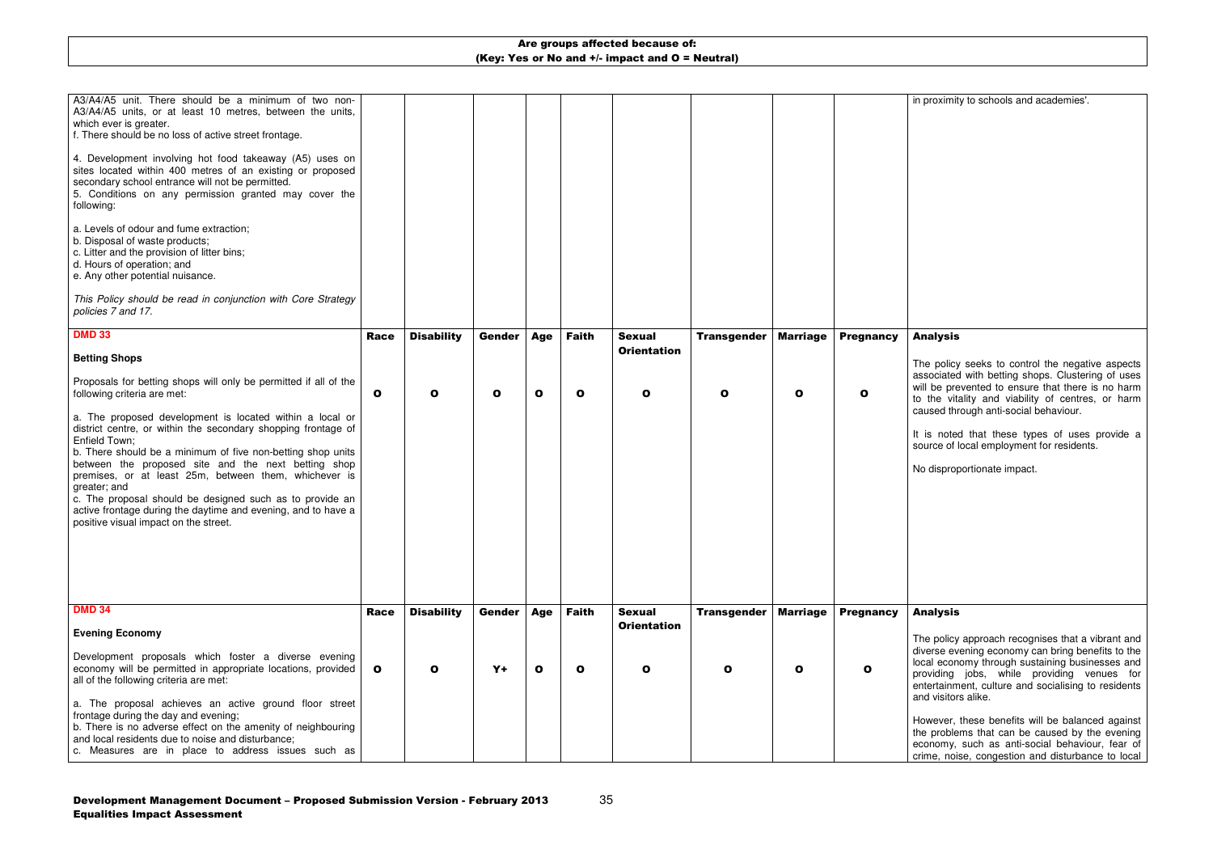**Are groups affected because of:**
**(Key: Yes or No and +/- impact and O = Neutral)**

| | | | | | | | | | | |
|---|---|---|---|---|---|---|---|---|---|---|
| A3/A4/A5 unit. There should be a minimum of two non-A3/A4/A5 units, or at least 10 metres, between the units, which ever is greater.<br>f. There should be no loss of active street frontage.<br><br>4. Development involving hot food takeaway (A5) uses on sites located within 400 metres of an existing or proposed secondary school entrance will not be permitted.<br>5. Conditions on any permission granted may cover the following:<br><br>a. Levels of odour and fume extraction;<br>b. Disposal of waste products;<br>c. Litter and the provision of litter bins;<br>d. Hours of operation; and<br>e. Any other potential nuisance.<br><br>*This Policy should be read in conjunction with Core Strategy policies 7 and 17.* | | | | | | | | | | in proximity to schools and academies'. |
| **DMD 33**<br><br>**Betting Shops**<br><br>Proposals for betting shops will only be permitted if all of the following criteria are met:<br><br>a. The proposed development is located within a local or district centre, or within the secondary shopping frontage of Enfield Town;<br>b. There should be a minimum of five non-betting shop units between the proposed site and the next betting shop premises, or at least 25m, between them, whichever is greater; and<br>c. The proposal should be designed such as to provide an active frontage during the daytime and evening, and to have a positive visual impact on the street. | **Race**<br><br>**O** | **Disability**<br><br>**O** | **Gender**<br><br>**O** | **Age**<br><br>**O** | **Faith**<br><br>**O** | **Sexual Orientation**<br><br>**O** | **Transgender**<br><br>**O** | **Marriage**<br><br>**O** | **Pregnancy**<br><br>**O** | **Analysis**<br><br>The policy seeks to control the negative aspects associated with betting shops. Clustering of uses will be prevented to ensure that there is no harm to the vitality and viability of centres, or harm caused through anti-social behaviour.<br><br>It is noted that these types of uses provide a source of local employment for residents.<br><br>No disproportionate impact. |
| **DMD 34**<br><br>**Evening Economy**<br><br>Development proposals which foster a diverse evening economy will be permitted in appropriate locations, provided all of the following criteria are met:<br><br>a. The proposal achieves an active ground floor street frontage during the day and evening;<br>b. There is no adverse effect on the amenity of neighbouring and local residents due to noise and disturbance;<br>c. Measures are in place to address issues such as | **Race**<br><br>**O** | **Disability**<br><br>**O** | **Gender**<br><br>**Y+** | **Age**<br><br>**O** | **Faith**<br><br>**O** | **Sexual Orientation**<br><br>**O** | **Transgender**<br><br>**O** | **Marriage**<br><br>**O** | **Pregnancy**<br><br>**O** | **Analysis**<br><br>The policy approach recognises that a vibrant and diverse evening economy can bring benefits to the local economy through sustaining businesses and providing jobs, while providing venues for entertainment, culture and socialising to residents and visitors alike.<br><br>However, these benefits will be balanced against the problems that can be caused by the evening economy, such as anti-social behaviour, fear of crime, noise, congestion and disturbance to local |

**Development Management Document – Proposed Submission Version - February 2013**
**Equalities Impact Assessment**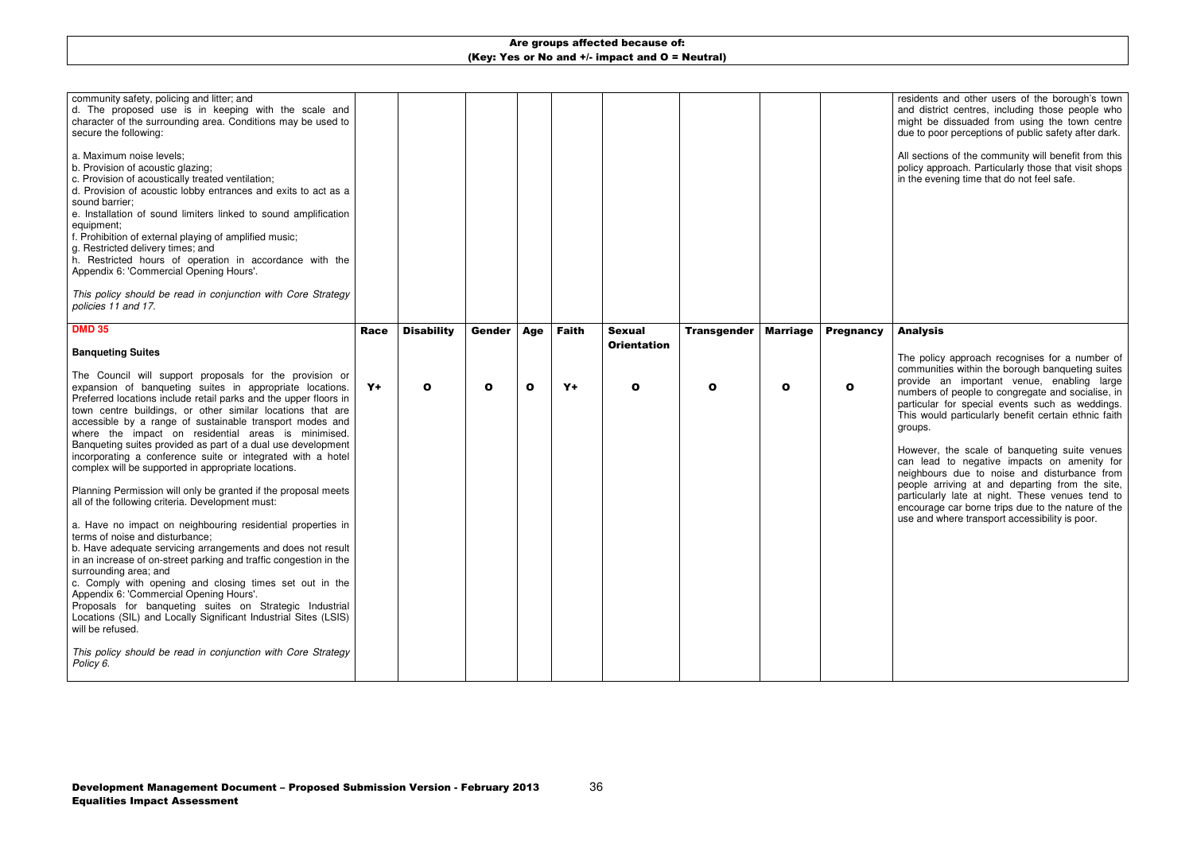**Are groups affected because of:**
**(Key: Yes or No and +/- impact and O = Neutral)**

| | | | | | | | | | | |
|---|---|---|---|---|---|---|---|---|---|---|
| community safety, policing and litter; and<br>d. The proposed use is in keeping with the scale and character of the surrounding area. Conditions may be used to secure the following:<br><br>a. Maximum noise levels;<br>b. Provision of acoustic glazing;<br>c. Provision of acoustically treated ventilation;<br>d. Provision of acoustic lobby entrances and exits to act as a sound barrier;<br>e. Installation of sound limiters linked to sound amplification equipment;<br>f. Prohibition of external playing of amplified music;<br>g. Restricted delivery times; and<br>h. Restricted hours of operation in accordance with the Appendix 6: 'Commercial Opening Hours'.<br><br>*This policy should be read in conjunction with Core Strategy policies 11 and 17.* | | | | | | | | | | residents and other users of the borough's town and district centres, including those people who might be dissuaded from using the town centre due to poor perceptions of public safety after dark.<br><br>All sections of the community will benefit from this policy approach. Particularly those that visit shops in the evening time that do not feel safe. |
| **DMD 35** | **Race** | **Disability** | **Gender** | **Age** | **Faith** | **Sexual Orientation** | **Transgender** | **Marriage** | **Pregnancy** | **Analysis** |
| **Banqueting Suites**<br><br>The Council will support proposals for the provision or expansion of banqueting suites in appropriate locations. Preferred locations include retail parks and the upper floors in town centre buildings, or other similar locations that are accessible by a range of sustainable transport modes and where the impact on residential areas is minimised. Banqueting suites provided as part of a dual use development incorporating a conference suite or integrated with a hotel complex will be supported in appropriate locations.<br><br>Planning Permission will only be granted if the proposal meets all of the following criteria. Development must:<br><br>a. Have no impact on neighbouring residential properties in terms of noise and disturbance;<br>b. Have adequate servicing arrangements and does not result in an increase of on-street parking and traffic congestion in the surrounding area; and<br>c. Comply with opening and closing times set out in the Appendix 6: 'Commercial Opening Hours'.<br>Proposals for banqueting suites on Strategic Industrial Locations (SIL) and Locally Significant Industrial Sites (LSIS) will be refused.<br><br>*This policy should be read in conjunction with Core Strategy Policy 6.* | Y+ | O | O | O | Y+ | O | O | O | O | The policy approach recognises for a number of communities within the borough banqueting suites provide an important venue, enabling large numbers of people to congregate and socialise, in particular for special events such as weddings. This would particularly benefit certain ethnic faith groups.<br><br>However, the scale of banqueting suite venues can lead to negative impacts on amenity for neighbours due to noise and disturbance from people arriving at and departing from the site, particularly late at night. These venues tend to encourage car borne trips due to the nature of the use and where transport accessibility is poor. |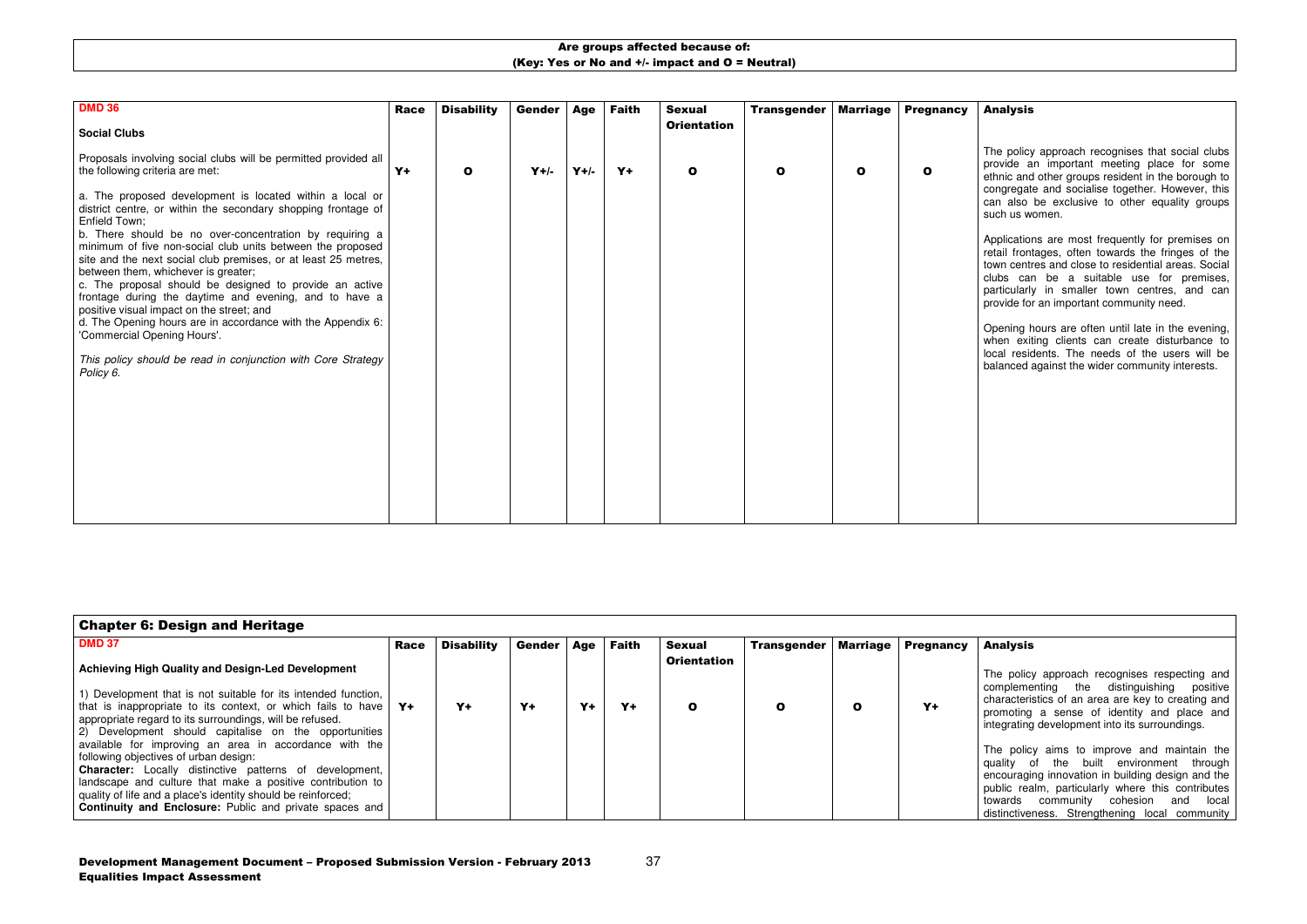**Are groups affected because of:**
**(Key: Yes or No and +/- impact and O = Neutral)**

| DMD 36<br><br>**Social Clubs** | Race | Disability | Gender | Age | Faith | Sexual Orientation | Transgender | Marriage | Pregnancy | Analysis |
|---|---|---|---|---|---|---|---|---|---|---|
| Proposals involving social clubs will be permitted provided all the following criteria are met:<br><br>a. The proposed development is located within a local or district centre, or within the secondary shopping frontage of Enfield Town;<br>b. There should be no over-concentration by requiring a minimum of five non-social club units between the proposed site and the next social club premises, or at least 25 metres, between them, whichever is greater;<br>c. The proposal should be designed to provide an active frontage during the daytime and evening, and to have a positive visual impact on the street; and<br>d. The Opening hours are in accordance with the Appendix 6: 'Commercial Opening Hours'.<br><br>*This policy should be read in conjunction with Core Strategy Policy 6.* | Y+ | O | Y+/- | Y+/- | Y+ | O | O | O | O | The policy approach recognises that social clubs provide an important meeting place for some ethnic and other groups resident in the borough to congregate and socialise together. However, this can also be exclusive to other equality groups such us women.<br><br>Applications are most frequently for premises on retail frontages, often towards the fringes of the town centres and close to residential areas. Social clubs can be a suitable use for premises, particularly in smaller town centres, and can provide for an important community need.<br><br>Opening hours are often until late in the evening, when exiting clients can create disturbance to local residents. The needs of the users will be balanced against the wider community interests. |

## Chapter 6: Design and Heritage

| DMD 37<br><br>**Achieving High Quality and Design-Led Development** | Race | Disability | Gender | Age | Faith | Sexual Orientation | Transgender | Marriage | Pregnancy | Analysis |
|---|---|---|---|---|---|---|---|---|---|---|
| 1) Development that is not suitable for its intended function, that is inappropriate to its context, or which fails to have appropriate regard to its surroundings, will be refused.<br>2) Development should capitalise on the opportunities available for improving an area in accordance with the following objectives of urban design:<br>**Character:** Locally distinctive patterns of development, landscape and culture that make a positive contribution to quality of life and a place's identity should be reinforced;<br>**Continuity and Enclosure:** Public and private spaces and | Y+ | Y+ | Y+ | Y+ | Y+ | O | O | O | Y+ | The policy approach recognises respecting and complementing the distinguishing positive characteristics of an area are key to creating and promoting a sense of identity and place and integrating development into its surroundings.<br><br>The policy aims to improve and maintain the quality of the built environment through encouraging innovation in building design and the public realm, particularly where this contributes towards community cohesion and local distinctiveness. Strengthening local community |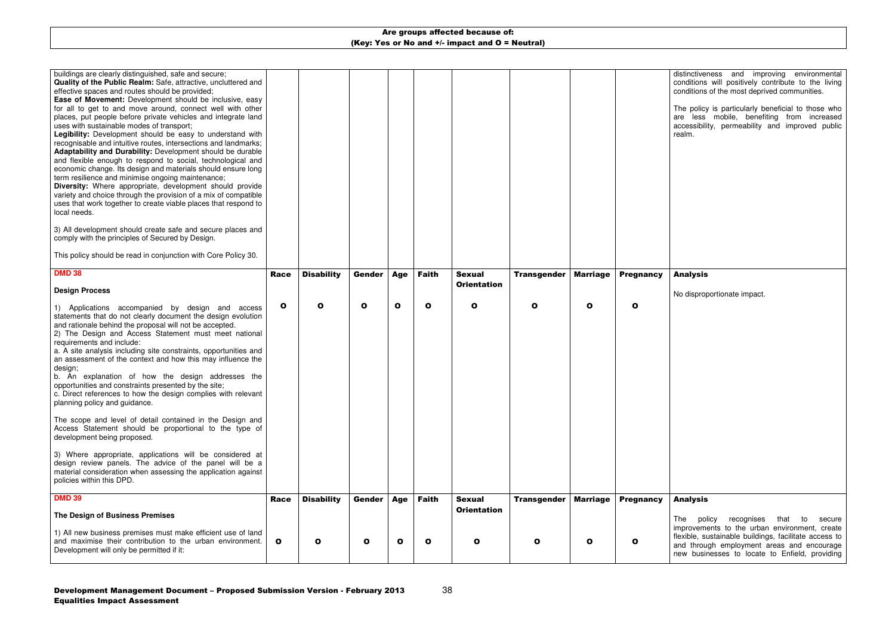**Are groups affected because of:**
**(Key: Yes or No and +/- impact and O = Neutral)**

| | | | | | | | | | | |
|---|---|---|---|---|---|---|---|---|---|---|
| buildings are clearly distinguished, safe and secure;<br>**Quality of the Public Realm:** Safe, attractive, uncluttered and effective spaces and routes should be provided;<br>**Ease of Movement:** Development should be inclusive, easy for all to get to and move around, connect well with other places, put people before private vehicles and integrate land uses with sustainable modes of transport;<br>**Legibility:** Development should be easy to understand with recognisable and intuitive routes, intersections and landmarks;<br>**Adaptability and Durability:** Development should be durable and flexible enough to respond to social, technological and economic change. Its design and materials should ensure long term resilience and minimise ongoing maintenance;<br>**Diversity:** Where appropriate, development should provide variety and choice through the provision of a mix of compatible uses that work together to create viable places that respond to local needs.<br><br>3) All development should create safe and secure places and comply with the principles of Secured by Design.<br><br>This policy should be read in conjunction with Core Policy 30. | | | | | | | | | | distinctiveness and improving environmental conditions will positively contribute to the living conditions of the most deprived communities.<br><br>The policy is particularly beneficial to those who are less mobile, benefiting from increased accessibility, permeability and improved public realm. |
| **DMD 38**<br><br>**Design Process**<br><br>1) Applications accompanied by design and access statements that do not clearly document the design evolution and rationale behind the proposal will not be accepted.<br>2) The Design and Access Statement must meet national requirements and include:<br>a. A site analysis including site constraints, opportunities and an assessment of the context and how this may influence the design;<br>b. An explanation of how the design addresses the opportunities and constraints presented by the site;<br>c. Direct references to how the design complies with relevant planning policy and guidance.<br><br>The scope and level of detail contained in the Design and Access Statement should be proportional to the type of development being proposed.<br><br>3) Where appropriate, applications will be considered at design review panels. The advice of the panel will be a material consideration when assessing the application against policies within this DPD. | **Race**<br><br>O | **Disability**<br><br>O | **Gender**<br><br>O | **Age**<br><br>O | **Faith**<br><br>O | **Sexual Orientation**<br><br>O | **Transgender**<br><br>O | **Marriage**<br><br>O | **Pregnancy**<br><br>O | **Analysis**<br><br>No disproportionate impact. |
| **DMD 39**<br><br>**The Design of Business Premises**<br><br>1) All new business premises must make efficient use of land and maximise their contribution to the urban environment. Development will only be permitted if it: | **Race**<br><br>O | **Disability**<br><br>O | **Gender**<br><br>O | **Age**<br><br>O | **Faith**<br><br>O | **Sexual Orientation**<br><br>O | **Transgender**<br><br>O | **Marriage**<br><br>O | **Pregnancy**<br><br>O | **Analysis**<br><br>The policy recognises that to secure improvements to the urban environment, create flexible, sustainable buildings, facilitate access to and through employment areas and encourage new businesses to locate to Enfield, providing |

**Development Management Document – Proposed Submission Version - February 2013**
**Equalities Impact Assessment**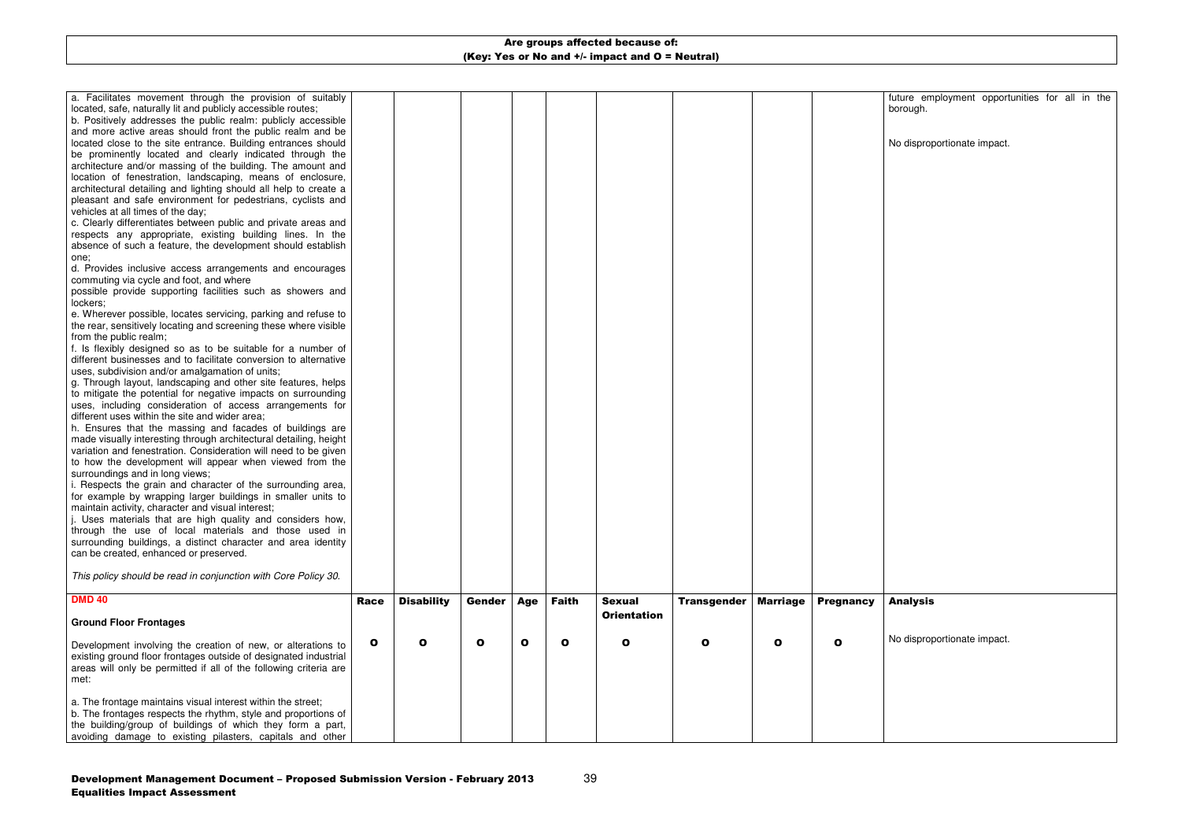**Are groups affected because of:**
**(Key: Yes or No and +/- impact and O = Neutral)**

| | | | | | | | | | | |
|---|---|---|---|---|---|---|---|---|---|---|
| a. Facilitates movement through the provision of suitably located, safe, naturally lit and publicly accessible routes;<br>b. Positively addresses the public realm: publicly accessible and more active areas should front the public realm and be located close to the site entrance. Building entrances should be prominently located and clearly indicated through the architecture and/or massing of the building. The amount and location of fenestration, landscaping, means of enclosure, architectural detailing and lighting should all help to create a pleasant and safe environment for pedestrians, cyclists and vehicles at all times of the day;<br>c. Clearly differentiates between public and private areas and respects any appropriate, existing building lines. In the absence of such a feature, the development should establish one;<br>d. Provides inclusive access arrangements and encourages commuting via cycle and foot, and where possible provide supporting facilities such as showers and lockers;<br>e. Wherever possible, locates servicing, parking and refuse to the rear, sensitively locating and screening these where visible from the public realm;<br>f. Is flexibly designed so as to be suitable for a number of different businesses and to facilitate conversion to alternative uses, subdivision and/or amalgamation of units;<br>g. Through layout, landscaping and other site features, helps to mitigate the potential for negative impacts on surrounding uses, including consideration of access arrangements for different uses within the site and wider area;<br>h. Ensures that the massing and facades of buildings are made visually interesting through architectural detailing, height variation and fenestration. Consideration will need to be given to how the development will appear when viewed from the surroundings and in long views;<br>i. Respects the grain and character of the surrounding area, for example by wrapping larger buildings in smaller units to maintain activity, character and visual interest;<br>j. Uses materials that are high quality and considers how, through the use of local materials and those used in surrounding buildings, a distinct character and area identity can be created, enhanced or preserved.<br><br>*This policy should be read in conjunction with Core Policy 30.* | | | | | | | | | | future employment opportunities for all in the borough.<br><br>No disproportionate impact. |
| **DMD 40**<br><br>**Ground Floor Frontages** | **Race** | **Disability** | **Gender** | **Age** | **Faith** | **Sexual Orientation** | **Transgender** | **Marriage** | **Pregnancy** | **Analysis** |
| Development involving the creation of new, or alterations to existing ground floor frontages outside of designated industrial areas will only be permitted if all of the following criteria are met:<br><br>a. The frontage maintains visual interest within the street;<br>b. The frontages respects the rhythm, style and proportions of the building/group of buildings of which they form a part, avoiding damage to existing pilasters, capitals and other | **O** | **O** | **O** | **O** | **O** | **O** | **O** | **O** | **O** | No disproportionate impact. |

**Development Management Document – Proposed Submission Version - February 2013**
**Equalities Impact Assessment**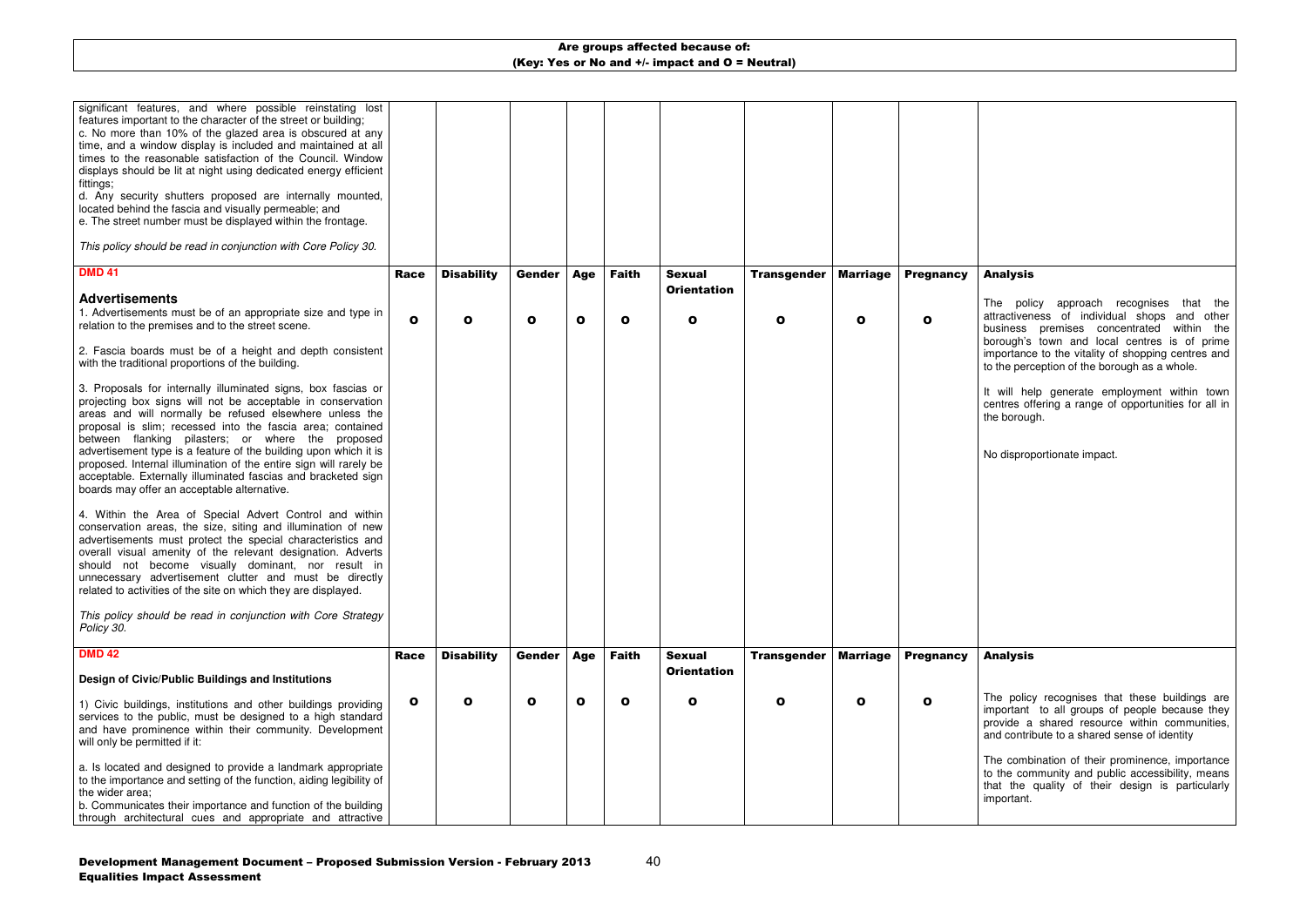**Are groups affected because of:**
**(Key: Yes or No and +/- impact and O = Neutral)**

| | Race | Disability | Gender | Age | Faith | Sexual Orientation | Transgender | Marriage | Pregnancy | Analysis |
|---|---|---|---|---|---|---|---|---|---|---|
| significant features, and where possible reinstating lost features important to the character of the street or building;<br>c. No more than 10% of the glazed area is obscured at any time, and a window display is included and maintained at all times to the reasonable satisfaction of the Council. Window displays should be lit at night using dedicated energy efficient fittings;<br>d. Any security shutters proposed are internally mounted, located behind the fascia and visually permeable; and<br>e. The street number must be displayed within the frontage.<br><br>*This policy should be read in conjunction with Core Policy 30.* | | | | | | | | | | |
| **DMD 41**<br><br>**Advertisements**<br>1. Advertisements must be of an appropriate size and type in relation to the premises and to the street scene.<br><br>2. Fascia boards must be of a height and depth consistent with the traditional proportions of the building.<br><br>3. Proposals for internally illuminated signs, box fascias or projecting box signs will not be acceptable in conservation areas and will normally be refused elsewhere unless the proposal is slim; recessed into the fascia area; contained between flanking pilasters; or where the proposed advertisement type is a feature of the building upon which it is proposed. Internal illumination of the entire sign will rarely be acceptable. Externally illuminated fascias and bracketed sign boards may offer an acceptable alternative.<br><br>4. Within the Area of Special Advert Control and within conservation areas, the size, siting and illumination of new advertisements must protect the special characteristics and overall visual amenity of the relevant designation. Adverts should not become visually dominant, nor result in unnecessary advertisement clutter and must be directly related to activities of the site on which they are displayed.<br><br>*This policy should be read in conjunction with Core Strategy Policy 30.* | O | O | O | O | O | O | O | O | O | **Analysis**<br><br>The policy approach recognises that the attractiveness of individual shops and other business premises concentrated within the borough's town and local centres is of prime importance to the vitality of shopping centres and to the perception of the borough as a whole.<br><br>It will help generate employment within town centres offering a range of opportunities for all in the borough.<br><br>No disproportionate impact. |
| **DMD 42**<br><br>**Design of Civic/Public Buildings and Institutions**<br><br>1) Civic buildings, institutions and other buildings providing services to the public, must be designed to a high standard and have prominence within their community. Development will only be permitted if it:<br><br>a. Is located and designed to provide a landmark appropriate to the importance and setting of the function, aiding legibility of the wider area;<br>b. Communicates their importance and function of the building through architectural cues and appropriate and attractive | O | O | O | O | O | O | O | O | O | **Analysis**<br><br>The policy recognises that these buildings are important to all groups of people because they provide a shared resource within communities, and contribute to a shared sense of identity<br><br>The combination of their prominence, importance to the community and public accessibility, means that the quality of their design is particularly important. |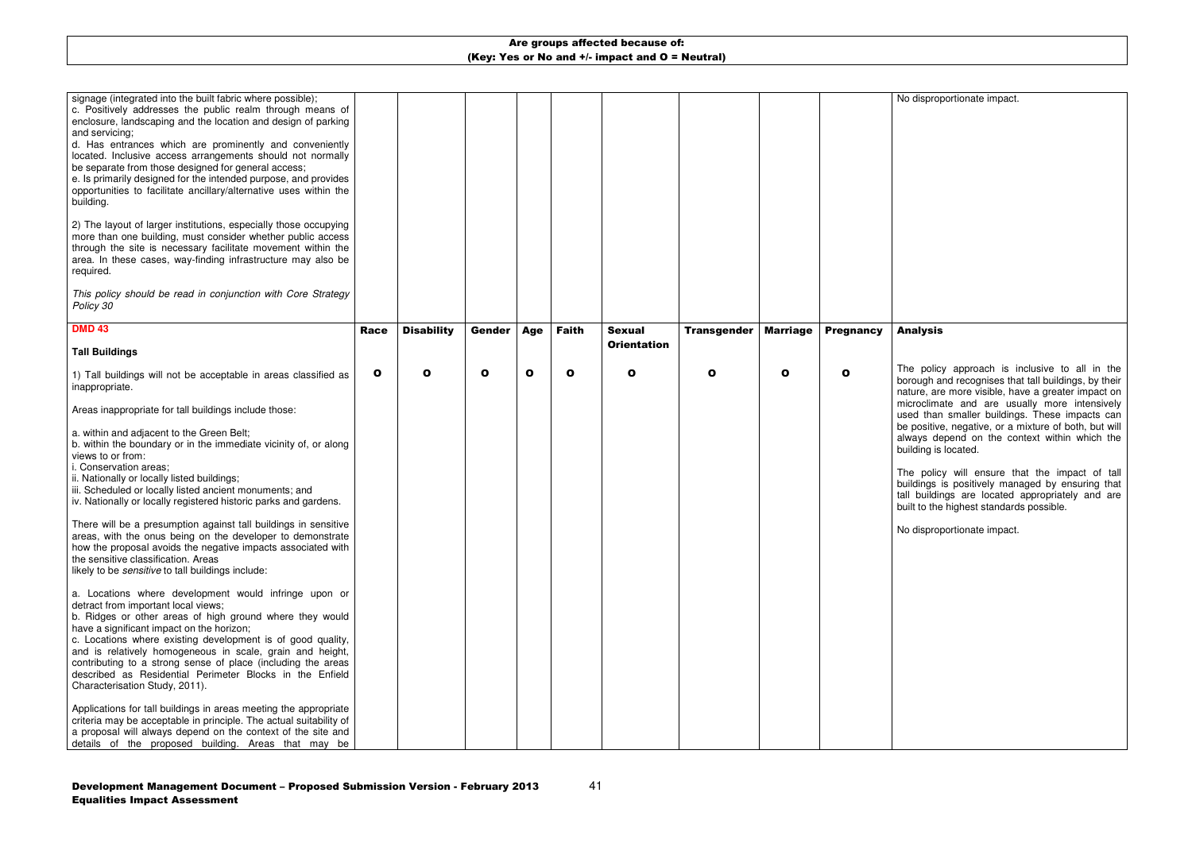**Are groups affected because of:**
**(Key: Yes or No and +/- impact and O = Neutral)**

| | | | | | | | | | | |
|---|---|---|---|---|---|---|---|---|---|---|
| signage (integrated into the built fabric where possible);<br>c. Positively addresses the public realm through means of enclosure, landscaping and the location and design of parking and servicing;<br>d. Has entrances which are prominently and conveniently located. Inclusive access arrangements should not normally be separate from those designed for general access;<br>e. Is primarily designed for the intended purpose, and provides opportunities to facilitate ancillary/alternative uses within the building.<br><br>2) The layout of larger institutions, especially those occupying more than one building, must consider whether public access through the site is necessary facilitate movement within the area. In these cases, way-finding infrastructure may also be required.<br><br>*This policy should be read in conjunction with Core Strategy Policy 30* | | | | | | | | | | No disproportionate impact. |
| **DMD 43**<br><br>**Tall Buildings** | **Race** | **Disability** | **Gender** | **Age** | **Faith** | **Sexual Orientation** | **Transgender** | **Marriage** | **Pregnancy** | **Analysis** |
| 1) Tall buildings will not be acceptable in areas classified as inappropriate.<br><br>Areas inappropriate for tall buildings include those:<br><br>a. within and adjacent to the Green Belt;<br>b. within the boundary or in the immediate vicinity of, or along views to or from:<br>i. Conservation areas;<br>ii. Nationally or locally listed buildings;<br>iii. Scheduled or locally listed ancient monuments; and<br>iv. Nationally or locally registered historic parks and gardens.<br><br>There will be a presumption against tall buildings in sensitive areas, with the onus being on the developer to demonstrate how the proposal avoids the negative impacts associated with the sensitive classification. Areas likely to be *sensitive* to tall buildings include:<br><br>a. Locations where development would infringe upon or detract from important local views;<br>b. Ridges or other areas of high ground where they would have a significant impact on the horizon;<br>c. Locations where existing development is of good quality, and is relatively homogeneous in scale, grain and height, contributing to a strong sense of place (including the areas described as Residential Perimeter Blocks in the Enfield Characterisation Study, 2011).<br><br>Applications for tall buildings in areas meeting the appropriate criteria may be acceptable in principle. The actual suitability of a proposal will always depend on the context of the site and details of the proposed building. Areas that may be | **O** | **O** | **O** | **O** | **O** | **O** | **O** | **O** | **O** | The policy approach is inclusive to all in the borough and recognises that tall buildings, by their nature, are more visible, have a greater impact on microclimate and are usually more intensively used than smaller buildings. These impacts can be positive, negative, or a mixture of both, but will always depend on the context within which the building is located.<br><br>The policy will ensure that the impact of tall buildings is positively managed by ensuring that tall buildings are located appropriately and are built to the highest standards possible.<br><br>No disproportionate impact. |

**Development Management Document – Proposed Submission Version - February 2013**
**Equalities Impact Assessment**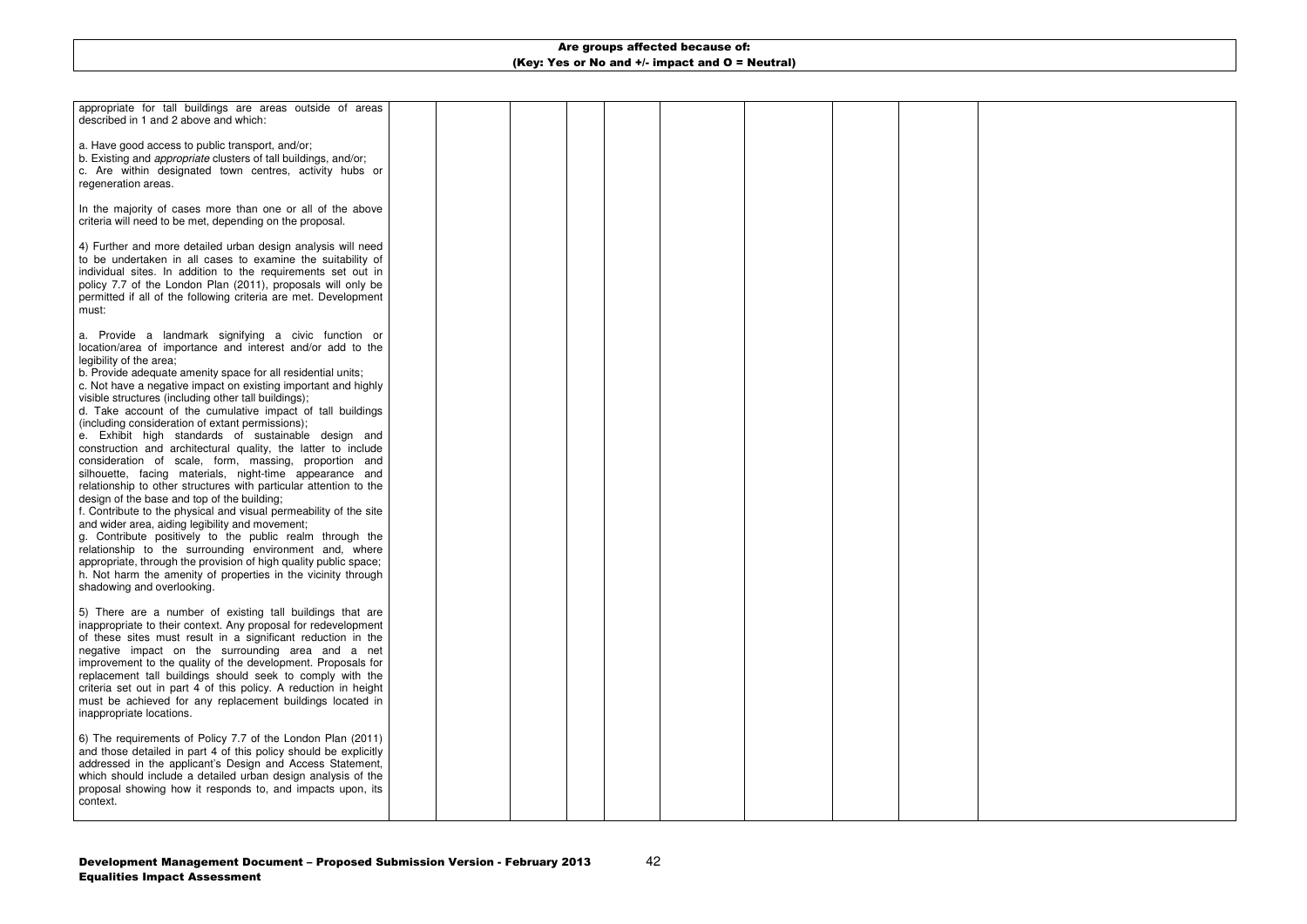**Are groups affected because of:**
**(Key: Yes or No and +/- impact and O = Neutral)**

| | | | | | | | | | |
|---|---|---|---|---|---|---|---|---|---|
| appropriate for tall buildings are areas outside of areas described in 1 and 2 above and which:<br><br>a. Have good access to public transport, and/or;<br>b. Existing and *appropriate* clusters of tall buildings, and/or;<br>c. Are within designated town centres, activity hubs or regeneration areas.<br><br>In the majority of cases more than one or all of the above criteria will need to be met, depending on the proposal.<br><br>4) Further and more detailed urban design analysis will need to be undertaken in all cases to examine the suitability of individual sites. In addition to the requirements set out in policy 7.7 of the London Plan (2011), proposals will only be permitted if all of the following criteria are met. Development must:<br><br>a. Provide a landmark signifying a civic function or location/area of importance and interest and/or add to the legibility of the area;<br>b. Provide adequate amenity space for all residential units;<br>c. Not have a negative impact on existing important and highly visible structures (including other tall buildings);<br>d. Take account of the cumulative impact of tall buildings (including consideration of extant permissions);<br>e. Exhibit high standards of sustainable design and construction and architectural quality, the latter to include consideration of scale, form, massing, proportion and silhouette, facing materials, night-time appearance and relationship to other structures with particular attention to the design of the base and top of the building;<br>f. Contribute to the physical and visual permeability of the site and wider area, aiding legibility and movement;<br>g. Contribute positively to the public realm through the relationship to the surrounding environment and, where appropriate, through the provision of high quality public space;<br>h. Not harm the amenity of properties in the vicinity through shadowing and overlooking.<br><br>5) There are a number of existing tall buildings that are inappropriate to their context. Any proposal for redevelopment of these sites must result in a significant reduction in the negative impact on the surrounding area and a net improvement to the quality of the development. Proposals for replacement tall buildings should seek to comply with the criteria set out in part 4 of this policy. A reduction in height must be achieved for any replacement buildings located in inappropriate locations.<br><br>6) The requirements of Policy 7.7 of the London Plan (2011) and those detailed in part 4 of this policy should be explicitly addressed in the applicant's Design and Access Statement, which should include a detailed urban design analysis of the proposal showing how it responds to, and impacts upon, its context. | | | | | | | | | |

**Development Management Document – Proposed Submission Version - February 2013**
**Equalities Impact Assessment**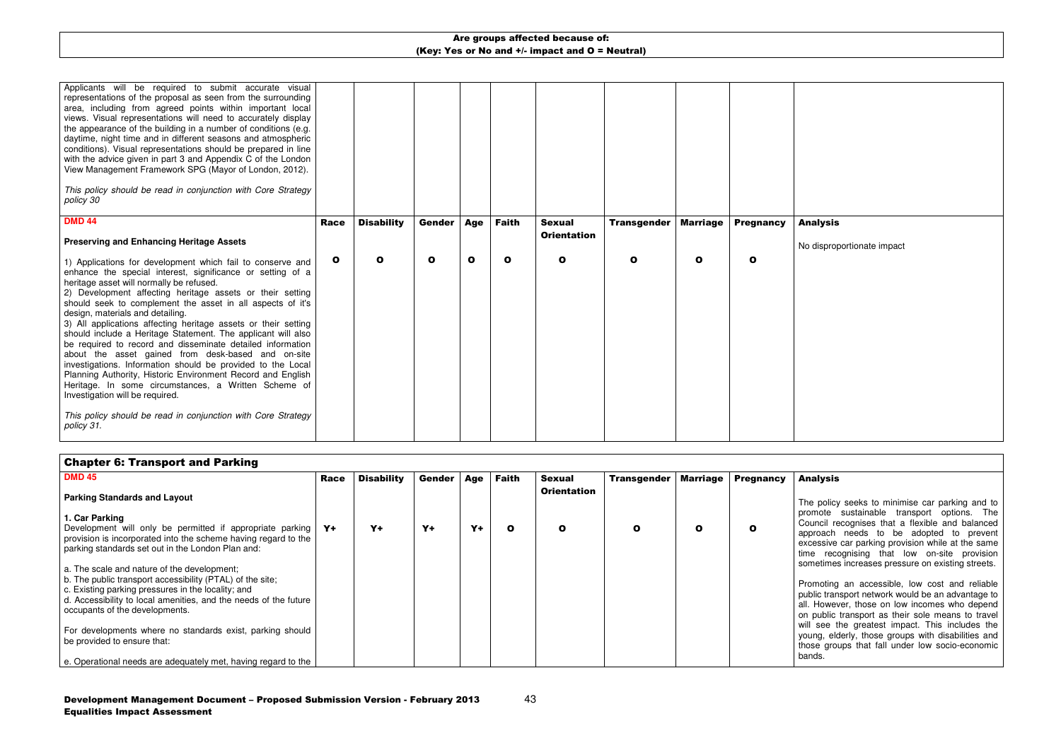**Are groups affected because of:**
**(Key: Yes or No and +/- impact and O = Neutral)**

| | | | | | | | | | | |
|---|---|---|---|---|---|---|---|---|---|---|
| Applicants will be required to submit accurate visual representations of the proposal as seen from the surrounding area, including from agreed points within important local views. Visual representations will need to accurately display the appearance of the building in a number of conditions (e.g. daytime, night time and in different seasons and atmospheric conditions). Visual representations should be prepared in line with the advice given in part 3 and Appendix C of the London View Management Framework SPG (Mayor of London, 2012).<br><br>*This policy should be read in conjunction with Core Strategy policy 30* | | | | | | | | | | |
| **DMD 44**<br><br>**Preserving and Enhancing Heritage Assets** | **Race** | **Disability** | **Gender** | **Age** | **Faith** | **Sexual Orientation** | **Transgender** | **Marriage** | **Pregnancy** | **Analysis** |
| 1) Applications for development which fail to conserve and enhance the special interest, significance or setting of a heritage asset will normally be refused.<br>2) Development affecting heritage assets or their setting should seek to complement the asset in all aspects of it's design, materials and detailing.<br>3) All applications affecting heritage assets or their setting should include a Heritage Statement. The applicant will also be required to record and disseminate detailed information about the asset gained from desk-based and on-site investigations. Information should be provided to the Local Planning Authority, Historic Environment Record and English Heritage. In some circumstances, a Written Scheme of Investigation will be required.<br><br>*This policy should be read in conjunction with Core Strategy policy 31.* | **O** | **O** | **O** | **O** | **O** | **O** | **O** | **O** | **O** | No disproportionate impact |

## Chapter 6: Transport and Parking

| **DMD 45**<br><br>**Parking Standards and Layout** | **Race** | **Disability** | **Gender** | **Age** | **Faith** | **Sexual Orientation** | **Transgender** | **Marriage** | **Pregnancy** | **Analysis** |
|---|---|---|---|---|---|---|---|---|---|---|
| **1. Car Parking**<br>Development will only be permitted if appropriate parking provision is incorporated into the scheme having regard to the parking standards set out in the London Plan and:<br><br>a. The scale and nature of the development;<br>b. The public transport accessibility (PTAL) of the site;<br>c. Existing parking pressures in the locality; and<br>d. Accessibility to local amenities, and the needs of the future occupants of the developments.<br><br>For developments where no standards exist, parking should be provided to ensure that:<br><br>e. Operational needs are adequately met, having regard to the | **Y+** | **Y+** | **Y+** | **Y+** | **O** | **O** | **O** | **O** | **O** | The policy seeks to minimise car parking and to promote sustainable transport options. The Council recognises that a flexible and balanced approach needs to be adopted to prevent excessive car parking provision while at the same time recognising that low on-site provision sometimes increases pressure on existing streets.<br><br>Promoting an accessible, low cost and reliable public transport network would be an advantage to all. However, those on low incomes who depend on public transport as their sole means to travel will see the greatest impact. This includes the young, elderly, those groups with disabilities and those groups that fall under low socio-economic bands. |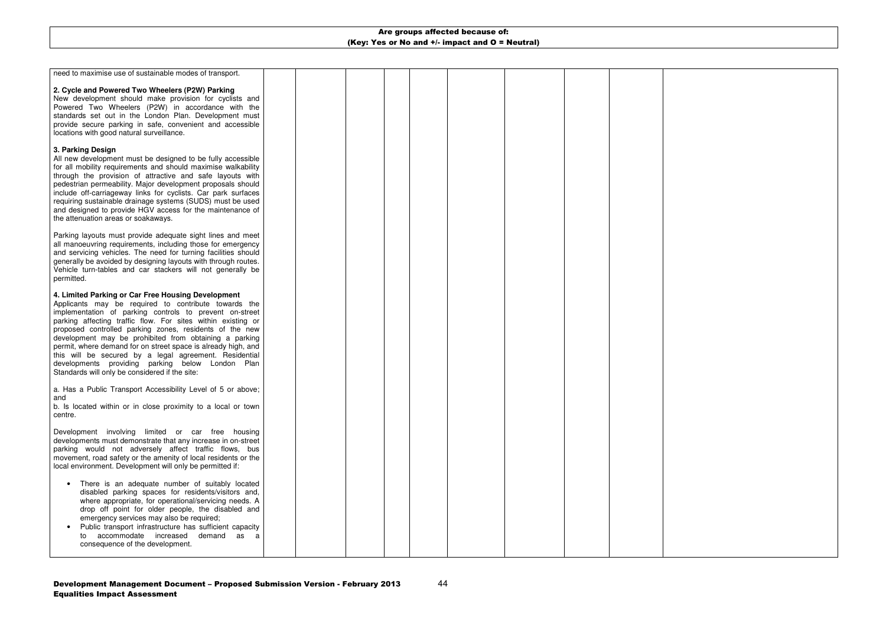**Are groups affected because of:**
**(Key: Yes or No and +/- impact and O = Neutral)**

| | | | | | | | | | |
|---|---|---|---|---|---|---|---|---|---|
| need to maximise use of sustainable modes of transport.<br><br>**2. Cycle and Powered Two Wheelers (P2W) Parking**<br>New development should make provision for cyclists and Powered Two Wheelers (P2W) in accordance with the standards set out in the London Plan. Development must provide secure parking in safe, convenient and accessible locations with good natural surveillance.<br><br>**3. Parking Design**<br>All new development must be designed to be fully accessible for all mobility requirements and should maximise walkability through the provision of attractive and safe layouts with pedestrian permeability. Major development proposals should include off-carriageway links for cyclists. Car park surfaces requiring sustainable drainage systems (SUDS) must be used and designed to provide HGV access for the maintenance of the attenuation areas or soakaways.<br><br>Parking layouts must provide adequate sight lines and meet all manoeuvring requirements, including those for emergency and servicing vehicles. The need for turning facilities should generally be avoided by designing layouts with through routes. Vehicle turn-tables and car stackers will not generally be permitted.<br><br>**4. Limited Parking or Car Free Housing Development**<br>Applicants may be required to contribute towards the implementation of parking controls to prevent on-street parking affecting traffic flow. For sites within existing or proposed controlled parking zones, residents of the new development may be prohibited from obtaining a parking permit, where demand for on street space is already high, and this will be secured by a legal agreement. Residential developments providing parking below London Plan Standards will only be considered if the site:<br><br>a. Has a Public Transport Accessibility Level of 5 or above; and<br>b. Is located within or in close proximity to a local or town centre.<br><br>Development involving limited or car free housing developments must demonstrate that any increase in on-street parking would not adversely affect traffic flows, bus movement, road safety or the amenity of local residents or the local environment. Development will only be permitted if:<br><br>• There is an adequate number of suitably located disabled parking spaces for residents/visitors and, where appropriate, for operational/servicing needs. A drop off point for older people, the disabled and emergency services may also be required;<br>• Public transport infrastructure has sufficient capacity to accommodate increased demand as a consequence of the development. | | | | | | | | | |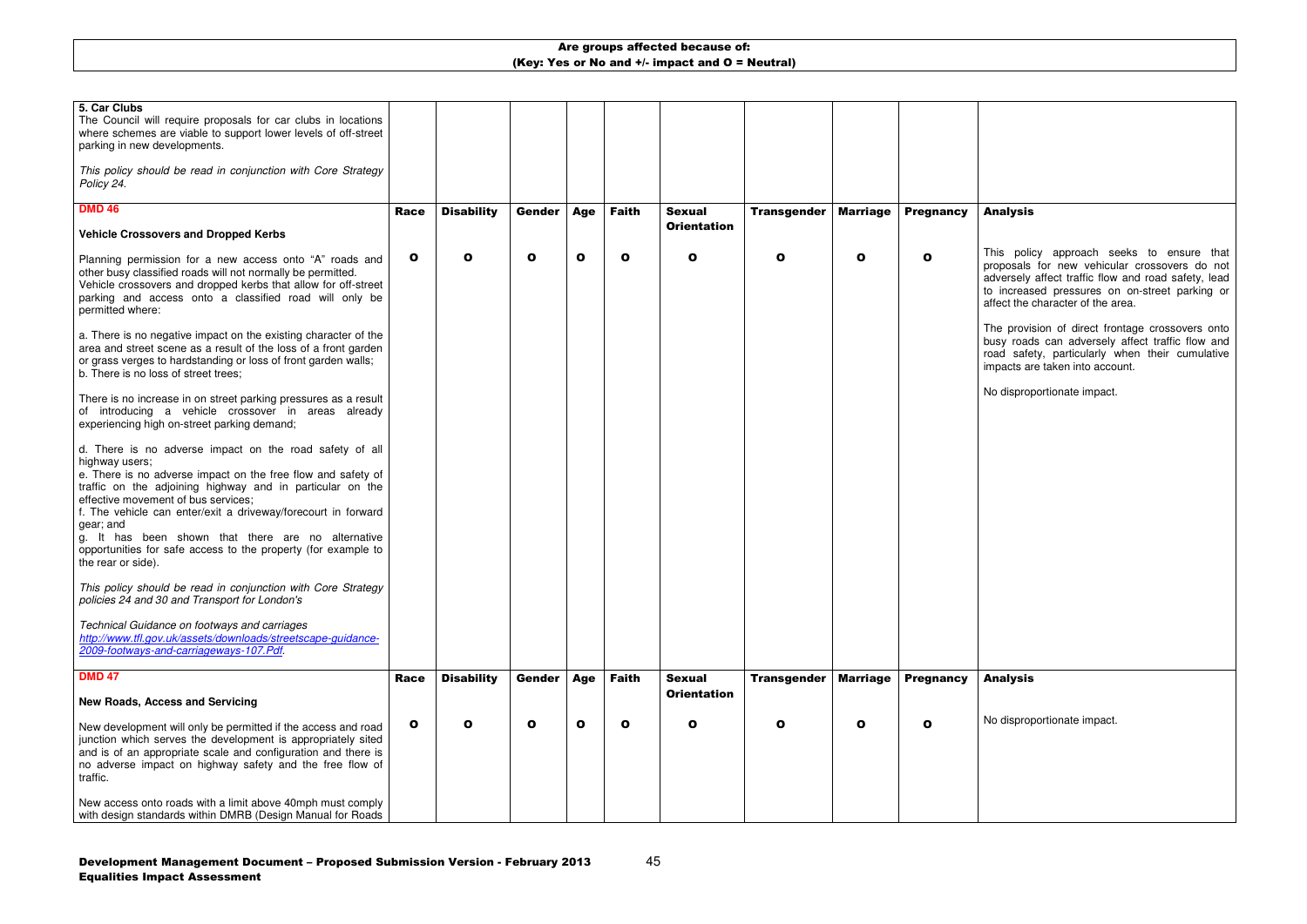**Are groups affected because of:**
**(Key: Yes or No and +/- impact and O = Neutral)**

| **5. Car Clubs**<br>The Council will require proposals for car clubs in locations where schemes are viable to support lower levels of off-street parking in new developments.<br><br>*This policy should be read in conjunction with Core Strategy Policy 24.* | | | | | | | | | | |
|---|---|---|---|---|---|---|---|---|---|---|
| **DMD 46**<br><br>**Vehicle Crossovers and Dropped Kerbs** | **Race** | **Disability** | **Gender** | **Age** | **Faith** | **Sexual Orientation** | **Transgender** | **Marriage** | **Pregnancy** | **Analysis** |
| Planning permission for a new access onto "A" roads and other busy classified roads will not normally be permitted. Vehicle crossovers and dropped kerbs that allow for off-street parking and access onto a classified road will only be permitted where:<br><br>a. There is no negative impact on the existing character of the area and street scene as a result of the loss of a front garden or grass verges to hardstanding or loss of front garden walls;<br>b. There is no loss of street trees;<br><br>There is no increase in on street parking pressures as a result of introducing a vehicle crossover in areas already experiencing high on-street parking demand;<br><br>d. There is no adverse impact on the road safety of all highway users;<br>e. There is no adverse impact on the free flow and safety of traffic on the adjoining highway and in particular on the effective movement of bus services;<br>f. The vehicle can enter/exit a driveway/forecourt in forward gear; and<br>g. It has been shown that there are no alternative opportunities for safe access to the property (for example to the rear or side).<br><br>*This policy should be read in conjunction with Core Strategy policies 24 and 30 and Transport for London's*<br><br>*Technical Guidance on footways and carriages [http://www.tfl.gov.uk/assets/downloads/streetscape-guidance-2009-footways-and-carriageways-107.Pdf](http://www.tfl.gov.uk/assets/downloads/streetscape-guidance-2009-footways-and-carriageways-107.Pdf).* | O | O | O | O | O | O | O | O | O | This policy approach seeks to ensure that proposals for new vehicular crossovers do not adversely affect traffic flow and road safety, lead to increased pressures on on-street parking or affect the character of the area.<br><br>The provision of direct frontage crossovers onto busy roads can adversely affect traffic flow and road safety, particularly when their cumulative impacts are taken into account.<br><br>No disproportionate impact. |
| **DMD 47**<br><br>**New Roads, Access and Servicing** | **Race** | **Disability** | **Gender** | **Age** | **Faith** | **Sexual Orientation** | **Transgender** | **Marriage** | **Pregnancy** | **Analysis** |
| New development will only be permitted if the access and road junction which serves the development is appropriately sited and is of an appropriate scale and configuration and there is no adverse impact on highway safety and the free flow of traffic.<br><br>New access onto roads with a limit above 40mph must comply with design standards within DMRB (Design Manual for Roads | O | O | O | O | O | O | O | O | O | No disproportionate impact. |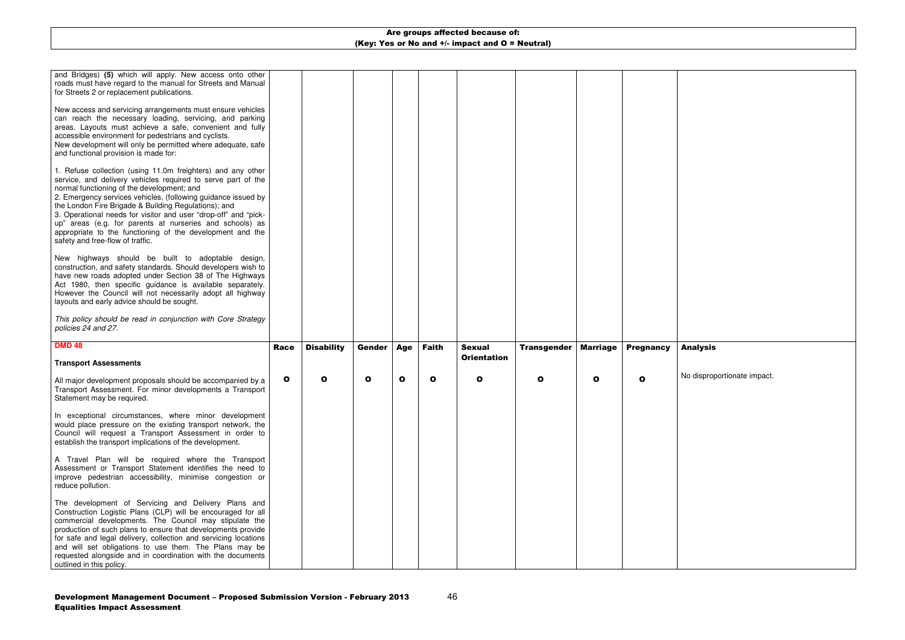| Are groups affected because of: (Key: Yes or No and +/- impact and O = Neutral) | | | | | | | | | | |
|---|---|---|---|---|---|---|---|---|---|---|
| and Bridges) **(5)** which will apply. New access onto other roads must have regard to the manual for Streets and Manual for Streets 2 or replacement publications.<br><br>New access and servicing arrangements must ensure vehicles can reach the necessary loading, servicing, and parking areas. Layouts must achieve a safe, convenient and fully accessible environment for pedestrians and cyclists.<br>New development will only be permitted where adequate, safe and functional provision is made for:<br><br>1. Refuse collection (using 11.0m freighters) and any other service, and delivery vehicles required to serve part of the normal functioning of the development; and<br>2. Emergency services vehicles, (following guidance issued by the London Fire Brigade & Building Regulations); and<br>3. Operational needs for visitor and user "drop-off" and "pick-up" areas (e.g. for parents at nurseries and schools) as appropriate to the functioning of the development and the safety and free-flow of traffic.<br><br>New highways should be built to adoptable design, construction, and safety standards. Should developers wish to have new roads adopted under Section 38 of The Highways Act 1980, then specific guidance is available separately. However the Council will not necessarily adopt all highway layouts and early advice should be sought.<br><br>*This policy should be read in conjunction with Core Strategy policies 24 and 27.* | | | | | | | | | | |
| **DMD 48**<br><br>**Transport Assessments** | **Race** | **Disability** | **Gender** | **Age** | **Faith** | **Sexual Orientation** | **Transgender** | **Marriage** | **Pregnancy** | **Analysis** |
| All major development proposals should be accompanied by a Transport Assessment. For minor developments a Transport Statement may be required.<br><br>In exceptional circumstances, where minor development would place pressure on the existing transport network, the Council will request a Transport Assessment in order to establish the transport implications of the development.<br><br>A Travel Plan will be required where the Transport Assessment or Transport Statement identifies the need to improve pedestrian accessibility, minimise congestion or reduce pollution.<br><br>The development of Servicing and Delivery Plans and Construction Logistic Plans (CLP) will be encouraged for all commercial developments. The Council may stipulate the production of such plans to ensure that developments provide for safe and legal delivery, collection and servicing locations and will set obligations to use them. The Plans may be requested alongside and in coordination with the documents outlined in this policy. | **O** | **O** | **O** | **O** | **O** | **O** | **O** | **O** | **O** | No disproportionate impact. |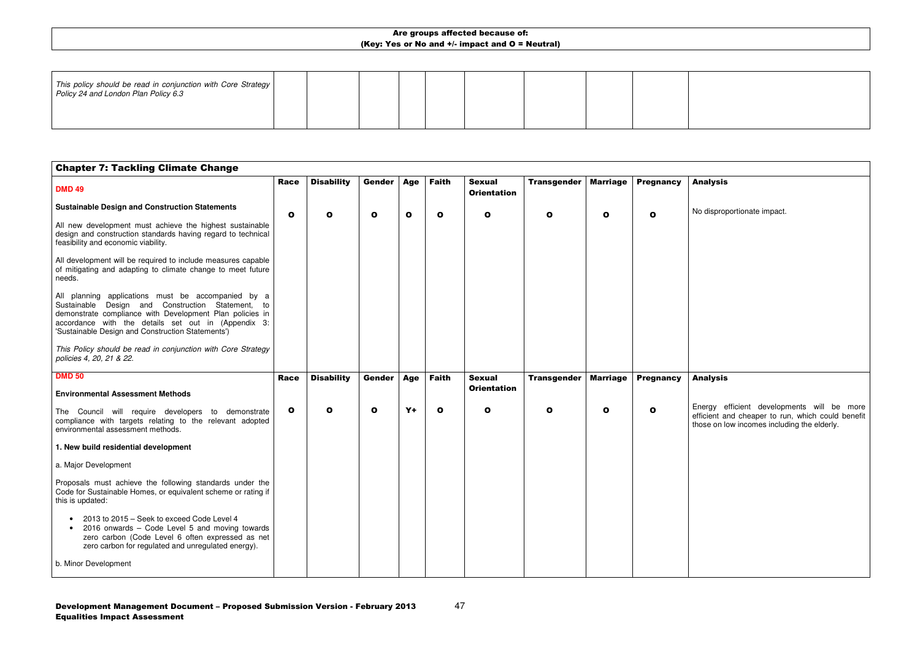| Are groups affected because of: (Key: Yes or No and +/- impact and O = Neutral) | | | | | | | | | | |
|---|---|---|---|---|---|---|---|---|---|---|
| *This policy should be read in conjunction with Core Strategy Policy 24 and London Plan Policy 6.3* | | | | | | | | | | |

| Chapter 7: Tackling Climate Change | | | | | | | | | | |
|---|---|---|---|---|---|---|---|---|---|---|
| **DMD 49**<br><br>**Sustainable Design and Construction Statements** | **Race** | **Disability** | **Gender** | **Age** | **Faith** | **Sexual Orientation** | **Transgender** | **Marriage** | **Pregnancy** | **Analysis** |
| All new development must achieve the highest sustainable design and construction standards having regard to technical feasibility and economic viability.<br><br>All development will be required to include measures capable of mitigating and adapting to climate change to meet future needs.<br><br>All planning applications must be accompanied by a Sustainable Design and Construction Statement, to demonstrate compliance with Development Plan policies in accordance with the details set out in (Appendix 3: 'Sustainable Design and Construction Statements')<br><br>*This Policy should be read in conjunction with Core Strategy policies 4, 20, 21 & 22.* | **O** | **O** | **O** | **O** | **O** | **O** | **O** | **O** | **O** | No disproportionate impact. |
| **DMD 50**<br><br>**Environmental Assessment Methods** | **Race** | **Disability** | **Gender** | **Age** | **Faith** | **Sexual Orientation** | **Transgender** | **Marriage** | **Pregnancy** | **Analysis** |
| The Council will require developers to demonstrate compliance with targets relating to the relevant adopted environmental assessment methods.<br><br>**1. New build residential development**<br><br>a. Major Development<br><br>Proposals must achieve the following standards under the Code for Sustainable Homes, or equivalent scheme or rating if this is updated:<br><br>• 2013 to 2015 – Seek to exceed Code Level 4<br>• 2016 onwards – Code Level 5 and moving towards zero carbon (Code Level 6 often expressed as net zero carbon for regulated and unregulated energy).<br><br>b. Minor Development | **O** | **O** | **O** | **Y+** | **O** | **O** | **O** | **O** | **O** | Energy efficient developments will be more efficient and cheaper to run, which could benefit those on low incomes including the elderly. |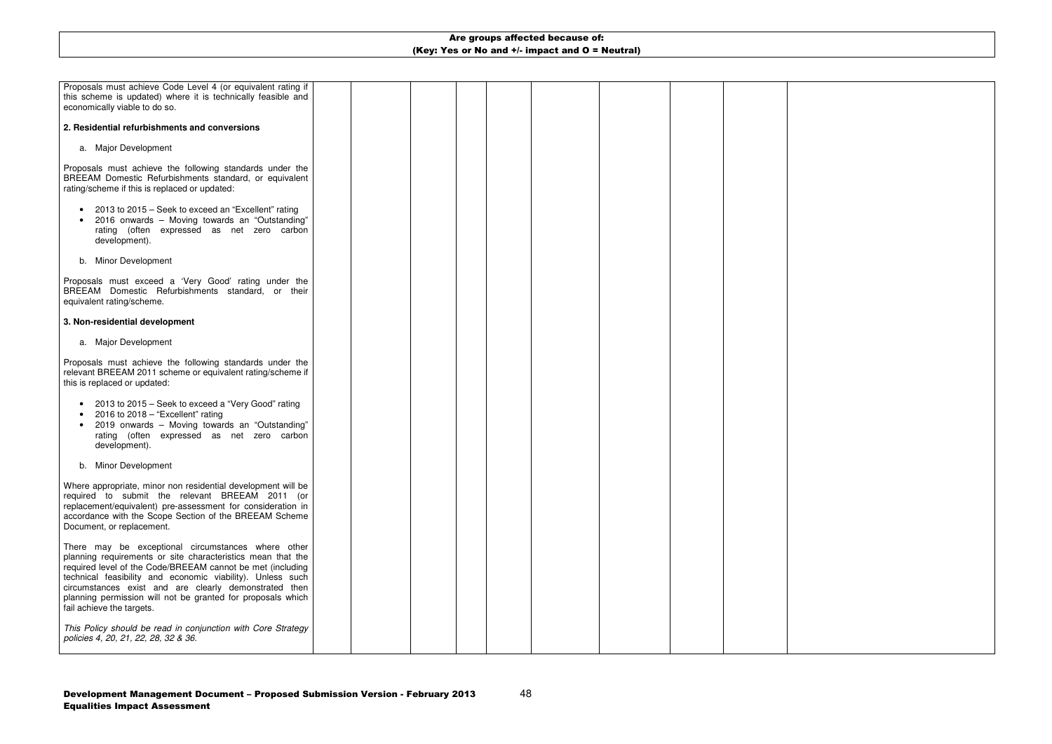| Are groups affected because of: (Key: Yes or No and +/- impact and O = Neutral) | | | | | | | | | |
|---|---|---|---|---|---|---|---|---|---|
| Proposals must achieve Code Level 4 (or equivalent rating if this scheme is updated) where it is technically feasible and economically viable to do so.<br><br>**2. Residential refurbishments and conversions**<br><br>a. Major Development<br><br>Proposals must achieve the following standards under the BREEAM Domestic Refurbishments standard, or equivalent rating/scheme if this is replaced or updated:<br><br>• 2013 to 2015 – Seek to exceed an "Excellent" rating<br>• 2016 onwards – Moving towards an "Outstanding" rating (often expressed as net zero carbon development).<br><br>b. Minor Development<br><br>Proposals must exceed a 'Very Good' rating under the BREEAM Domestic Refurbishments standard, or their equivalent rating/scheme.<br><br>**3. Non-residential development**<br><br>a. Major Development<br><br>Proposals must achieve the following standards under the relevant BREEAM 2011 scheme or equivalent rating/scheme if this is replaced or updated:<br><br>• 2013 to 2015 – Seek to exceed a "Very Good" rating<br>• 2016 to 2018 – "Excellent" rating<br>• 2019 onwards – Moving towards an "Outstanding" rating (often expressed as net zero carbon development).<br><br>b. Minor Development<br><br>Where appropriate, minor non residential development will be required to submit the relevant BREEAM 2011 (or replacement/equivalent) pre-assessment for consideration in accordance with the Scope Section of the BREEAM Scheme Document, or replacement.<br><br>There may be exceptional circumstances where other planning requirements or site characteristics mean that the required level of the Code/BREEAM cannot be met (including technical feasibility and economic viability). Unless such circumstances exist and are clearly demonstrated then planning permission will not be granted for proposals which fail achieve the targets.<br><br>*This Policy should be read in conjunction with Core Strategy policies 4, 20, 21, 22, 28, 32 & 36.* | | | | | | | | | |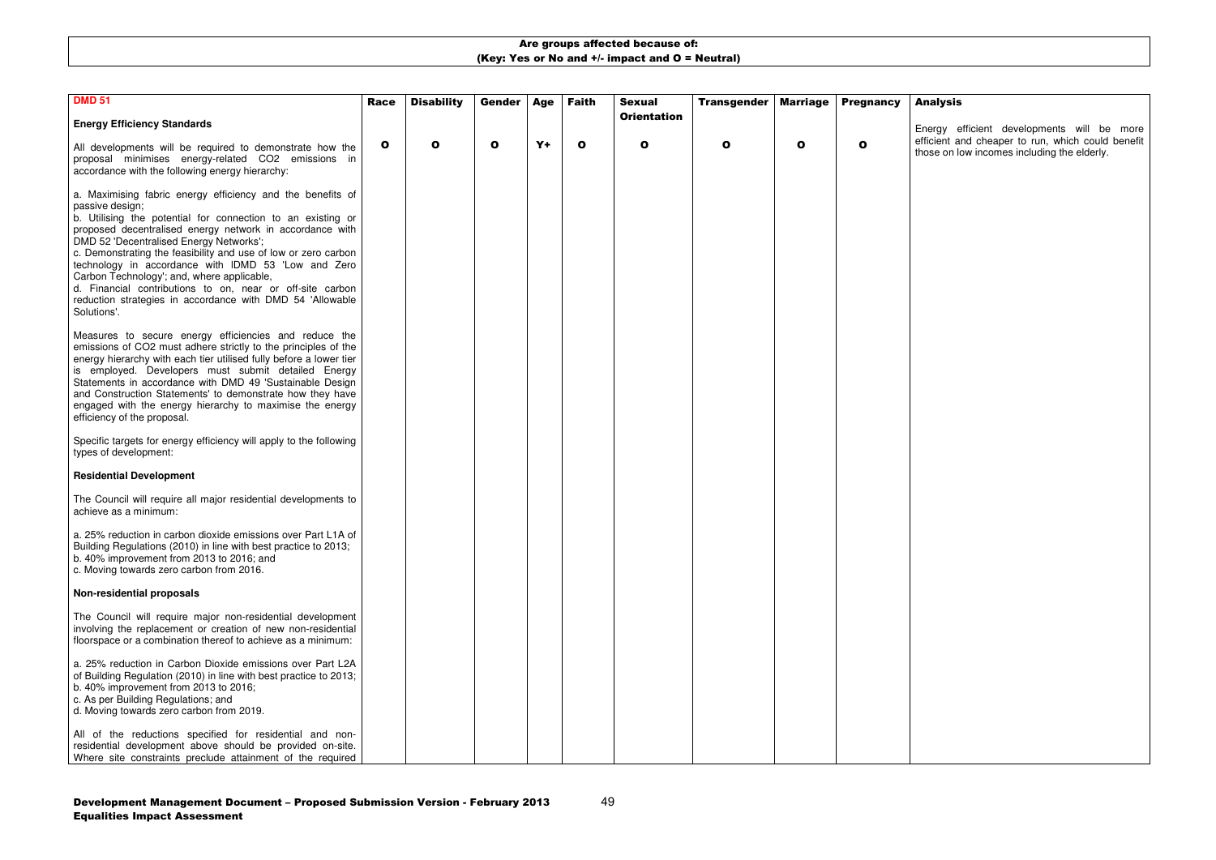**Are groups affected because of:**
**(Key: Yes or No and +/- impact and O = Neutral)**

| DMD 51 | Race | Disability | Gender | Age | Faith | Sexual Orientation | Transgender | Marriage | Pregnancy | Analysis |
|---|---|---|---|---|---|---|---|---|---|---|
| **Energy Efficiency Standards**<br><br>All developments will be required to demonstrate how the proposal minimises energy-related $CO_2$ emissions in accordance with the following energy hierarchy:<br><br>a. Maximising fabric energy efficiency and the benefits of passive design;<br>b. Utilising the potential for connection to an existing or proposed decentralised energy network in accordance with DMD 52 'Decentralised Energy Networks';<br>c. Demonstrating the feasibility and use of low or zero carbon technology in accordance with IDMD 53 'Low and Zero Carbon Technology'; and, where applicable,<br>d. Financial contributions to on, near or off-site carbon reduction strategies in accordance with DMD 54 'Allowable Solutions'.<br><br>Measures to secure energy efficiencies and reduce the emissions of $CO_2$ must adhere strictly to the principles of the energy hierarchy with each tier utilised fully before a lower tier is employed. Developers must submit detailed Energy Statements in accordance with DMD 49 'Sustainable Design and Construction Statements' to demonstrate how they have engaged with the energy hierarchy to maximise the energy efficiency of the proposal.<br><br>Specific targets for energy efficiency will apply to the following types of development:<br><br>**Residential Development**<br><br>The Council will require all major residential developments to achieve as a minimum:<br><br>a. 25% reduction in carbon dioxide emissions over Part L1A of Building Regulations (2010) in line with best practice to 2013;<br>b. 40% improvement from 2013 to 2016; and<br>c. Moving towards zero carbon from 2016.<br><br>**Non-residential proposals**<br><br>The Council will require major non-residential development involving the replacement or creation of new non-residential floorspace or a combination thereof to achieve as a minimum:<br><br>a. 25% reduction in Carbon Dioxide emissions over Part L2A of Building Regulation (2010) in line with best practice to 2013;<br>b. 40% improvement from 2013 to 2016;<br>c. As per Building Regulations; and<br>d. Moving towards zero carbon from 2019.<br><br>All of the reductions specified for residential and non-residential development above should be provided on-site. Where site constraints preclude attainment of the required | O | O | O | Y+ | O | O | O | O | O | Energy efficient developments will be more efficient and cheaper to run, which could benefit those on low incomes including the elderly. |

**Development Management Document – Proposed Submission Version - February 2013**
**Equalities Impact Assessment**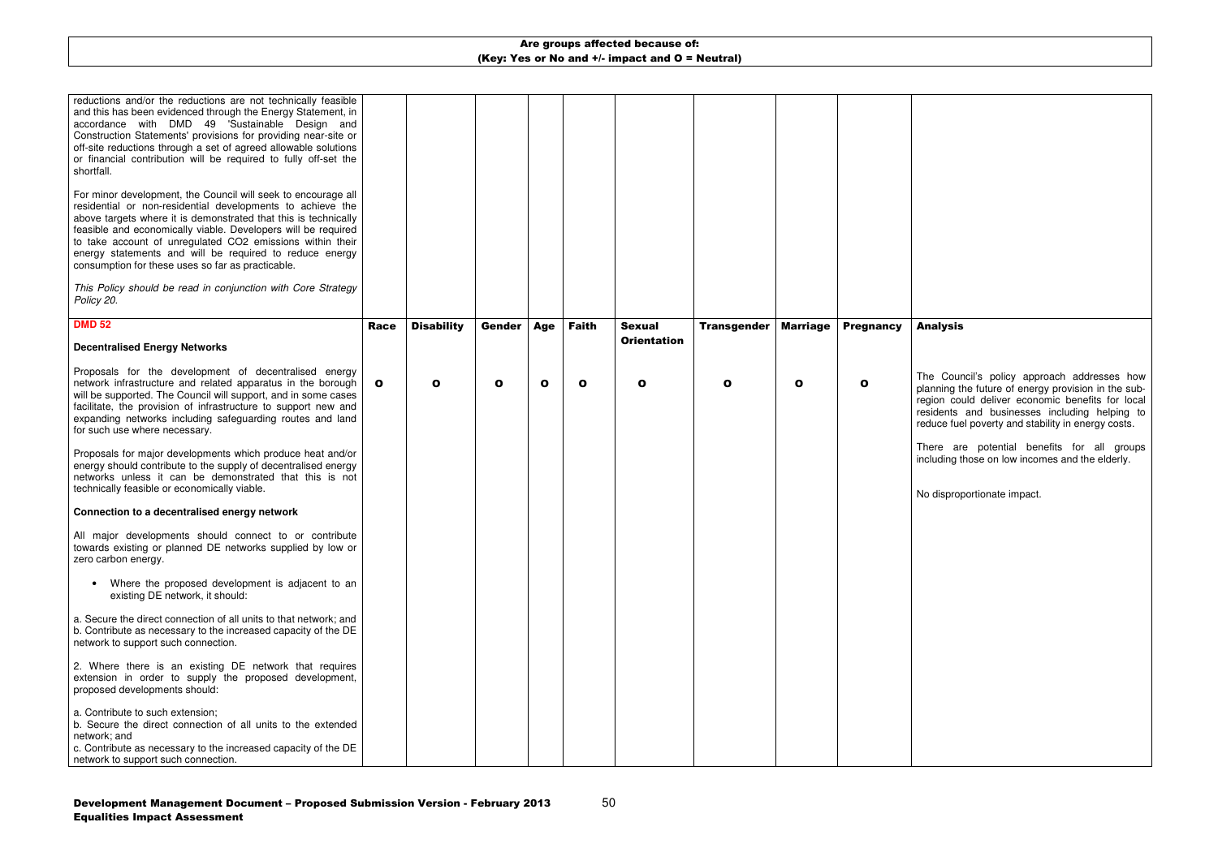**Are groups affected because of:**
**(Key: Yes or No and +/- impact and O = Neutral)**

| | | | | | | | | | | |
|---|---|---|---|---|---|---|---|---|---|---|
| reductions and/or the reductions are not technically feasible and this has been evidenced through the Energy Statement, in accordance with DMD 49 'Sustainable Design and Construction Statements' provisions for providing near-site or off-site reductions through a set of agreed allowable solutions or financial contribution will be required to fully off-set the shortfall.<br><br>For minor development, the Council will seek to encourage all residential or non-residential developments to achieve the above targets where it is demonstrated that this is technically feasible and economically viable. Developers will be required to take account of unregulated CO2 emissions within their energy statements and will be required to reduce energy consumption for these uses so far as practicable.<br><br>*This Policy should be read in conjunction with Core Strategy Policy 20.* | | | | | | | | | | |
| **DMD 52**<br><br>**Decentralised Energy Networks** | **Race** | **Disability** | **Gender** | **Age** | **Faith** | **Sexual Orientation** | **Transgender** | **Marriage** | **Pregnancy** | **Analysis** |
| Proposals for the development of decentralised energy network infrastructure and related apparatus in the borough will be supported. The Council will support, and in some cases facilitate, the provision of infrastructure to support new and expanding networks including safeguarding routes and land for such use where necessary.<br><br>Proposals for major developments which produce heat and/or energy should contribute to the supply of decentralised energy networks unless it can be demonstrated that this is not technically feasible or economically viable.<br><br>**Connection to a decentralised energy network**<br><br>All major developments should connect to or contribute towards existing or planned DE networks supplied by low or zero carbon energy.<br><br>• Where the proposed development is adjacent to an existing DE network, it should:<br><br>a. Secure the direct connection of all units to that network; and<br>b. Contribute as necessary to the increased capacity of the DE network to support such connection.<br><br>2. Where there is an existing DE network that requires extension in order to supply the proposed development, proposed developments should:<br><br>a. Contribute to such extension;<br>b. Secure the direct connection of all units to the extended network; and<br>c. Contribute as necessary to the increased capacity of the DE network to support such connection. | **O** | **O** | **O** | **O** | **O** | **O** | **O** | **O** | **O** | The Council's policy approach addresses how planning the future of energy provision in the sub-region could deliver economic benefits for local residents and businesses including helping to reduce fuel poverty and stability in energy costs.<br><br>There are potential benefits for all groups including those on low incomes and the elderly.<br><br>No disproportionate impact. |

**Development Management Document – Proposed Submission Version - February 2013**
**Equalities Impact Assessment**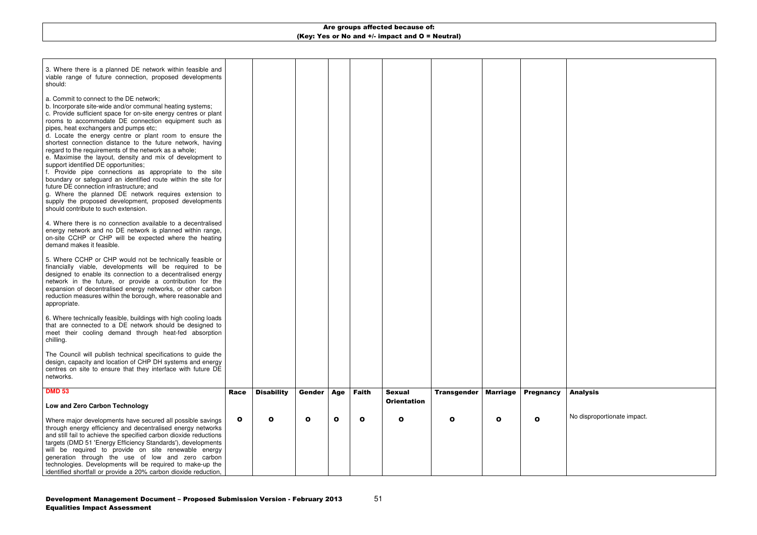| Are groups affected because of: (Key: Yes or No and +/- impact and O = Neutral) | | | | | | | | | | |
|---|---|---|---|---|---|---|---|---|---|---|
| 3. Where there is a planned DE network within feasible and viable range of future connection, proposed developments should:<br><br>a. Commit to connect to the DE network;<br>b. Incorporate site-wide and/or communal heating systems;<br>c. Provide sufficient space for on-site energy centres or plant rooms to accommodate DE connection equipment such as pipes, heat exchangers and pumps etc;<br>d. Locate the energy centre or plant room to ensure the shortest connection distance to the future network, having regard to the requirements of the network as a whole;<br>e. Maximise the layout, density and mix of development to support identified DE opportunities;<br>f. Provide pipe connections as appropriate to the site boundary or safeguard an identified route within the site for future DE connection infrastructure; and<br>g. Where the planned DE network requires extension to supply the proposed development, proposed developments should contribute to such extension.<br><br>4. Where there is no connection available to a decentralised energy network and no DE network is planned within range, on-site CCHP or CHP will be expected where the heating demand makes it feasible.<br><br>5. Where CCHP or CHP would not be technically feasible or financially viable, developments will be required to be designed to enable its connection to a decentralised energy network in the future, or provide a contribution for the expansion of decentralised energy networks, or other carbon reduction measures within the borough, where reasonable and appropriate.<br><br>6. Where technically feasible, buildings with high cooling loads that are connected to a DE network should be designed to meet their cooling demand through heat-fed absorption chilling.<br><br>The Council will publish technical specifications to guide the design, capacity and location of CHP DH systems and energy centres on site to ensure that they interface with future DE networks. | | | | | | | | | | |
| **DMD 53**<br><br>**Low and Zero Carbon Technology** | **Race** | **Disability** | **Gender** | **Age** | **Faith** | **Sexual Orientation** | **Transgender** | **Marriage** | **Pregnancy** | **Analysis** |
| Where major developments have secured all possible savings through energy efficiency and decentralised energy networks and still fail to achieve the specified carbon dioxide reductions targets (DMD 51 'Energy Efficiency Standards'), developments will be required to provide on site renewable energy generation through the use of low and zero carbon technologies. Developments will be required to make-up the identified shortfall or provide a 20% carbon dioxide reduction, | O | O | O | O | O | O | O | O | O | No disproportionate impact. |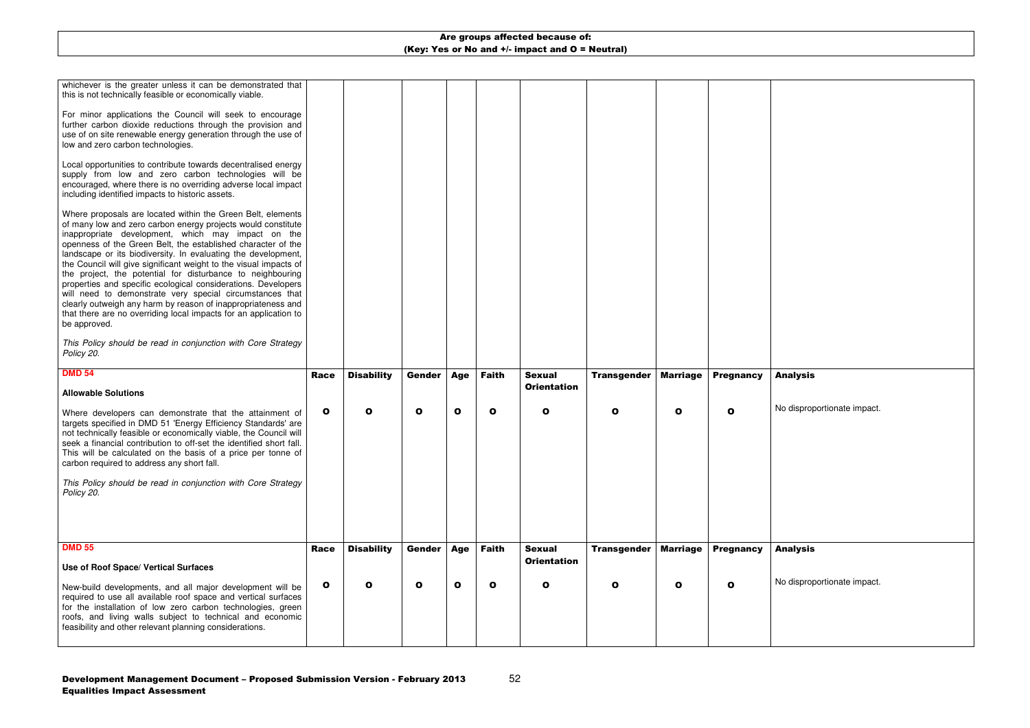**Are groups affected because of:**
**(Key: Yes or No and +/- impact and O = Neutral)**

| | | | | | | | | | | |
|---|---|---|---|---|---|---|---|---|---|---|
| whichever is the greater unless it can be demonstrated that this is not technically feasible or economically viable.<br><br>For minor applications the Council will seek to encourage further carbon dioxide reductions through the provision and use of on site renewable energy generation through the use of low and zero carbon technologies.<br><br>Local opportunities to contribute towards decentralised energy supply from low and zero carbon technologies will be encouraged, where there is no overriding adverse local impact including identified impacts to historic assets.<br><br>Where proposals are located within the Green Belt, elements of many low and zero carbon energy projects would constitute inappropriate development, which may impact on the openness of the Green Belt, the established character of the landscape or its biodiversity. In evaluating the development, the Council will give significant weight to the visual impacts of the project, the potential for disturbance to neighbouring properties and specific ecological considerations. Developers will need to demonstrate very special circumstances that clearly outweigh any harm by reason of inappropriateness and that there are no overriding local impacts for an application to be approved.<br><br>*This Policy should be read in conjunction with Core Strategy Policy 20.* | | | | | | | | | | |
| **DMD 54**<br><br>**Allowable Solutions** | **Race** | **Disability** | **Gender** | **Age** | **Faith** | **Sexual Orientation** | **Transgender** | **Marriage** | **Pregnancy** | **Analysis** |
| Where developers can demonstrate that the attainment of targets specified in DMD 51 'Energy Efficiency Standards' are not technically feasible or economically viable, the Council will seek a financial contribution to off-set the identified short fall. This will be calculated on the basis of a price per tonne of carbon required to address any short fall.<br><br>*This Policy should be read in conjunction with Core Strategy Policy 20.* | **O** | **O** | **O** | **O** | **O** | **O** | **O** | **O** | **O** | No disproportionate impact. |
| **DMD 55**<br><br>**Use of Roof Space/ Vertical Surfaces** | **Race** | **Disability** | **Gender** | **Age** | **Faith** | **Sexual Orientation** | **Transgender** | **Marriage** | **Pregnancy** | **Analysis** |
| New-build developments, and all major development will be required to use all available roof space and vertical surfaces for the installation of low zero carbon technologies, green roofs, and living walls subject to technical and economic feasibility and other relevant planning considerations. | **O** | **O** | **O** | **O** | **O** | **O** | **O** | **O** | **O** | No disproportionate impact. |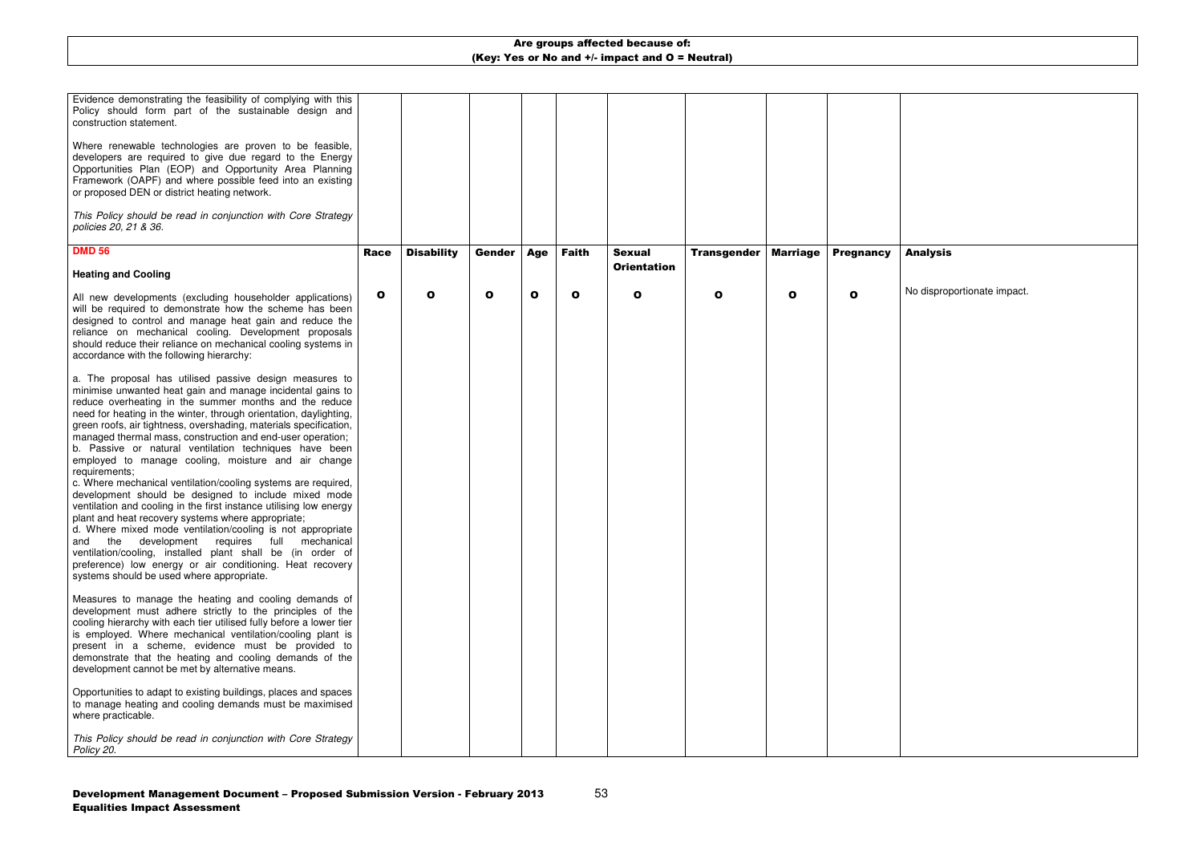**Are groups affected because of:**
**(Key: Yes or No and +/- impact and O = Neutral)**

| | | | | | | | | | | |
|---|---|---|---|---|---|---|---|---|---|---|
| Evidence demonstrating the feasibility of complying with this Policy should form part of the sustainable design and construction statement.<br><br>Where renewable technologies are proven to be feasible, developers are required to give due regard to the Energy Opportunities Plan (EOP) and Opportunity Area Planning Framework (OAPF) and where possible feed into an existing or proposed DEN or district heating network.<br><br>*This Policy should be read in conjunction with Core Strategy policies 20, 21 & 36.* | | | | | | | | | | |
| **DMD 56**<br><br>**Heating and Cooling** | **Race** | **Disability** | **Gender** | **Age** | **Faith** | **Sexual Orientation** | **Transgender** | **Marriage** | **Pregnancy** | **Analysis** |
| All new developments (excluding householder applications) will be required to demonstrate how the scheme has been designed to control and manage heat gain and reduce the reliance on mechanical cooling. Development proposals should reduce their reliance on mechanical cooling systems in accordance with the following hierarchy:<br><br>a. The proposal has utilised passive design measures to minimise unwanted heat gain and manage incidental gains to reduce overheating in the summer months and the reduce need for heating in the winter, through orientation, daylighting, green roofs, air tightness, overshading, materials specification, managed thermal mass, construction and end-user operation;<br>b. Passive or natural ventilation techniques have been employed to manage cooling, moisture and air change requirements;<br>c. Where mechanical ventilation/cooling systems are required, development should be designed to include mixed mode ventilation and cooling in the first instance utilising low energy plant and heat recovery systems where appropriate;<br>d. Where mixed mode ventilation/cooling is not appropriate and the development requires full mechanical ventilation/cooling, installed plant shall be (in order of preference) low energy or air conditioning. Heat recovery systems should be used where appropriate.<br><br>Measures to manage the heating and cooling demands of development must adhere strictly to the principles of the cooling hierarchy with each tier utilised fully before a lower tier is employed. Where mechanical ventilation/cooling plant is present in a scheme, evidence must be provided to demonstrate that the heating and cooling demands of the development cannot be met by alternative means.<br><br>Opportunities to adapt to existing buildings, places and spaces to manage heating and cooling demands must be maximised where practicable.<br><br>*This Policy should be read in conjunction with Core Strategy Policy 20.* | **O** | **O** | **O** | **O** | **O** | **O** | **O** | **O** | **O** | No disproportionate impact. |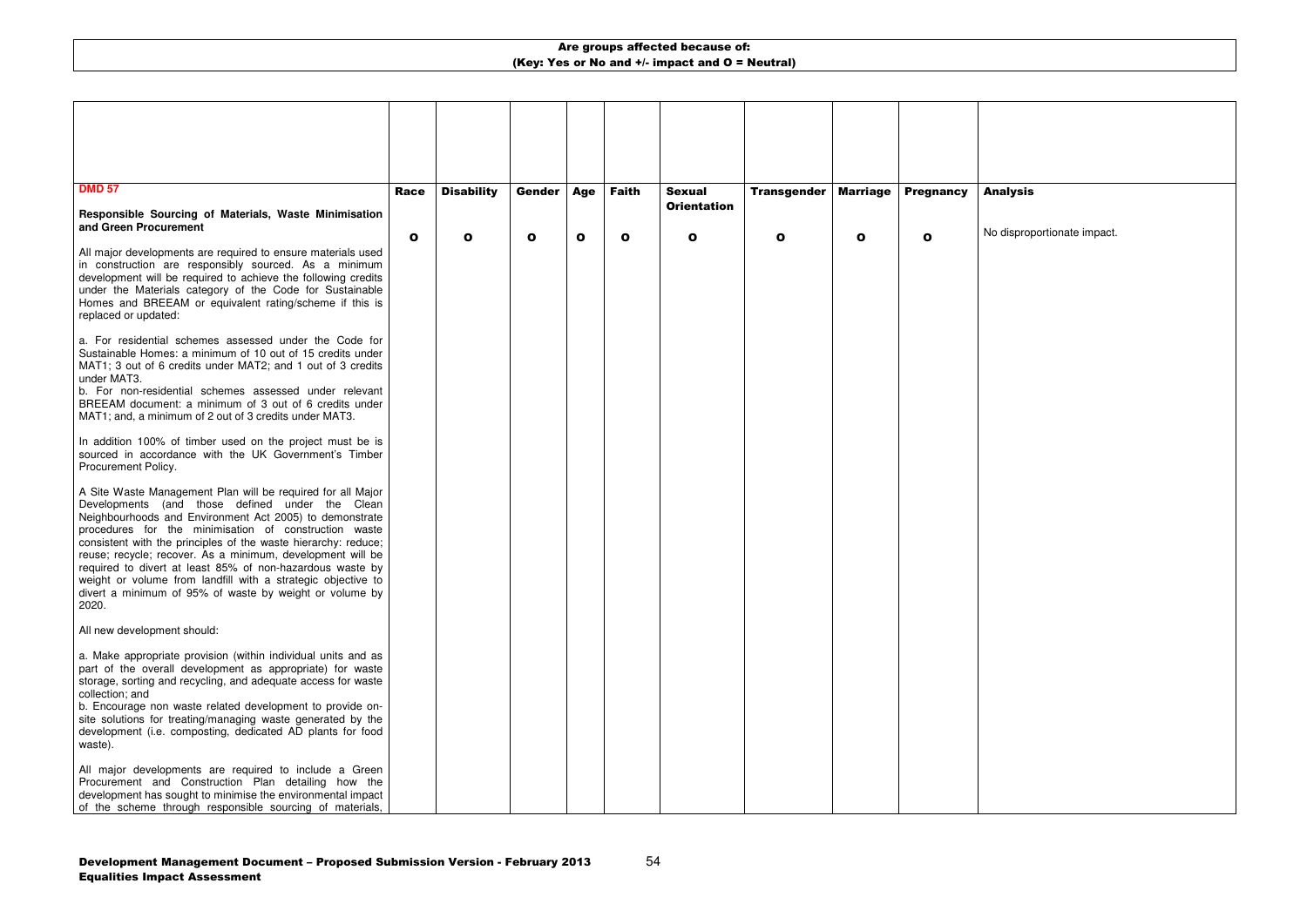**Are groups affected because of:**
**(Key: Yes or No and +/- impact and O = Neutral)**

| DMD 57 | Race | Disability | Gender | Age | Faith | Sexual Orientation | Transgender | Marriage | Pregnancy | Analysis |
|---|---|---|---|---|---|---|---|---|---|---|
| **Responsible Sourcing of Materials, Waste Minimisation and Green Procurement**<br><br>All major developments are required to ensure materials used in construction are responsibly sourced. As a minimum development will be required to achieve the following credits under the Materials category of the Code for Sustainable Homes and BREEAM or equivalent rating/scheme if this is replaced or updated:<br><br>a. For residential schemes assessed under the Code for Sustainable Homes: a minimum of 10 out of 15 credits under MAT1; 3 out of 6 credits under MAT2; and 1 out of 3 credits under MAT3.<br>b. For non-residential schemes assessed under relevant BREEAM document: a minimum of 3 out of 6 credits under MAT1; and, a minimum of 2 out of 3 credits under MAT3.<br><br>In addition 100% of timber used on the project must be is sourced in accordance with the UK Government's Timber Procurement Policy.<br><br>A Site Waste Management Plan will be required for all Major Developments (and those defined under the Clean Neighbourhoods and Environment Act 2005) to demonstrate procedures for the minimisation of construction waste consistent with the principles of the waste hierarchy: reduce; reuse; recycle; recover. As a minimum, development will be required to divert at least 85% of non-hazardous waste by weight or volume from landfill with a strategic objective to divert a minimum of 95% of waste by weight or volume by 2020.<br><br>All new development should:<br><br>a. Make appropriate provision (within individual units and as part of the overall development as appropriate) for waste storage, sorting and recycling, and adequate access for waste collection; and<br>b. Encourage non waste related development to provide on-site solutions for treating/managing waste generated by the development (i.e. composting, dedicated AD plants for food waste).<br><br>All major developments are required to include a Green Procurement and Construction Plan detailing how the development has sought to minimise the environmental impact of the scheme through responsible sourcing of materials, | O | O | O | O | O | O | O | O | O | No disproportionate impact. |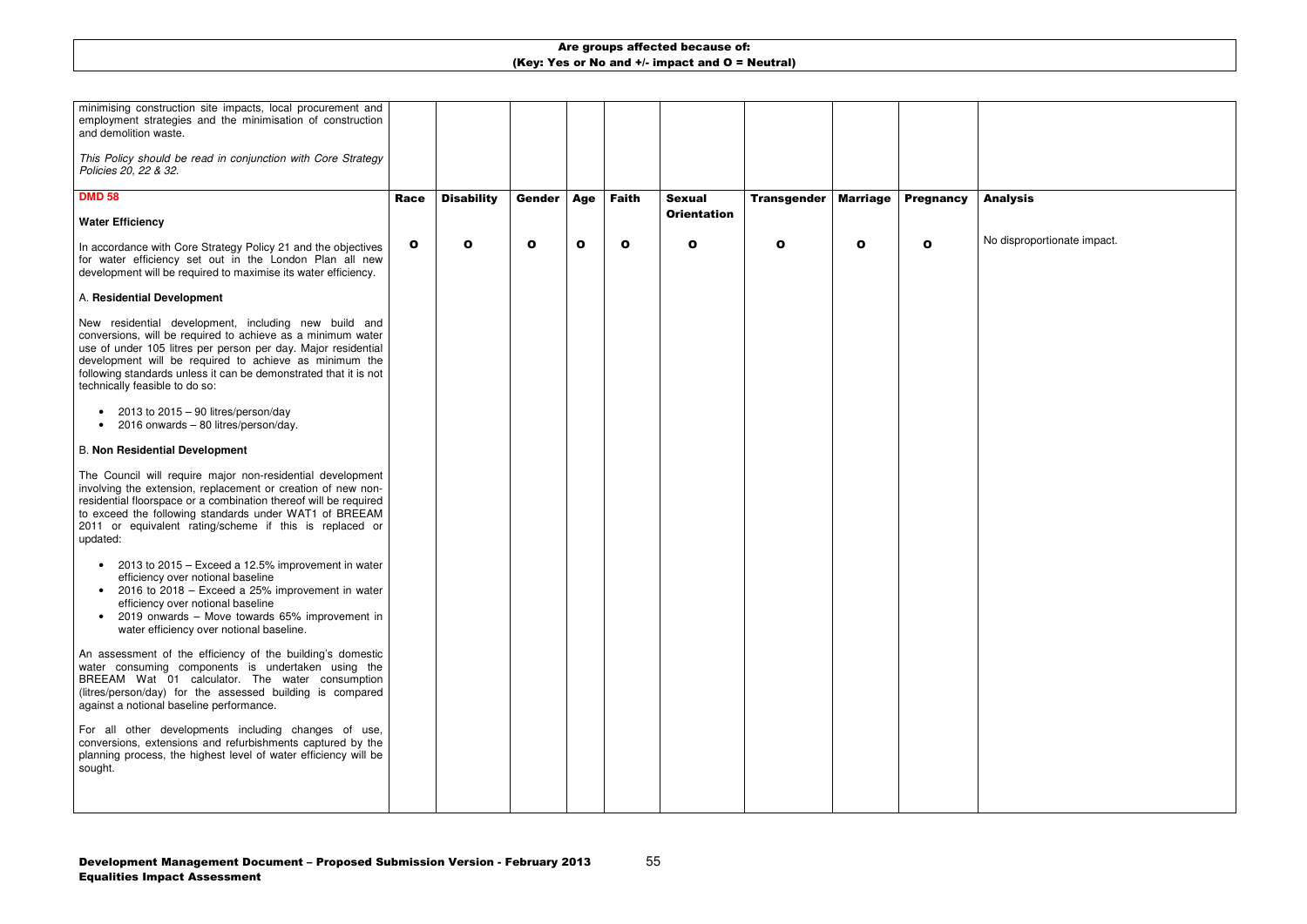**Are groups affected because of:**
**(Key: Yes or No and +/- impact and O = Neutral)**

| minimising construction site impacts, local procurement and employment strategies and the minimisation of construction and demolition waste.<br><br>*This Policy should be read in conjunction with Core Strategy Policies 20, 22 & 32.* | | | | | | | | | | |
|---|---|---|---|---|---|---|---|---|---|---|
| **DMD 58**<br><br>**Water Efficiency** | **Race** | **Disability** | **Gender** | **Age** | **Faith** | **Sexual Orientation** | **Transgender** | **Marriage** | **Pregnancy** | **Analysis** |
| In accordance with Core Strategy Policy 21 and the objectives for water efficiency set out in the London Plan all new development will be required to maximise its water efficiency.<br><br>A. **Residential Development**<br><br>New residential development, including new build and conversions, will be required to achieve as a minimum water use of under 105 litres per person per day. Major residential development will be required to achieve as minimum the following standards unless it can be demonstrated that it is not technically feasible to do so:<br><br>• 2013 to 2015 – 90 litres/person/day<br>• 2016 onwards – 80 litres/person/day.<br><br>B. **Non Residential Development**<br><br>The Council will require major non-residential development involving the extension, replacement or creation of new non-residential floorspace or a combination thereof will be required to exceed the following standards under WAT1 of BREEAM 2011 or equivalent rating/scheme if this is replaced or updated:<br><br>• 2013 to 2015 – Exceed a 12.5% improvement in water efficiency over notional baseline<br>• 2016 to 2018 – Exceed a 25% improvement in water efficiency over notional baseline<br>• 2019 onwards – Move towards 65% improvement in water efficiency over notional baseline.<br><br>An assessment of the efficiency of the building's domestic water consuming components is undertaken using the BREEAM Wat 01 calculator. The water consumption (litres/person/day) for the assessed building is compared against a notional baseline performance.<br><br>For all other developments including changes of use, conversions, extensions and refurbishments captured by the planning process, the highest level of water efficiency will be sought. | O | O | O | O | O | O | O | O | O | No disproportionate impact. |

**Development Management Document – Proposed Submission Version - February 2013**
**Equalities Impact Assessment**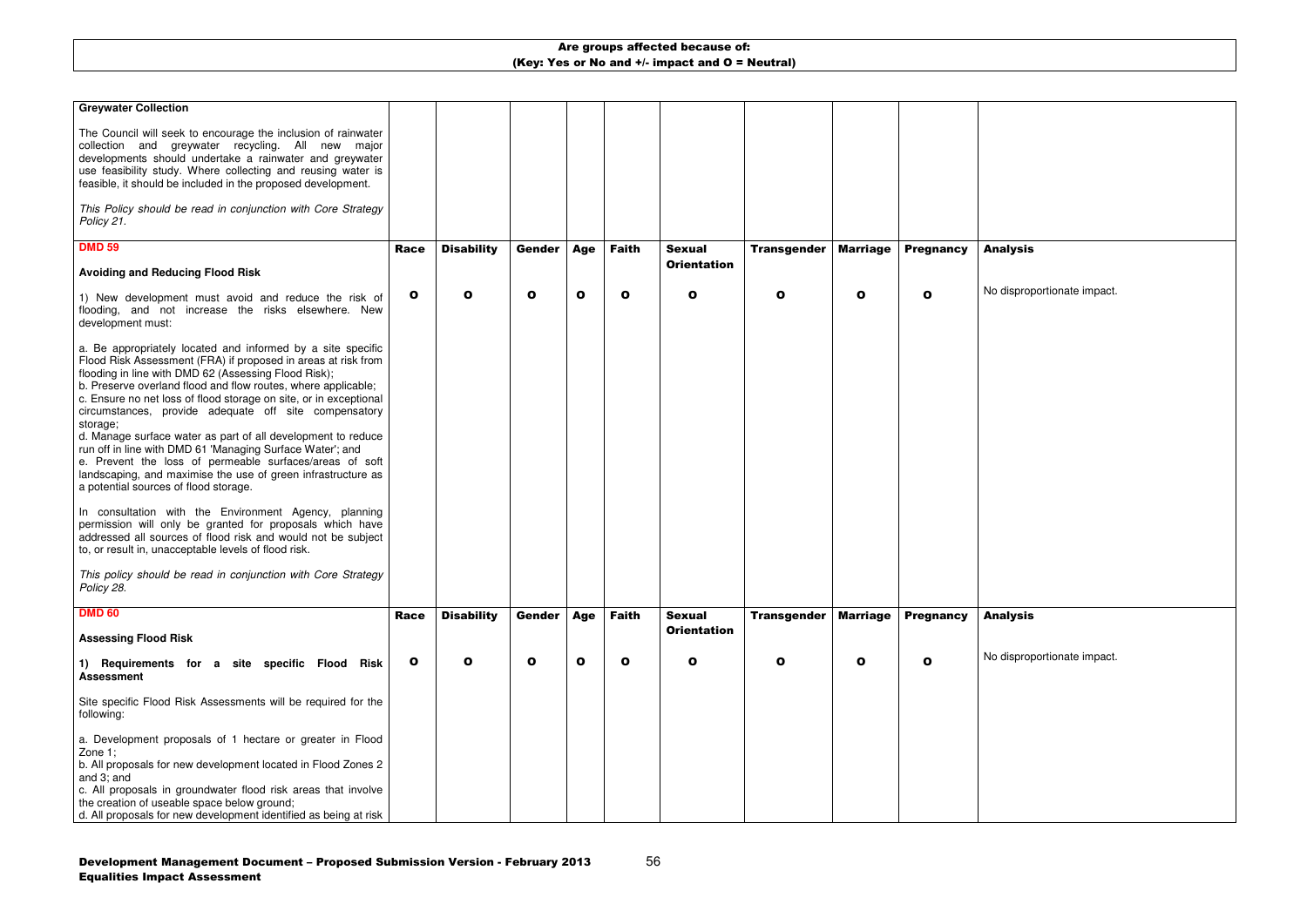**Are groups affected because of:**
**(Key: Yes or No and +/- impact and O = Neutral)**

| **Greywater Collection**<br><br>The Council will seek to encourage the inclusion of rainwater collection and greywater recycling. All new major developments should undertake a rainwater and greywater use feasibility study. Where collecting and reusing water is feasible, it should be included in the proposed development.<br><br>*This Policy should be read in conjunction with Core Strategy Policy 21.* | | | | | | | | | | |
|---|---|---|---|---|---|---|---|---|---|---|
| **DMD 59**<br><br>**Avoiding and Reducing Flood Risk** | **Race** | **Disability** | **Gender** | **Age** | **Faith** | **Sexual Orientation** | **Transgender** | **Marriage** | **Pregnancy** | **Analysis** |
| 1) New development must avoid and reduce the risk of flooding, and not increase the risks elsewhere. New development must:<br><br>a. Be appropriately located and informed by a site specific Flood Risk Assessment (FRA) if proposed in areas at risk from flooding in line with DMD 62 (Assessing Flood Risk);<br>b. Preserve overland flood and flow routes, where applicable;<br>c. Ensure no net loss of flood storage on site, or in exceptional circumstances, provide adequate off site compensatory storage;<br>d. Manage surface water as part of all development to reduce run off in line with DMD 61 'Managing Surface Water'; and<br>e. Prevent the loss of permeable surfaces/areas of soft landscaping, and maximise the use of green infrastructure as a potential sources of flood storage.<br><br>In consultation with the Environment Agency, planning permission will only be granted for proposals which have addressed all sources of flood risk and would not be subject to, or result in, unacceptable levels of flood risk.<br><br>*This policy should be read in conjunction with Core Strategy Policy 28.* | **O** | **O** | **O** | **O** | **O** | **O** | **O** | **O** | **O** | No disproportionate impact. |
| **DMD 60**<br><br>**Assessing Flood Risk** | **Race** | **Disability** | **Gender** | **Age** | **Faith** | **Sexual Orientation** | **Transgender** | **Marriage** | **Pregnancy** | **Analysis** |
| **1) Requirements for a site specific Flood Risk Assessment**<br><br>Site specific Flood Risk Assessments will be required for the following:<br><br>a. Development proposals of 1 hectare or greater in Flood Zone 1;<br>b. All proposals for new development located in Flood Zones 2 and 3; and<br>c. All proposals in groundwater flood risk areas that involve the creation of useable space below ground;<br>d. All proposals for new development identified as being at risk | **O** | **O** | **O** | **O** | **O** | **O** | **O** | **O** | **O** | No disproportionate impact. |

**Development Management Document – Proposed Submission Version - February 2013**
**Equalities Impact Assessment**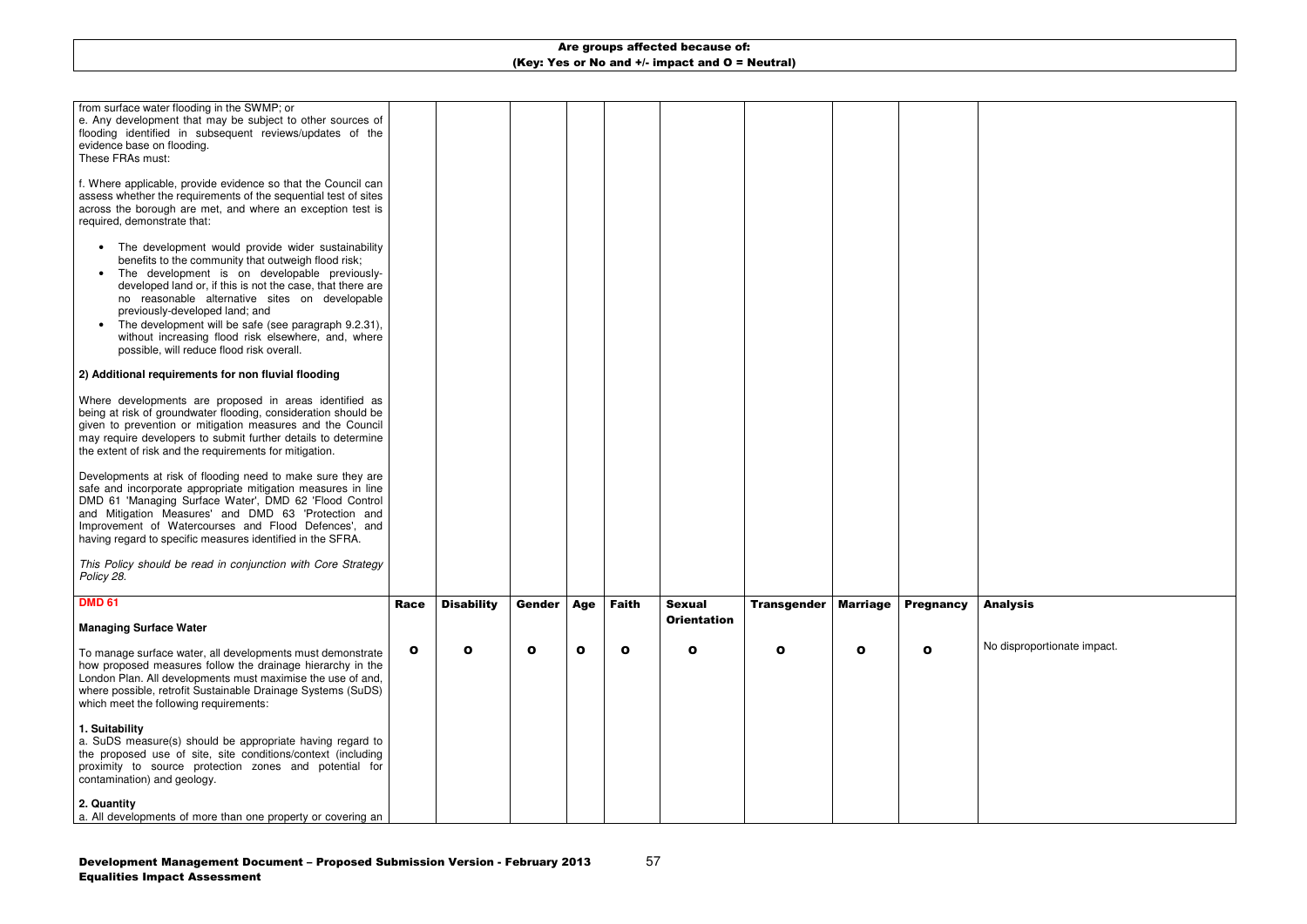**Are groups affected because of:**
**(Key: Yes or No and +/- impact and O = Neutral)**

| | | | | | | | | | | |
|---|---|---|---|---|---|---|---|---|---|---|
| from surface water flooding in the SWMP; or<br>e. Any development that may be subject to other sources of flooding identified in subsequent reviews/updates of the evidence base on flooding.<br>These FRAs must:<br><br>f. Where applicable, provide evidence so that the Council can assess whether the requirements of the sequential test of sites across the borough are met, and where an exception test is required, demonstrate that:<br><br>• The development would provide wider sustainability benefits to the community that outweigh flood risk;<br>• The development is on developable previously-developed land or, if this is not the case, that there are no reasonable alternative sites on developable previously-developed land; and<br>• The development will be safe (see paragraph 9.2.31), without increasing flood risk elsewhere, and, where possible, will reduce flood risk overall.<br><br>**2) Additional requirements for non fluvial flooding**<br><br>Where developments are proposed in areas identified as being at risk of groundwater flooding, consideration should be given to prevention or mitigation measures and the Council may require developers to submit further details to determine the extent of risk and the requirements for mitigation.<br><br>Developments at risk of flooding need to make sure they are safe and incorporate appropriate mitigation measures in line DMD 61 'Managing Surface Water', DMD 62 'Flood Control and Mitigation Measures' and DMD 63 'Protection and Improvement of Watercourses and Flood Defences', and having regard to specific measures identified in the SFRA.<br><br>*This Policy should be read in conjunction with Core Strategy Policy 28.* | | | | | | | | | | |
| **DMD 61**<br><br>**Managing Surface Water** | **Race** | **Disability** | **Gender** | **Age** | **Faith** | **Sexual Orientation** | **Transgender** | **Marriage** | **Pregnancy** | **Analysis** |
| To manage surface water, all developments must demonstrate how proposed measures follow the drainage hierarchy in the London Plan. All developments must maximise the use of and, where possible, retrofit Sustainable Drainage Systems (SuDS) which meet the following requirements:<br><br>**1. Suitability**<br>a. SuDS measure(s) should be appropriate having regard to the proposed use of site, site conditions/context (including proximity to source protection zones and potential for contamination) and geology.<br><br>**2. Quantity**<br>a. All developments of more than one property or covering an | O | O | O | O | O | O | O | O | O | No disproportionate impact. |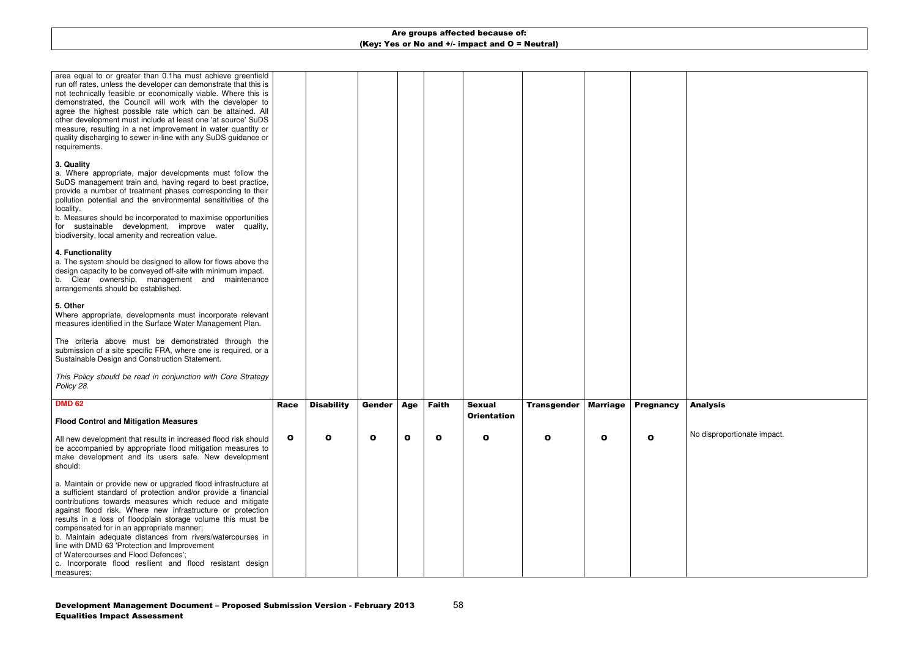| Are groups affected because of: (Key: Yes or No and +/- impact and O = Neutral) | | | | | | | | | | |
|---|---|---|---|---|---|---|---|---|---|---|
| area equal to or greater than 0.1ha must achieve greenfield run off rates, unless the developer can demonstrate that this is not technically feasible or economically viable. Where this is demonstrated, the Council will work with the developer to agree the highest possible rate which can be attained. All other development must include at least one 'at source' SuDS measure, resulting in a net improvement in water quantity or quality discharging to sewer in-line with any SuDS guidance or requirements.<br><br>**3. Quality**<br>a. Where appropriate, major developments must follow the SuDS management train and, having regard to best practice, provide a number of treatment phases corresponding to their pollution potential and the environmental sensitivities of the locality.<br>b. Measures should be incorporated to maximise opportunities for sustainable development, improve water quality, biodiversity, local amenity and recreation value.<br><br>**4. Functionality**<br>a. The system should be designed to allow for flows above the design capacity to be conveyed off-site with minimum impact.<br>b. Clear ownership, management and maintenance arrangements should be established.<br><br>**5. Other**<br>Where appropriate, developments must incorporate relevant measures identified in the Surface Water Management Plan.<br><br>The criteria above must be demonstrated through the submission of a site specific FRA, where one is required, or a Sustainable Design and Construction Statement.<br><br>*This Policy should be read in conjunction with Core Strategy Policy 28.* | | | | | | | | | | |
| **DMD 62**<br><br>**Flood Control and Mitigation Measures** | **Race** | **Disability** | **Gender** | **Age** | **Faith** | **Sexual Orientation** | **Transgender** | **Marriage** | **Pregnancy** | **Analysis** |
| All new development that results in increased flood risk should be accompanied by appropriate flood mitigation measures to make development and its users safe. New development should:<br><br>a. Maintain or provide new or upgraded flood infrastructure at a sufficient standard of protection and/or provide a financial contributions towards measures which reduce and mitigate against flood risk. Where new infrastructure or protection results in a loss of floodplain storage volume this must be compensated for in an appropriate manner;<br>b. Maintain adequate distances from rivers/watercourses in line with DMD 63 'Protection and Improvement of Watercourses and Flood Defences';<br>c. Incorporate flood resilient and flood resistant design measures; | **O** | **O** | **O** | **O** | **O** | **O** | **O** | **O** | **O** | No disproportionate impact. |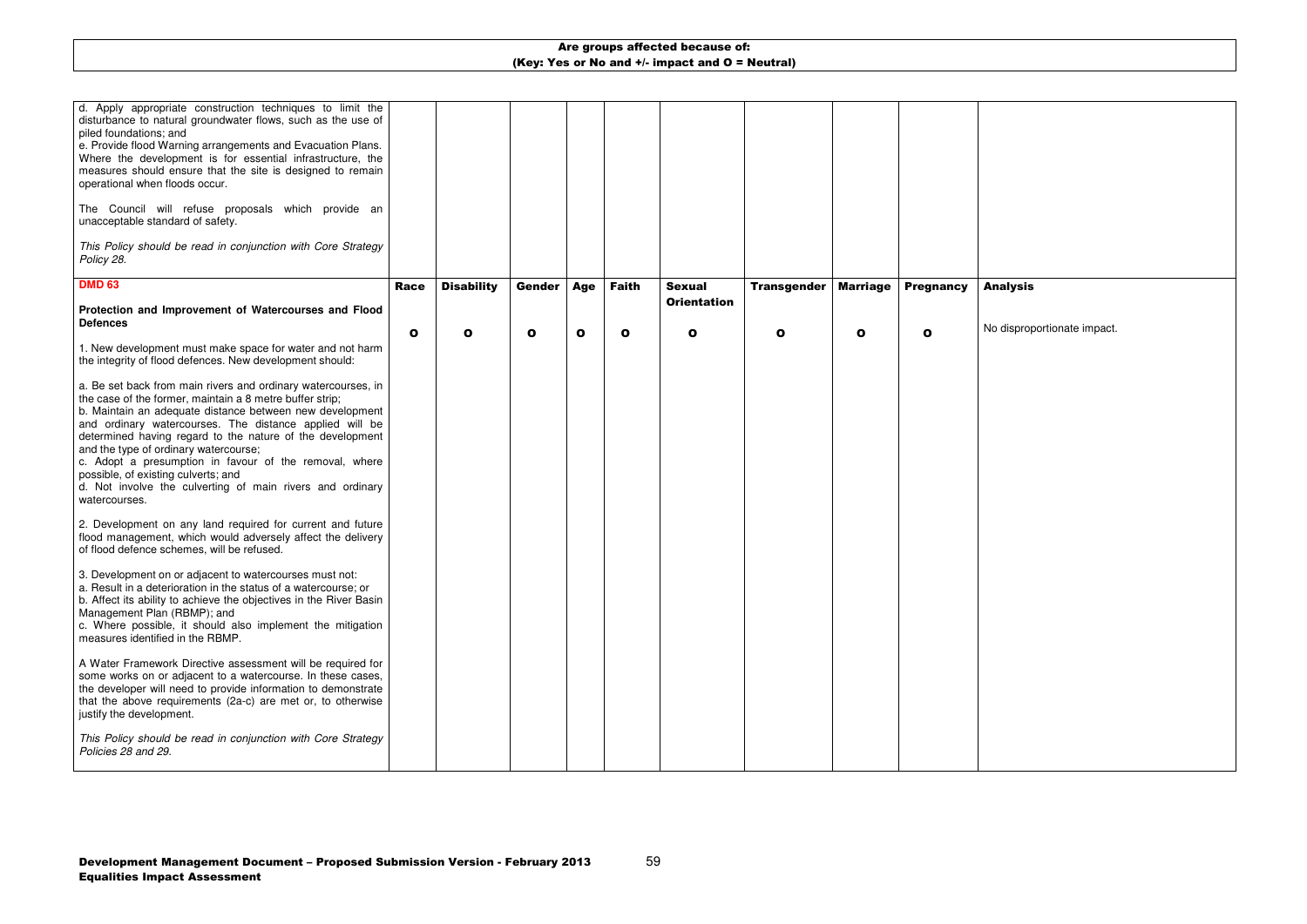| Are groups affected because of: (Key: Yes or No and +/- impact and O = Neutral) | | | | | | | | | | |
|---|---|---|---|---|---|---|---|---|---|---|
| d. Apply appropriate construction techniques to limit the disturbance to natural groundwater flows, such as the use of piled foundations; and<br>e. Provide flood Warning arrangements and Evacuation Plans. Where the development is for essential infrastructure, the measures should ensure that the site is designed to remain operational when floods occur.<br><br>The Council will refuse proposals which provide an unacceptable standard of safety.<br><br>*This Policy should be read in conjunction with Core Strategy Policy 28.* | | | | | | | | | | |
| **DMD 63**<br><br>**Protection and Improvement of Watercourses and Flood Defences** | **Race** | **Disability** | **Gender** | **Age** | **Faith** | **Sexual Orientation** | **Transgender** | **Marriage** | **Pregnancy** | **Analysis** |
| 1. New development must make space for water and not harm the integrity of flood defences. New development should:<br><br>a. Be set back from main rivers and ordinary watercourses, in the case of the former, maintain a 8 metre buffer strip;<br>b. Maintain an adequate distance between new development and ordinary watercourses. The distance applied will be determined having regard to the nature of the development and the type of ordinary watercourse;<br>c. Adopt a presumption in favour of the removal, where possible, of existing culverts; and<br>d. Not involve the culverting of main rivers and ordinary watercourses.<br><br>2. Development on any land required for current and future flood management, which would adversely affect the delivery of flood defence schemes, will be refused.<br><br>3. Development on or adjacent to watercourses must not:<br>a. Result in a deterioration in the status of a watercourse; or<br>b. Affect its ability to achieve the objectives in the River Basin Management Plan (RBMP); and<br>c. Where possible, it should also implement the mitigation measures identified in the RBMP.<br><br>A Water Framework Directive assessment will be required for some works on or adjacent to a watercourse. In these cases, the developer will need to provide information to demonstrate that the above requirements (2a-c) are met or, to otherwise justify the development.<br><br>*This Policy should be read in conjunction with Core Strategy Policies 28 and 29.* | **O** | **O** | **O** | **O** | **O** | **O** | **O** | **O** | **O** | No disproportionate impact. |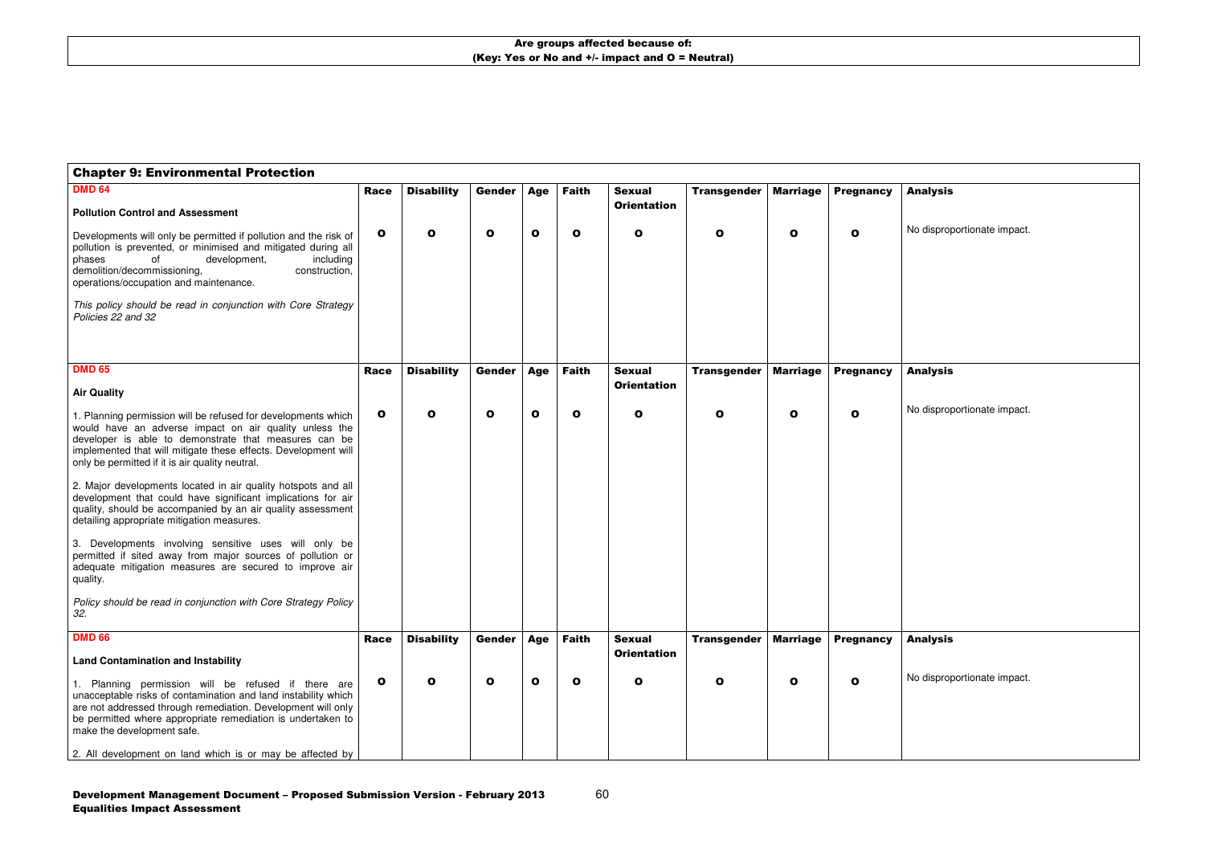**Are groups affected because of:**
**(Key: Yes or No and +/- impact and O = Neutral)**

## Chapter 9: Environmental Protection

| Policy | Race | Disability | Gender | Age | Faith | Sexual Orientation | Transgender | Marriage | Pregnancy | Analysis |
|---|---|---|---|---|---|---|---|---|---|---|
| **DMD 64**<br><br>**Pollution Control and Assessment**<br><br>Developments will only be permitted if pollution and the risk of pollution is prevented, or minimised and mitigated during all phases of development, including demolition/decommissioning, construction, operations/occupation and maintenance.<br><br>*This policy should be read in conjunction with Core Strategy Policies 22 and 32* | O | O | O | O | O | O | O | O | O | No disproportionate impact. |
| **DMD 65**<br><br>**Air Quality**<br><br>1. Planning permission will be refused for developments which would have an adverse impact on air quality unless the developer is able to demonstrate that measures can be implemented that will mitigate these effects. Development will only be permitted if it is air quality neutral.<br><br>2. Major developments located in air quality hotspots and all development that could have significant implications for air quality, should be accompanied by an air quality assessment detailing appropriate mitigation measures.<br><br>3. Developments involving sensitive uses will only be permitted if sited away from major sources of pollution or adequate mitigation measures are secured to improve air quality.<br><br>*Policy should be read in conjunction with Core Strategy Policy 32.* | O | O | O | O | O | O | O | O | O | No disproportionate impact. |
| **DMD 66**<br><br>**Land Contamination and Instability**<br><br>1. Planning permission will be refused if there are unacceptable risks of contamination and land instability which are not addressed through remediation. Development will only be permitted where appropriate remediation is undertaken to make the development safe.<br><br>2. All development on land which is or may be affected by | O | O | O | O | O | O | O | O | O | No disproportionate impact. |

**Development Management Document – Proposed Submission Version - February 2013**
**Equalities Impact Assessment**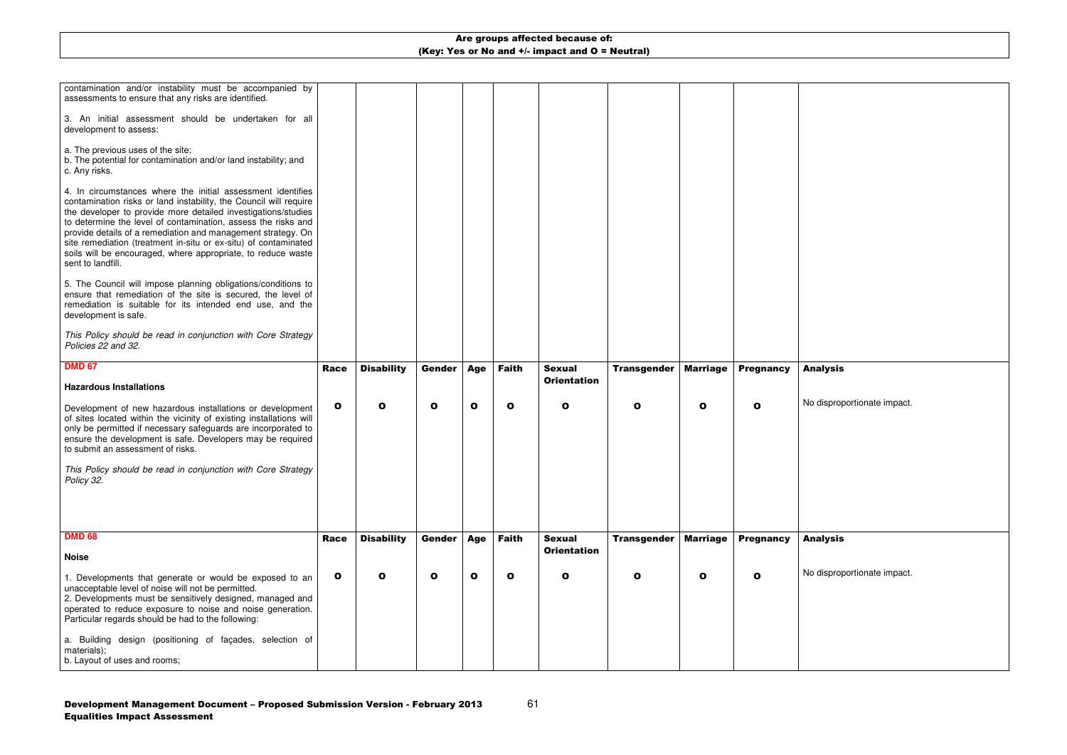**Are groups affected because of:**
**(Key: Yes or No and +/- impact and O = Neutral)**

| | Race | Disability | Gender | Age | Faith | Sexual Orientation | Transgender | Marriage | Pregnancy | Analysis |
|---|---|---|---|---|---|---|---|---|---|---|
| contamination and/or instability must be accompanied by assessments to ensure that any risks are identified.<br><br>3. An initial assessment should be undertaken for all development to assess:<br><br>a. The previous uses of the site;<br>b. The potential for contamination and/or land instability; and<br>c. Any risks.<br><br>4. In circumstances where the initial assessment identifies contamination risks or land instability, the Council will require the developer to provide more detailed investigations/studies to determine the level of contamination, assess the risks and provide details of a remediation and management strategy. On site remediation (treatment in-situ or ex-situ) of contaminated soils will be encouraged, where appropriate, to reduce waste sent to landfill.<br><br>5. The Council will impose planning obligations/conditions to ensure that remediation of the site is secured, the level of remediation is suitable for its intended end use, and the development is safe.<br><br>*This Policy should be read in conjunction with Core Strategy Policies 22 and 32.* | | | | | | | | | | |
| **DMD 67**<br><br>**Hazardous Installations**<br><br>Development of new hazardous installations or development of sites located within the vicinity of existing installations will only be permitted if necessary safeguards are incorporated to ensure the development is safe. Developers may be required to submit an assessment of risks.<br><br>*This Policy should be read in conjunction with Core Strategy Policy 32.* | O | O | O | O | O | O | O | O | O | No disproportionate impact. |
| **DMD 68**<br><br>**Noise**<br><br>1. Developments that generate or would be exposed to an unacceptable level of noise will not be permitted.<br>2. Developments must be sensitively designed, managed and operated to reduce exposure to noise and noise generation. Particular regards should be had to the following:<br><br>a. Building design (positioning of façades, selection of materials);<br>b. Layout of uses and rooms; | O | O | O | O | O | O | O | O | O | No disproportionate impact. |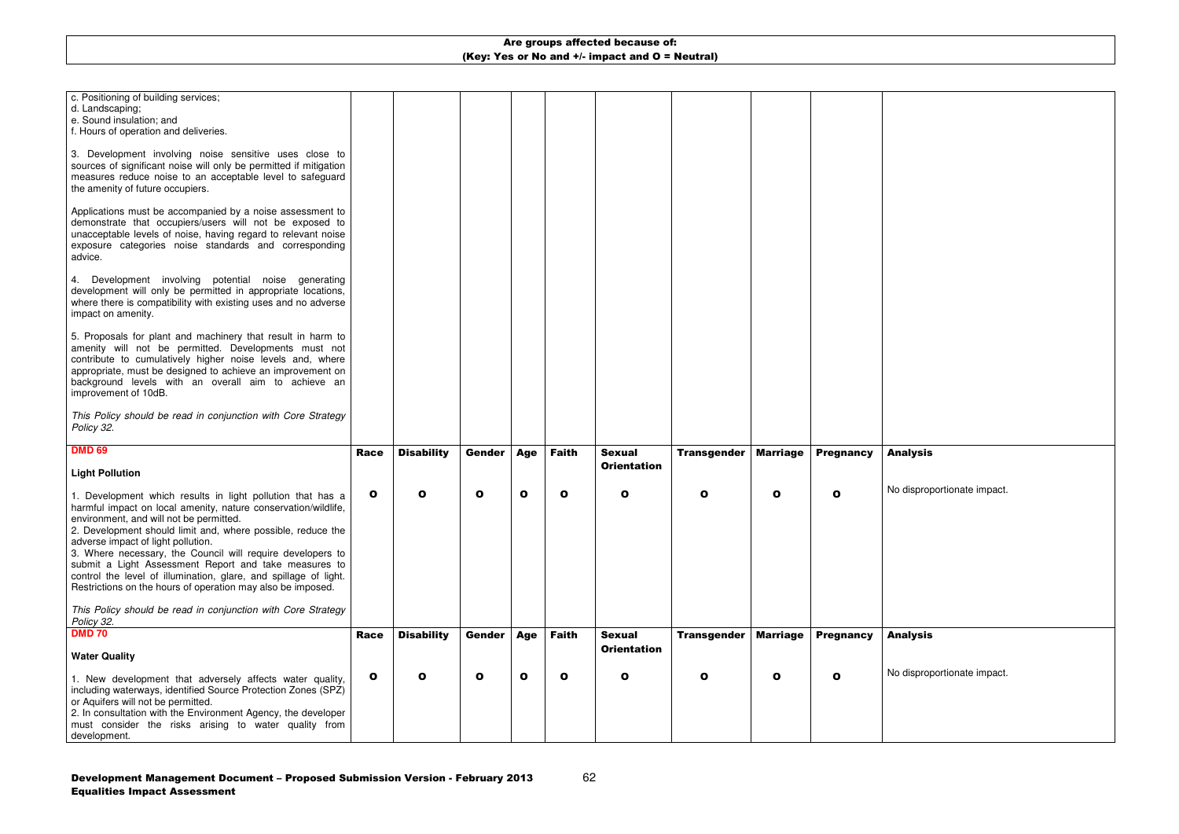| Are groups affected because of: (Key: Yes or No and +/- impact and O = Neutral) | | | | | | | | | | |
|---|---|---|---|---|---|---|---|---|---|---|
| c. Positioning of building services;<br>d. Landscaping;<br>e. Sound insulation; and<br>f. Hours of operation and deliveries.<br><br>3. Development involving noise sensitive uses close to sources of significant noise will only be permitted if mitigation measures reduce noise to an acceptable level to safeguard the amenity of future occupiers.<br><br>Applications must be accompanied by a noise assessment to demonstrate that occupiers/users will not be exposed to unacceptable levels of noise, having regard to relevant noise exposure categories noise standards and corresponding advice.<br><br>4. Development involving potential noise generating development will only be permitted in appropriate locations, where there is compatibility with existing uses and no adverse impact on amenity.<br><br>5. Proposals for plant and machinery that result in harm to amenity will not be permitted. Developments must not contribute to cumulatively higher noise levels and, where appropriate, must be designed to achieve an improvement on background levels with an overall aim to achieve an improvement of 10dB.<br><br>*This Policy should be read in conjunction with Core Strategy Policy 32.* | | | | | | | | | | |
| **DMD 69**<br><br>**Light Pollution** | **Race** | **Disability** | **Gender** | **Age** | **Faith** | **Sexual Orientation** | **Transgender** | **Marriage** | **Pregnancy** | **Analysis** |
| 1. Development which results in light pollution that has a harmful impact on local amenity, nature conservation/wildlife, environment, and will not be permitted.<br>2. Development should limit and, where possible, reduce the adverse impact of light pollution.<br>3. Where necessary, the Council will require developers to submit a Light Assessment Report and take measures to control the level of illumination, glare, and spillage of light. Restrictions on the hours of operation may also be imposed.<br><br>*This Policy should be read in conjunction with Core Strategy Policy 32.* | **O** | **O** | **O** | **O** | **O** | **O** | **O** | **O** | **O** | No disproportionate impact. |
| **DMD 70**<br><br>**Water Quality** | **Race** | **Disability** | **Gender** | **Age** | **Faith** | **Sexual Orientation** | **Transgender** | **Marriage** | **Pregnancy** | **Analysis** |
| 1. New development that adversely affects water quality, including waterways, identified Source Protection Zones (SPZ) or Aquifers will not be permitted.<br>2. In consultation with the Environment Agency, the developer must consider the risks arising to water quality from development. | **O** | **O** | **O** | **O** | **O** | **O** | **O** | **O** | **O** | No disproportionate impact. |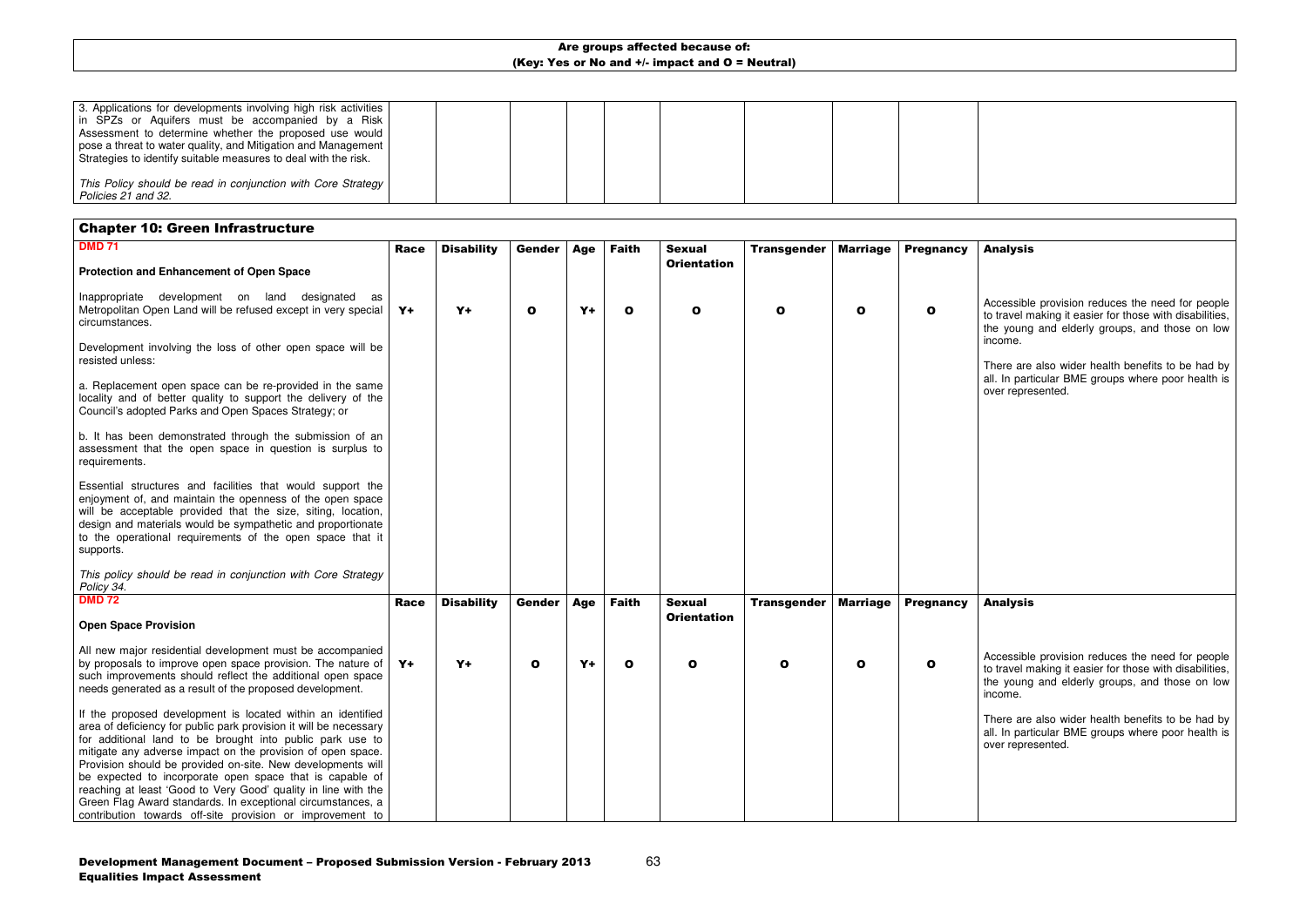**Are groups affected because of:**
**(Key: Yes or No and +/- impact and O = Neutral)**

| | | | | | | | | | | |
|---|---|---|---|---|---|---|---|---|---|---|
| 3. Applications for developments involving high risk activities in SPZs or Aquifers must be accompanied by a Risk Assessment to determine whether the proposed use would pose a threat to water quality, and Mitigation and Management Strategies to identify suitable measures to deal with the risk.<br><br>*This Policy should be read in conjunction with Core Strategy Policies 21 and 32.* | | | | | | | | | | |

## Chapter 10: Green Infrastructure

| DMD 71 **Protection and Enhancement of Open Space** | Race | Disability | Gender | Age | Faith | Sexual Orientation | Transgender | Marriage | Pregnancy | Analysis |
|---|---|---|---|---|---|---|---|---|---|---|
| Inappropriate development on land designated as Metropolitan Open Land will be refused except in very special circumstances.<br><br>Development involving the loss of other open space will be resisted unless:<br><br>a. Replacement open space can be re-provided in the same locality and of better quality to support the delivery of the Council's adopted Parks and Open Spaces Strategy; or<br><br>b. It has been demonstrated through the submission of an assessment that the open space in question is surplus to requirements.<br><br>Essential structures and facilities that would support the enjoyment of, and maintain the openness of the open space will be acceptable provided that the size, siting, location, design and materials would be sympathetic and proportionate to the operational requirements of the open space that it supports.<br><br>*This policy should be read in conjunction with Core Strategy Policy 34.* | Y+ | Y+ | O | Y+ | O | O | O | O | O | Accessible provision reduces the need for people to travel making it easier for those with disabilities, the young and elderly groups, and those on low income.<br><br>There are also wider health benefits to be had by all. In particular BME groups where poor health is over represented. |
| **DMD 72** **Open Space Provision** | **Race** | **Disability** | **Gender** | **Age** | **Faith** | **Sexual Orientation** | **Transgender** | **Marriage** | **Pregnancy** | **Analysis** |
| All new major residential development must be accompanied by proposals to improve open space provision. The nature of such improvements should reflect the additional open space needs generated as a result of the proposed development.<br><br>If the proposed development is located within an identified area of deficiency for public park provision it will be necessary for additional land to be brought into public park use to mitigate any adverse impact on the provision of open space. Provision should be provided on-site. New developments will be expected to incorporate open space that is capable of reaching at least 'Good to Very Good' quality in line with the Green Flag Award standards. In exceptional circumstances, a contribution towards off-site provision or improvement to | Y+ | Y+ | O | Y+ | O | O | O | O | O | Accessible provision reduces the need for people to travel making it easier for those with disabilities, the young and elderly groups, and those on low income.<br><br>There are also wider health benefits to be had by all. In particular BME groups where poor health is over represented. |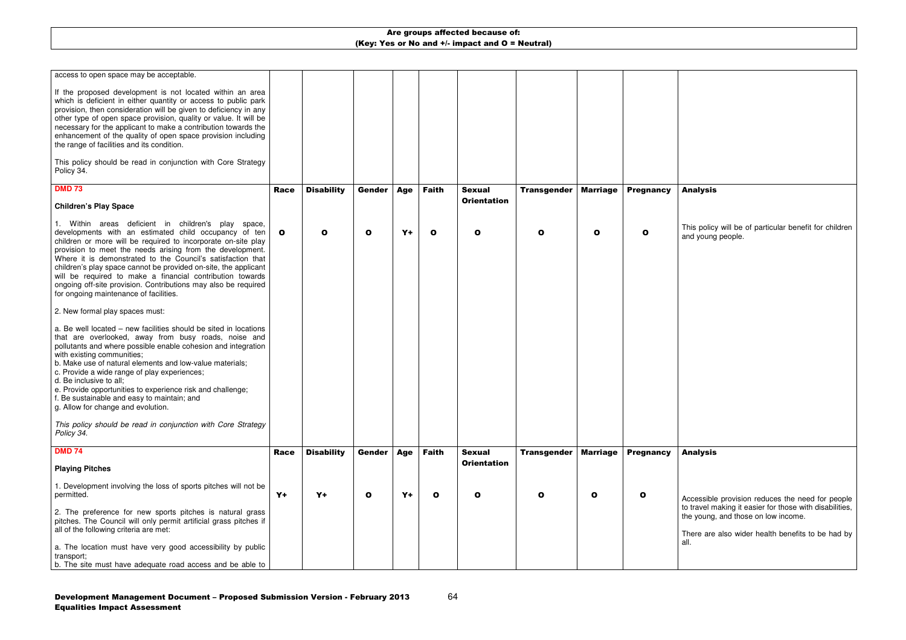**Are groups affected because of:**
**(Key: Yes or No and +/- impact and O = Neutral)**

| | | | | | | | | | | |
|---|---|---|---|---|---|---|---|---|---|---|
| access to open space may be acceptable.<br><br>If the proposed development is not located within an area which is deficient in either quantity or access to public park provision, then consideration will be given to deficiency in any other type of open space provision, quality or value. It will be necessary for the applicant to make a contribution towards the enhancement of the quality of open space provision including the range of facilities and its condition.<br><br>This policy should be read in conjunction with Core Strategy Policy 34. | | | | | | | | | | |
| **DMD 73**<br><br>**Children's Play Space** | **Race** | **Disability** | **Gender** | **Age** | **Faith** | **Sexual Orientation** | **Transgender** | **Marriage** | **Pregnancy** | **Analysis** |
| 1. Within areas deficient in children's play space, developments with an estimated child occupancy of ten children or more will be required to incorporate on-site play provision to meet the needs arising from the development. Where it is demonstrated to the Council's satisfaction that children's play space cannot be provided on-site, the applicant will be required to make a financial contribution towards ongoing off-site provision. Contributions may also be required for ongoing maintenance of facilities.<br><br>2. New formal play spaces must:<br><br>a. Be well located – new facilities should be sited in locations that are overlooked, away from busy roads, noise and pollutants and where possible enable cohesion and integration with existing communities;<br>b. Make use of natural elements and low-value materials;<br>c. Provide a wide range of play experiences;<br>d. Be inclusive to all;<br>e. Provide opportunities to experience risk and challenge;<br>f. Be sustainable and easy to maintain; and<br>g. Allow for change and evolution.<br><br>*This policy should be read in conjunction with Core Strategy Policy 34.* | O | O | O | Y+ | O | O | O | O | O | This policy will be of particular benefit for children and young people. |
| **DMD 74**<br><br>**Playing Pitches** | **Race** | **Disability** | **Gender** | **Age** | **Faith** | **Sexual Orientation** | **Transgender** | **Marriage** | **Pregnancy** | **Analysis** |
| 1. Development involving the loss of sports pitches will not be permitted.<br><br>2. The preference for new sports pitches is natural grass pitches. The Council will only permit artificial grass pitches if all of the following criteria are met:<br><br>a. The location must have very good accessibility by public transport;<br>b. The site must have adequate road access and be able to | Y+ | Y+ | O | Y+ | O | O | O | O | O | Accessible provision reduces the need for people to travel making it easier for those with disabilities, the young, and those on low income.<br><br>There are also wider health benefits to be had by all. |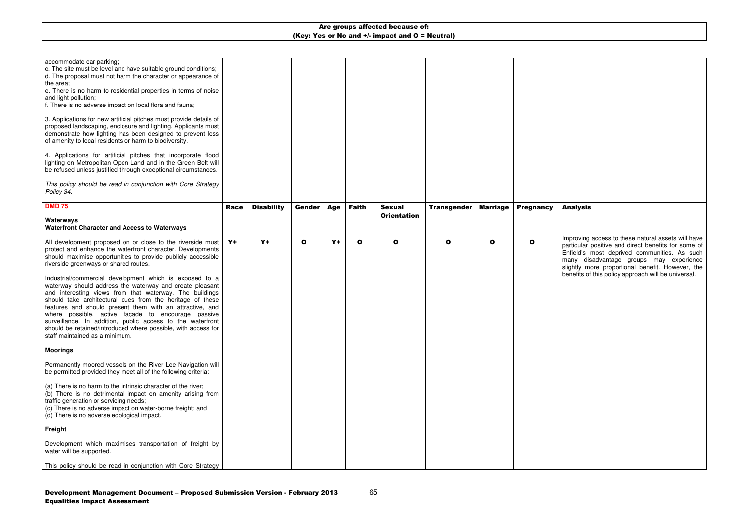## Are groups affected because of:
### (Key: Yes or No and +/- impact and O = Neutral)

| | | | | | | | | | | |
|---|---|---|---|---|---|---|---|---|---|---|
| accommodate car parking;<br>c. The site must be level and have suitable ground conditions;<br>d. The proposal must not harm the character or appearance of the area;<br>e. There is no harm to residential properties in terms of noise and light pollution;<br>f. There is no adverse impact on local flora and fauna;<br><br>3. Applications for new artificial pitches must provide details of proposed landscaping, enclosure and lighting. Applicants must demonstrate how lighting has been designed to prevent loss of amenity to local residents or harm to biodiversity.<br><br>4. Applications for artificial pitches that incorporate flood lighting on Metropolitan Open Land and in the Green Belt will be refused unless justified through exceptional circumstances.<br><br>*This policy should be read in conjunction with Core Strategy Policy 34.* | | | | | | | | | | |
| **DMD 75**<br><br>**Waterways**<br>**Waterfront Character and Access to Waterways** | **Race** | **Disability** | **Gender** | **Age** | **Faith** | **Sexual Orientation** | **Transgender** | **Marriage** | **Pregnancy** | **Analysis** |
| All development proposed on or close to the riverside must protect and enhance the waterfront character. Developments should maximise opportunities to provide publicly accessible riverside greenways or shared routes.<br><br>Industrial/commercial development which is exposed to a waterway should address the waterway and create pleasant and interesting views from that waterway. The buildings should take architectural cues from the heritage of these features and should present them with an attractive, and where possible, active façade to encourage passive surveillance. In addition, public access to the waterfront should be retained/introduced where possible, with access for staff maintained as a minimum.<br><br>**Moorings**<br><br>Permanently moored vessels on the River Lee Navigation will be permitted provided they meet all of the following criteria:<br><br>(a) There is no harm to the intrinsic character of the river;<br>(b) There is no detrimental impact on amenity arising from traffic generation or servicing needs;<br>(c) There is no adverse impact on water-borne freight; and<br>(d) There is no adverse ecological impact.<br><br>**Freight**<br><br>Development which maximises transportation of freight by water will be supported.<br><br>This policy should be read in conjunction with Core Strategy | Y+ | Y+ | O | Y+ | O | O | O | O | O | Improving access to these natural assets will have particular positive and direct benefits for some of Enfield's most deprived communities. As such many disadvantage groups may experience slightly more proportional benefit. However, the benefits of this policy approach will be universal. |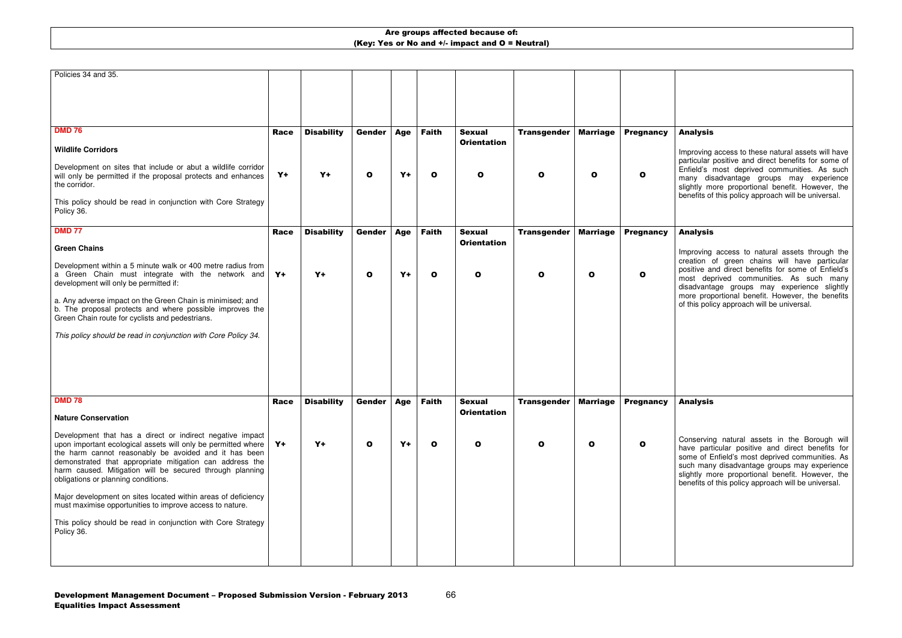**Are groups affected because of:**
**(Key: Yes or No and +/- impact and O = Neutral)**

| Policies 34 and 35. | | | | | | | | | | |
|---|---|---|---|---|---|---|---|---|---|---|
| **DMD 76**<br><br>**Wildlife Corridors**<br><br>Development on sites that include or abut a wildlife corridor will only be permitted if the proposal protects and enhances the corridor.<br><br>This policy should be read in conjunction with Core Strategy Policy 36. | **Race**<br><br>**Y+** | **Disability**<br><br>**Y+** | **Gender**<br><br>**O** | **Age**<br><br>**Y+** | **Faith**<br><br>**O** | **Sexual Orientation**<br><br>**O** | **Transgender**<br><br>**O** | **Marriage**<br><br>**O** | **Pregnancy**<br><br>**O** | **Analysis**<br><br>Improving access to these natural assets will have particular positive and direct benefits for some of Enfield's most deprived communities. As such many disadvantage groups may experience slightly more proportional benefit. However, the benefits of this policy approach will be universal. |
| **DMD 77**<br><br>**Green Chains**<br><br>Development within a 5 minute walk or 400 metre radius from a Green Chain must integrate with the network and development will only be permitted if:<br><br>a. Any adverse impact on the Green Chain is minimised; and<br>b. The proposal protects and where possible improves the Green Chain route for cyclists and pedestrians.<br><br>*This policy should be read in conjunction with Core Policy 34.* | **Race**<br><br>**Y+** | **Disability**<br><br>**Y+** | **Gender**<br><br>**O** | **Age**<br><br>**Y+** | **Faith**<br><br>**O** | **Sexual Orientation**<br><br>**O** | **Transgender**<br><br>**O** | **Marriage**<br><br>**O** | **Pregnancy**<br><br>**O** | **Analysis**<br><br>Improving access to natural assets through the creation of green chains will have particular positive and direct benefits for some of Enfield's most deprived communities. As such many disadvantage groups may experience slightly more proportional benefit. However, the benefits of this policy approach will be universal. |
| **DMD 78**<br><br>**Nature Conservation**<br><br>Development that has a direct or indirect negative impact upon important ecological assets will only be permitted where the harm cannot reasonably be avoided and it has been demonstrated that appropriate mitigation can address the harm caused. Mitigation will be secured through planning obligations or planning conditions.<br><br>Major development on sites located within areas of deficiency must maximise opportunities to improve access to nature.<br><br>This policy should be read in conjunction with Core Strategy Policy 36. | **Race**<br><br>**Y+** | **Disability**<br><br>**Y+** | **Gender**<br><br>**O** | **Age**<br><br>**Y+** | **Faith**<br><br>**O** | **Sexual Orientation**<br><br>**O** | **Transgender**<br><br>**O** | **Marriage**<br><br>**O** | **Pregnancy**<br><br>**O** | **Analysis**<br><br>Conserving natural assets in the Borough will have particular positive and direct benefits for some of Enfield's most deprived communities. As such many disadvantage groups may experience slightly more proportional benefit. However, the benefits of this policy approach will be universal. |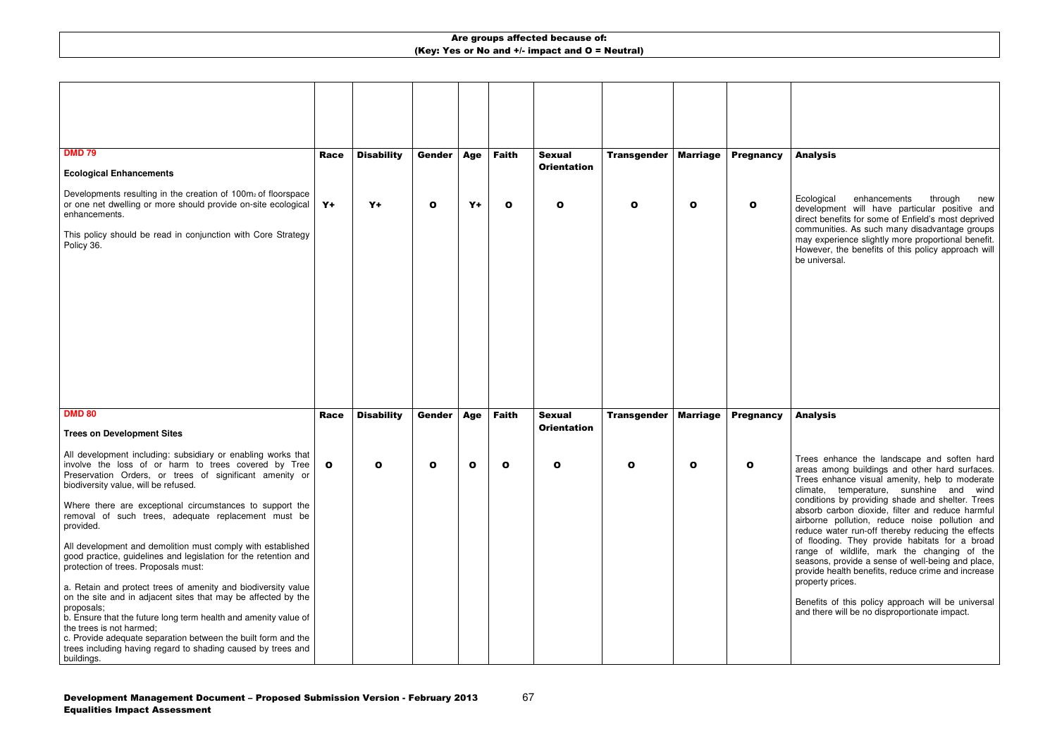**Are groups affected because of:**
**(Key: Yes or No and +/- impact and O = Neutral)**

| | Race | Disability | Gender | Age | Faith | Sexual Orientation | Transgender | Marriage | Pregnancy | Analysis |
|---|---|---|---|---|---|---|---|---|---|---|
| **DMD 79**<br><br>**Ecological Enhancements**<br><br>Developments resulting in the creation of 100m$_2$ of floorspace or one net dwelling or more should provide on-site ecological enhancements.<br><br>This policy should be read in conjunction with Core Strategy Policy 36. | Y+ | Y+ | O | Y+ | O | O | O | O | O | Ecological enhancements through new development will have particular positive and direct benefits for some of Enfield's most deprived communities. As such many disadvantage groups may experience slightly more proportional benefit. However, the benefits of this policy approach will be universal. |
| **DMD 80**<br><br>**Trees on Development Sites**<br><br>All development including: subsidiary or enabling works that involve the loss of or harm to trees covered by Tree Preservation Orders, or trees of significant amenity or biodiversity value, will be refused.<br><br>Where there are exceptional circumstances to support the removal of such trees, adequate replacement must be provided.<br><br>All development and demolition must comply with established good practice, guidelines and legislation for the retention and protection of trees. Proposals must:<br><br>a. Retain and protect trees of amenity and biodiversity value on the site and in adjacent sites that may be affected by the proposals;<br>b. Ensure that the future long term health and amenity value of the trees is not harmed;<br>c. Provide adequate separation between the built form and the trees including having regard to shading caused by trees and buildings. | O | O | O | O | O | O | O | O | O | Trees enhance the landscape and soften hard areas among buildings and other hard surfaces. Trees enhance visual amenity, help to moderate climate, temperature, sunshine and wind conditions by providing shade and shelter. Trees absorb carbon dioxide, filter and reduce harmful airborne pollution, reduce noise pollution and reduce water run-off thereby reducing the effects of flooding. They provide habitats for a broad range of wildlife, mark the changing of the seasons, provide a sense of well-being and place, provide health benefits, reduce crime and increase property prices.<br><br>Benefits of this policy approach will be universal and there will be no disproportionate impact. |

**Development Management Document – Proposed Submission Version - February 2013**
**Equalities Impact Assessment**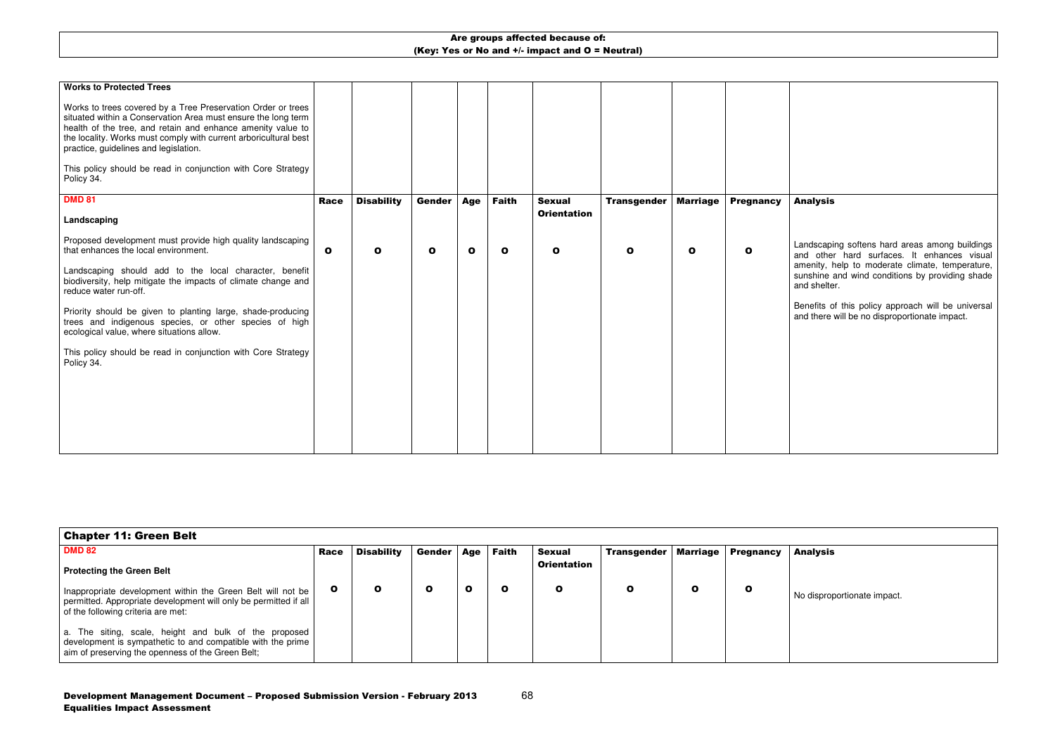**Are groups affected because of:**
**(Key: Yes or No and +/- impact and O = Neutral)**

| Policy | Race | Disability | Gender | Age | Faith | Sexual Orientation | Transgender | Marriage | Pregnancy | Analysis |
|---|---|---|---|---|---|---|---|---|---|---|
| **Works to Protected Trees**<br><br>Works to trees covered by a Tree Preservation Order or trees situated within a Conservation Area must ensure the long term health of the tree, and retain and enhance amenity value to the locality. Works must comply with current arboricultural best practice, guidelines and legislation.<br><br>This policy should be read in conjunction with Core Strategy Policy 34. | | | | | | | | | | |
| **DMD 81**<br><br>**Landscaping**<br><br>Proposed development must provide high quality landscaping that enhances the local environment.<br><br>Landscaping should add to the local character, benefit biodiversity, help mitigate the impacts of climate change and reduce water run-off.<br><br>Priority should be given to planting large, shade-producing trees and indigenous species, or other species of high ecological value, where situations allow.<br><br>This policy should be read in conjunction with Core Strategy Policy 34. | O | O | O | O | O | O | O | O | O | Landscaping softens hard areas among buildings and other hard surfaces. It enhances visual amenity, help to moderate climate, temperature, sunshine and wind conditions by providing shade and shelter.<br><br>Benefits of this policy approach will be universal and there will be no disproportionate impact. |

## Chapter 11: Green Belt

| Policy | Race | Disability | Gender | Age | Faith | Sexual Orientation | Transgender | Marriage | Pregnancy | Analysis |
|---|---|---|---|---|---|---|---|---|---|---|
| **DMD 82**<br><br>**Protecting the Green Belt**<br><br>Inappropriate development within the Green Belt will not be permitted. Appropriate development will only be permitted if all of the following criteria are met:<br><br>a. The siting, scale, height and bulk of the proposed development is sympathetic to and compatible with the prime aim of preserving the openness of the Green Belt; | O | O | O | O | O | O | O | O | O | No disproportionate impact. |

**Development Management Document – Proposed Submission Version - February 2013**
**Equalities Impact Assessment**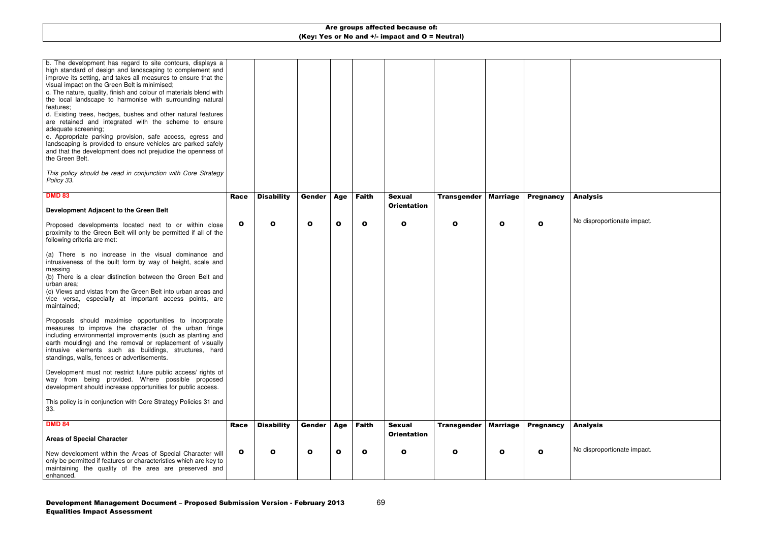| Are groups affected because of: (Key: Yes or No and +/- impact and O = Neutral) | | | | | | | | | | |
|---|---|---|---|---|---|---|---|---|---|---|
| b. The development has regard to site contours, displays a high standard of design and landscaping to complement and improve its setting, and takes all measures to ensure that the visual impact on the Green Belt is minimised;<br>c. The nature, quality, finish and colour of materials blend with the local landscape to harmonise with surrounding natural features;<br>d. Existing trees, hedges, bushes and other natural features are retained and integrated with the scheme to ensure adequate screening;<br>e. Appropriate parking provision, safe access, egress and landscaping is provided to ensure vehicles are parked safely and that the development does not prejudice the openness of the Green Belt.<br><br>*This policy should be read in conjunction with Core Strategy Policy 33.* | | | | | | | | | | |
| **DMD 83**<br><br>**Development Adjacent to the Green Belt** | **Race** | **Disability** | **Gender** | **Age** | **Faith** | **Sexual Orientation** | **Transgender** | **Marriage** | **Pregnancy** | **Analysis** |
| Proposed developments located next to or within close proximity to the Green Belt will only be permitted if all of the following criteria are met:<br><br>(a) There is no increase in the visual dominance and intrusiveness of the built form by way of height, scale and massing<br>(b) There is a clear distinction between the Green Belt and urban area;<br>(c) Views and vistas from the Green Belt into urban areas and vice versa, especially at important access points, are maintained;<br><br>Proposals should maximise opportunities to incorporate measures to improve the character of the urban fringe including environmental improvements (such as planting and earth moulding) and the removal or replacement of visually intrusive elements such as buildings, structures, hard standings, walls, fences or advertisements.<br><br>Development must not restrict future public access/ rights of way from being provided. Where possible proposed development should increase opportunities for public access.<br><br>This policy is in conjunction with Core Strategy Policies 31 and 33. | O | O | O | O | O | O | O | O | O | No disproportionate impact. |
| **DMD 84**<br><br>**Areas of Special Character** | **Race** | **Disability** | **Gender** | **Age** | **Faith** | **Sexual Orientation** | **Transgender** | **Marriage** | **Pregnancy** | **Analysis** |
| New development within the Areas of Special Character will only be permitted if features or characteristics which are key to maintaining the quality of the area are preserved and enhanced. | O | O | O | O | O | O | O | O | O | No disproportionate impact. |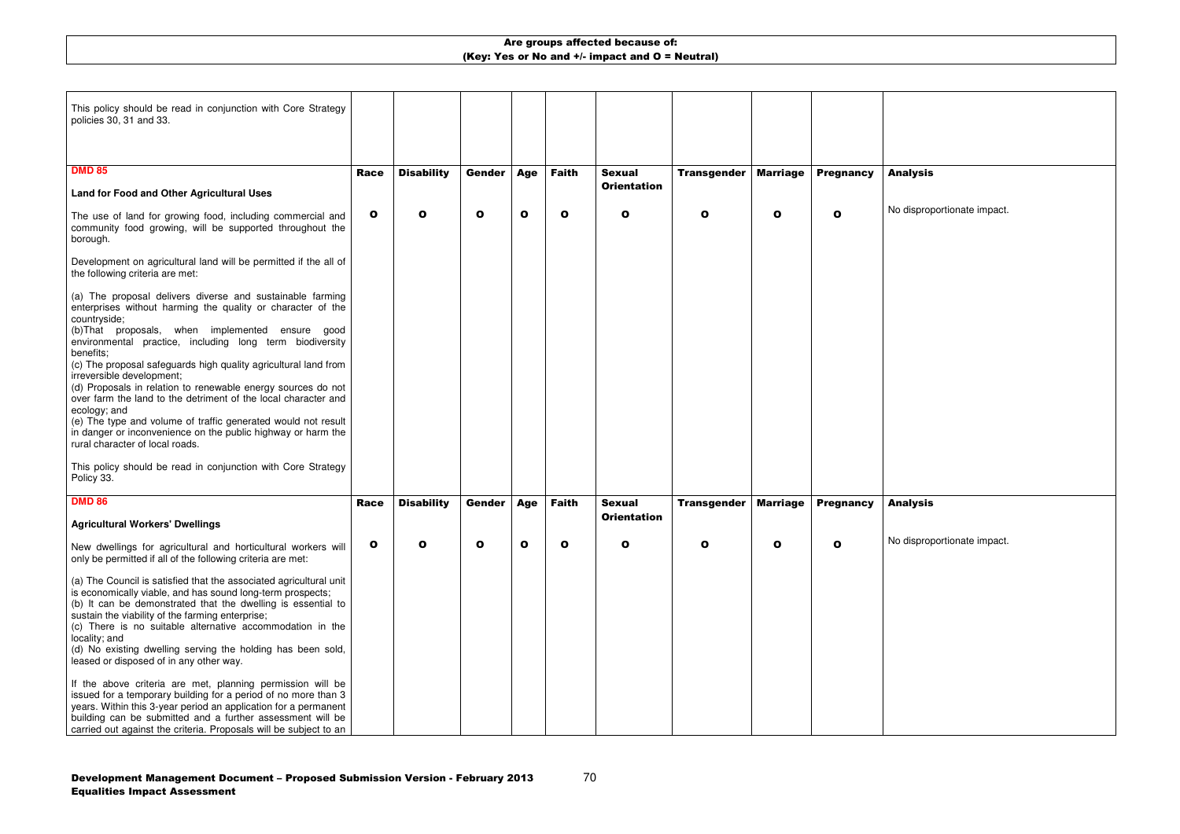| Are groups affected because of: (Key: Yes or No and +/- impact and O = Neutral) | | | | | | | | | | |
|---|---|---|---|---|---|---|---|---|---|---|
| This policy should be read in conjunction with Core Strategy policies 30, 31 and 33. | | | | | | | | | | |
| **DMD 85**<br><br>**Land for Food and Other Agricultural Uses** | **Race** | **Disability** | **Gender** | **Age** | **Faith** | **Sexual Orientation** | **Transgender** | **Marriage** | **Pregnancy** | **Analysis** |
| The use of land for growing food, including commercial and community food growing, will be supported throughout the borough.<br><br>Development on agricultural land will be permitted if the all of the following criteria are met:<br><br>(a) The proposal delivers diverse and sustainable farming enterprises without harming the quality or character of the countryside;<br>(b)That proposals, when implemented ensure good environmental practice, including long term biodiversity benefits;<br>(c) The proposal safeguards high quality agricultural land from irreversible development;<br>(d) Proposals in relation to renewable energy sources do not over farm the land to the detriment of the local character and ecology; and<br>(e) The type and volume of traffic generated would not result in danger or inconvenience on the public highway or harm the rural character of local roads.<br><br>This policy should be read in conjunction with Core Strategy Policy 33. | O | O | O | O | O | O | O | O | O | No disproportionate impact. |
| **DMD 86**<br><br>**Agricultural Workers' Dwellings** | **Race** | **Disability** | **Gender** | **Age** | **Faith** | **Sexual Orientation** | **Transgender** | **Marriage** | **Pregnancy** | **Analysis** |
| New dwellings for agricultural and horticultural workers will only be permitted if all of the following criteria are met:<br><br>(a) The Council is satisfied that the associated agricultural unit is economically viable, and has sound long-term prospects;<br>(b) It can be demonstrated that the dwelling is essential to sustain the viability of the farming enterprise;<br>(c) There is no suitable alternative accommodation in the locality; and<br>(d) No existing dwelling serving the holding has been sold, leased or disposed of in any other way.<br><br>If the above criteria are met, planning permission will be issued for a temporary building for a period of no more than 3 years. Within this 3-year period an application for a permanent building can be submitted and a further assessment will be carried out against the criteria. Proposals will be subject to an | O | O | O | O | O | O | O | O | O | No disproportionate impact. |

**Development Management Document – Proposed Submission Version - February 2013**
**Equalities Impact Assessment**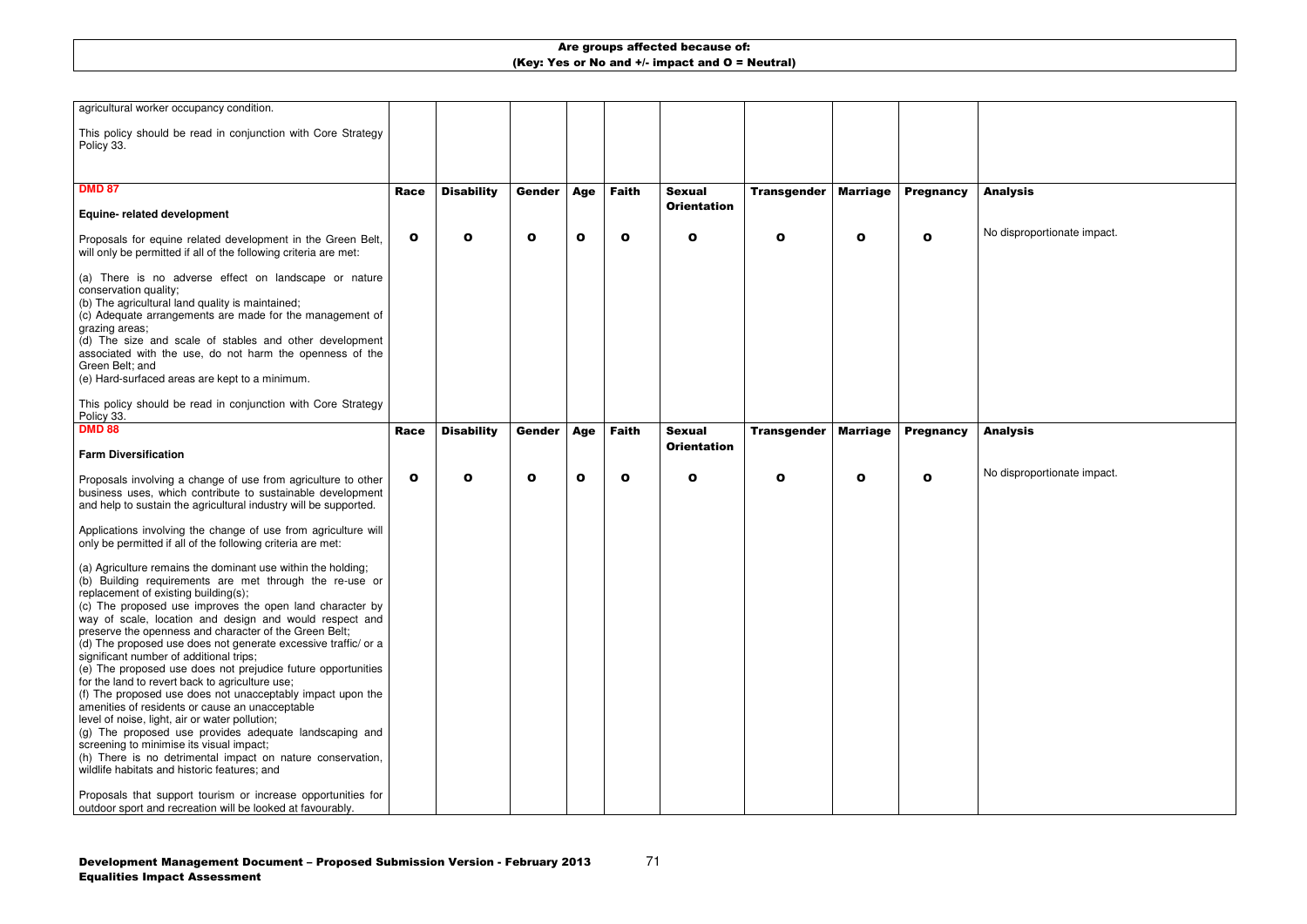**Are groups affected because of:**
**(Key: Yes or No and +/- impact and O = Neutral)**

| | | | | | | | | | | |
|---|---|---|---|---|---|---|---|---|---|---|
| agricultural worker occupancy condition.<br><br>This policy should be read in conjunction with Core Strategy Policy 33. | | | | | | | | | | |
| **DMD 87**<br><br>**Equine- related development** | **Race** | **Disability** | **Gender** | **Age** | **Faith** | **Sexual Orientation** | **Transgender** | **Marriage** | **Pregnancy** | **Analysis** |
| Proposals for equine related development in the Green Belt, will only be permitted if all of the following criteria are met:<br><br>(a) There is no adverse effect on landscape or nature conservation quality;<br>(b) The agricultural land quality is maintained;<br>(c) Adequate arrangements are made for the management of grazing areas;<br>(d) The size and scale of stables and other development associated with the use, do not harm the openness of the Green Belt; and<br>(e) Hard-surfaced areas are kept to a minimum.<br><br>This policy should be read in conjunction with Core Strategy Policy 33. | O | O | O | O | O | O | O | O | O | No disproportionate impact. |
| **DMD 88**<br><br>**Farm Diversification** | **Race** | **Disability** | **Gender** | **Age** | **Faith** | **Sexual Orientation** | **Transgender** | **Marriage** | **Pregnancy** | **Analysis** |
| Proposals involving a change of use from agriculture to other business uses, which contribute to sustainable development and help to sustain the agricultural industry will be supported.<br><br>Applications involving the change of use from agriculture will only be permitted if all of the following criteria are met:<br><br>(a) Agriculture remains the dominant use within the holding;<br>(b) Building requirements are met through the re-use or replacement of existing building(s);<br>(c) The proposed use improves the open land character by way of scale, location and design and would respect and preserve the openness and character of the Green Belt;<br>(d) The proposed use does not generate excessive traffic/ or a significant number of additional trips;<br>(e) The proposed use does not prejudice future opportunities for the land to revert back to agriculture use;<br>(f) The proposed use does not unacceptably impact upon the amenities of residents or cause an unacceptable level of noise, light, air or water pollution;<br>(g) The proposed use provides adequate landscaping and screening to minimise its visual impact;<br>(h) There is no detrimental impact on nature conservation, wildlife habitats and historic features; and<br><br>Proposals that support tourism or increase opportunities for outdoor sport and recreation will be looked at favourably. | O | O | O | O | O | O | O | O | O | No disproportionate impact. |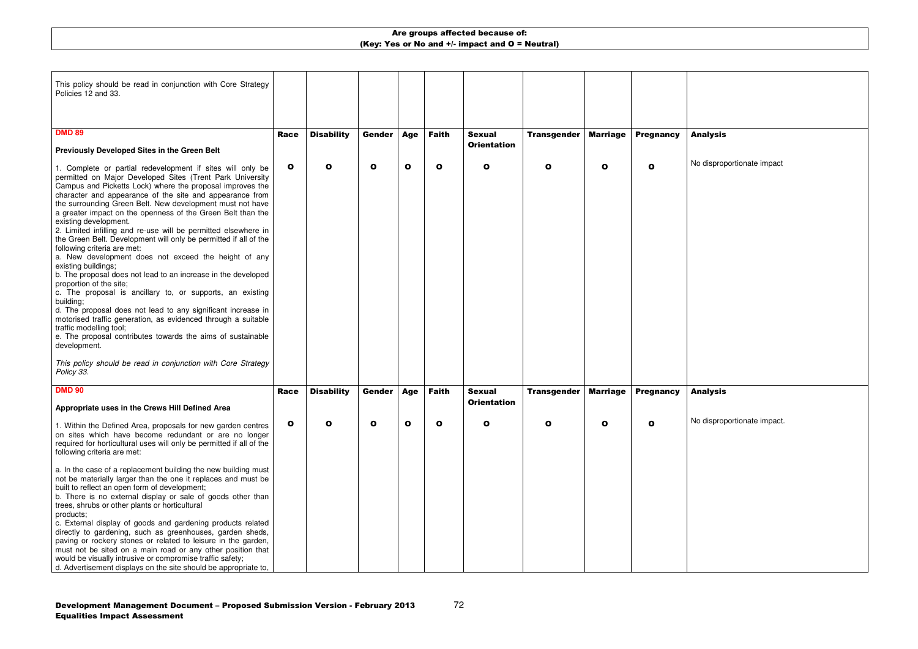| Are groups affected because of: (Key: Yes or No and +/- impact and O = Neutral) | | | | | | | | | | |
|---|---|---|---|---|---|---|---|---|---|---|
| This policy should be read in conjunction with Core Strategy Policies 12 and 33. | | | | | | | | | | |
| **DMD 89**<br><br>**Previously Developed Sites in the Green Belt** | **Race** | **Disability** | **Gender** | **Age** | **Faith** | **Sexual Orientation** | **Transgender** | **Marriage** | **Pregnancy** | **Analysis** |
| 1. Complete or partial redevelopment if sites will only be permitted on Major Developed Sites (Trent Park University Campus and Picketts Lock) where the proposal improves the character and appearance of the site and appearance from the surrounding Green Belt. New development must not have a greater impact on the openness of the Green Belt than the existing development.<br>2. Limited infilling and re-use will be permitted elsewhere in the Green Belt. Development will only be permitted if all of the following criteria are met:<br>a. New development does not exceed the height of any existing buildings;<br>b. The proposal does not lead to an increase in the developed proportion of the site;<br>c. The proposal is ancillary to, or supports, an existing building;<br>d. The proposal does not lead to any significant increase in motorised traffic generation, as evidenced through a suitable traffic modelling tool;<br>e. The proposal contributes towards the aims of sustainable development.<br><br>*This policy should be read in conjunction with Core Strategy Policy 33.* | **O** | **O** | **O** | **O** | **O** | **O** | **O** | **O** | **O** | No disproportionate impact |
| **DMD 90**<br><br>**Appropriate uses in the Crews Hill Defined Area** | **Race** | **Disability** | **Gender** | **Age** | **Faith** | **Sexual Orientation** | **Transgender** | **Marriage** | **Pregnancy** | **Analysis** |
| 1. Within the Defined Area, proposals for new garden centres on sites which have become redundant or are no longer required for horticultural uses will only be permitted if all of the following criteria are met:<br><br>a. In the case of a replacement building the new building must not be materially larger than the one it replaces and must be built to reflect an open form of development;<br>b. There is no external display or sale of goods other than trees, shrubs or other plants or horticultural products;<br>c. External display of goods and gardening products related directly to gardening, such as greenhouses, garden sheds, paving or rockery stones or related to leisure in the garden, must not be sited on a main road or any other position that would be visually intrusive or compromise traffic safety;<br>d. Advertisement displays on the site should be appropriate to, | **O** | **O** | **O** | **O** | **O** | **O** | **O** | **O** | **O** | No disproportionate impact. |

**Development Management Document – Proposed Submission Version - February 2013**
**Equalities Impact Assessment**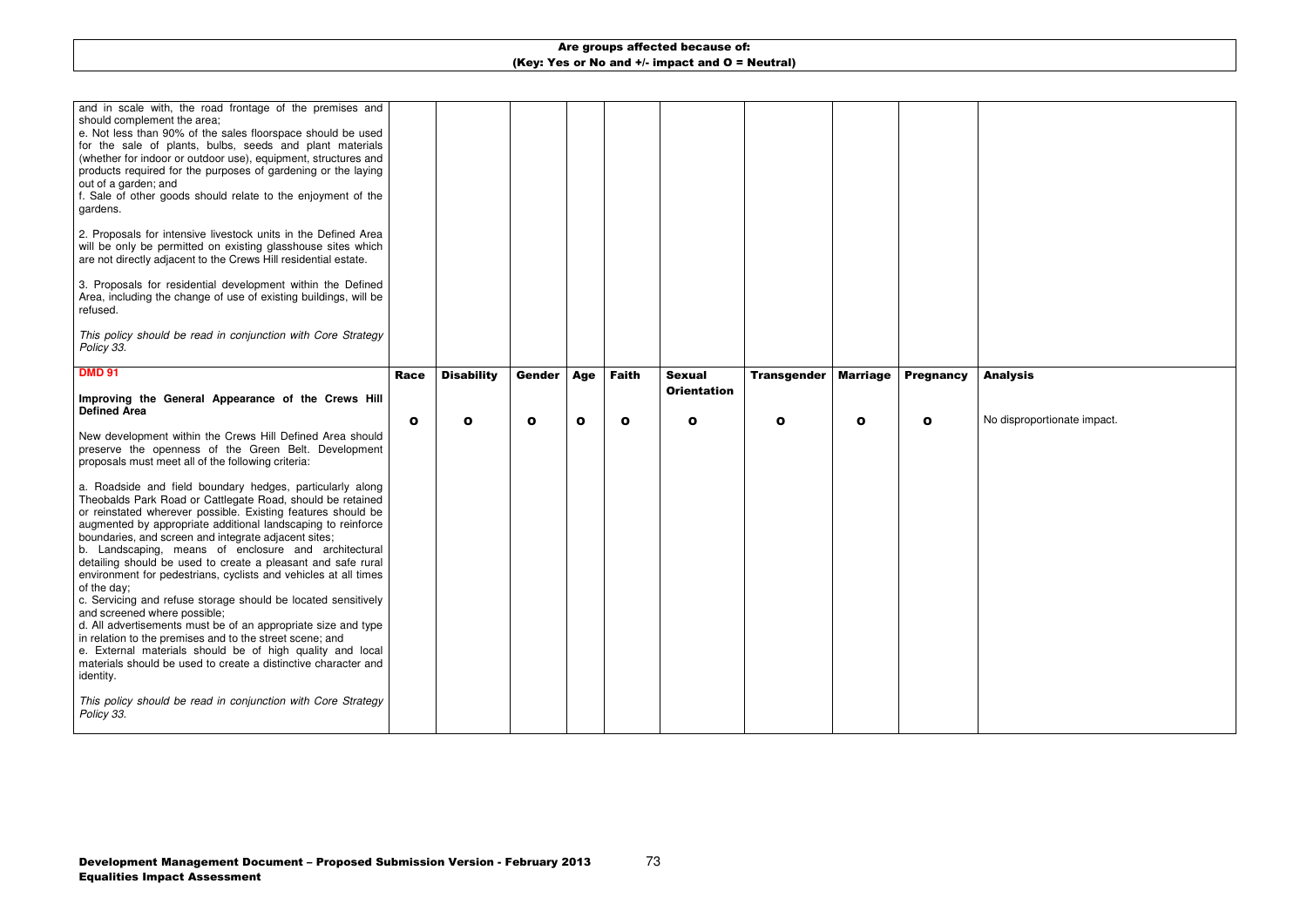**Are groups affected because of:**
**(Key: Yes or No and +/- impact and O = Neutral)**

| | | | | | | | | | | |
|---|---|---|---|---|---|---|---|---|---|---|
| and in scale with, the road frontage of the premises and should complement the area;<br>e. Not less than 90% of the sales floorspace should be used for the sale of plants, bulbs, seeds and plant materials (whether for indoor or outdoor use), equipment, structures and products required for the purposes of gardening or the laying out of a garden; and<br>f. Sale of other goods should relate to the enjoyment of the gardens.<br><br>2. Proposals for intensive livestock units in the Defined Area will be only be permitted on existing glasshouse sites which are not directly adjacent to the Crews Hill residential estate.<br><br>3. Proposals for residential development within the Defined Area, including the change of use of existing buildings, will be refused.<br><br>*This policy should be read in conjunction with Core Strategy Policy 33.* | | | | | | | | | | |
| **DMD 91**<br><br>**Improving the General Appearance of the Crews Hill Defined Area**<br><br>New development within the Crews Hill Defined Area should preserve the openness of the Green Belt. Development proposals must meet all of the following criteria:<br><br>a. Roadside and field boundary hedges, particularly along Theobalds Park Road or Cattlegate Road, should be retained or reinstated wherever possible. Existing features should be augmented by appropriate additional landscaping to reinforce boundaries, and screen and integrate adjacent sites;<br>b. Landscaping, means of enclosure and architectural detailing should be used to create a pleasant and safe rural environment for pedestrians, cyclists and vehicles at all times of the day;<br>c. Servicing and refuse storage should be located sensitively and screened where possible;<br>d. All advertisements must be of an appropriate size and type in relation to the premises and to the street scene; and<br>e. External materials should be of high quality and local materials should be used to create a distinctive character and identity.<br><br>*This policy should be read in conjunction with Core Strategy Policy 33.* | **Race**<br><br>O | **Disability**<br><br>O | **Gender**<br><br>O | **Age**<br><br>O | **Faith**<br><br>O | **Sexual Orientation**<br><br>O | **Transgender**<br><br>O | **Marriage**<br><br>O | **Pregnancy**<br><br>O | **Analysis**<br><br>No disproportionate impact. |

Development Management Document – Proposed Submission Version - February 2013
Equalities Impact Assessment